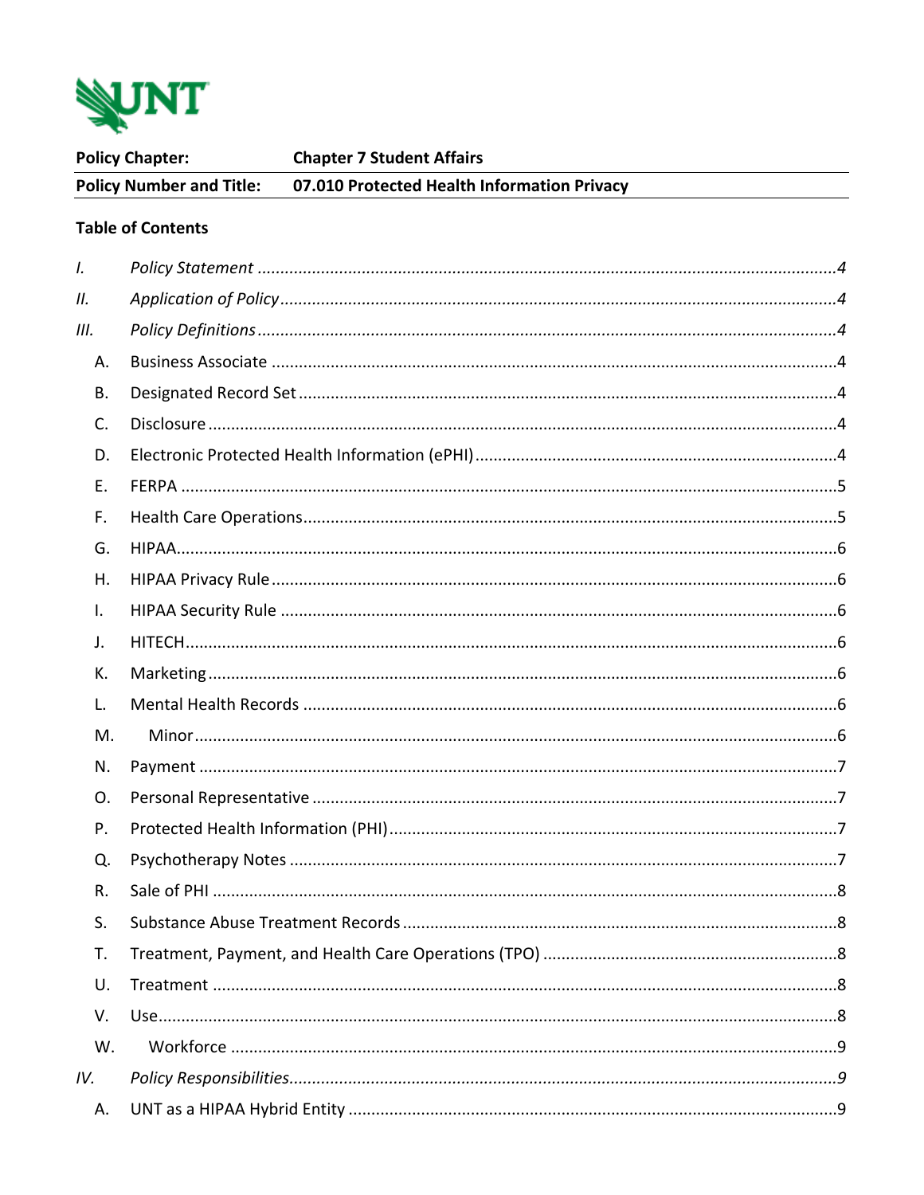| Policy Chapter: | Chapter 7 Student Affairs |
|---|---|
| Policy Number and Title: | 07.010 Protected Health Information Privacy |

**Table of Contents**

*I. Policy Statement* ....................................................... *4*

*II. Application of Policy* ....................................................... *4*

*III. Policy Definitions* ....................................................... *4*

- A. Business Associate ....................................................... 4
- B. Designated Record Set ....................................................... 4
- C. Disclosure ....................................................... 4
- D. Electronic Protected Health Information (ePHI) ....................................................... 4
- E. FERPA ....................................................... 5
- F. Health Care Operations ....................................................... 5
- G. HIPAA ....................................................... 6
- H. HIPAA Privacy Rule ....................................................... 6
- I. HIPAA Security Rule ....................................................... 6
- J. HITECH ....................................................... 6
- K. Marketing ....................................................... 6
- L. Mental Health Records ....................................................... 6
- M. Minor ....................................................... 6
- N. Payment ....................................................... 7
- O. Personal Representative ....................................................... 7
- P. Protected Health Information (PHI) ....................................................... 7
- Q. Psychotherapy Notes ....................................................... 7
- R. Sale of PHI ....................................................... 8
- S. Substance Abuse Treatment Records ....................................................... 8
- T. Treatment, Payment, and Health Care Operations (TPO) ....................................................... 8
- U. Treatment ....................................................... 8
- V. Use ....................................................... 8
- W. Workforce ....................................................... 9

*IV. Policy Responsibilities* ....................................................... *9*

- A. UNT as a HIPAA Hybrid Entity ....................................................... 9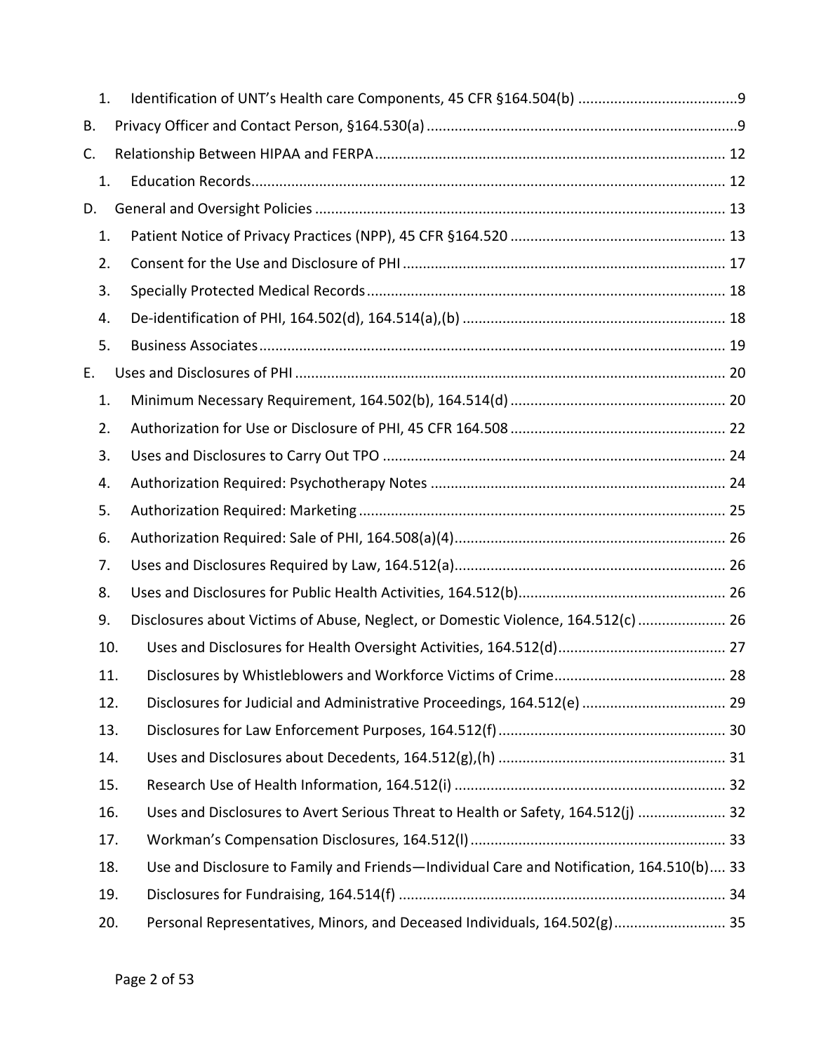1. Identification of UNT's Health care Components, 45 CFR §164.504(b) ........................................9

B. Privacy Officer and Contact Person, §164.530(a) .............................................................................9

C. Relationship Between HIPAA and FERPA ....................................................................................... 12

1. Education Records....................................................................................................................... 12

D. General and Oversight Policies ...................................................................................................... 13

1. Patient Notice of Privacy Practices (NPP), 45 CFR §164.520 ...................................................... 13
2. Consent for the Use and Disclosure of PHI ................................................................................ 17
3. Specially Protected Medical Records .......................................................................................... 18
4. De-identification of PHI, 164.502(d), 164.514(a),(b) ................................................................. 18
5. Business Associates .................................................................................................................... 19

E. Uses and Disclosures of PHI ........................................................................................................... 20

1. Minimum Necessary Requirement, 164.502(b), 164.514(d) ...................................................... 20
2. Authorization for Use or Disclosure of PHI, 45 CFR 164.508 ...................................................... 22
3. Uses and Disclosures to Carry Out TPO ...................................................................................... 24
4. Authorization Required: Psychotherapy Notes .......................................................................... 24
5. Authorization Required: Marketing ............................................................................................ 25
6. Authorization Required: Sale of PHI, 164.508(a)(4).................................................................... 26
7. Uses and Disclosures Required by Law, 164.512(a).................................................................... 26
8. Uses and Disclosures for Public Health Activities, 164.512(b).................................................... 26
9. Disclosures about Victims of Abuse, Neglect, or Domestic Violence, 164.512(c) ...................... 26
10. Uses and Disclosures for Health Oversight Activities, 164.512(d).......................................... 27
11. Disclosures by Whistleblowers and Workforce Victims of Crime........................................... 28
12. Disclosures for Judicial and Administrative Proceedings, 164.512(e) .................................... 29
13. Disclosures for Law Enforcement Purposes, 164.512(f) ......................................................... 30
14. Uses and Disclosures about Decedents, 164.512(g),(h) ......................................................... 31
15. Research Use of Health Information, 164.512(i) .................................................................... 32
16. Uses and Disclosures to Avert Serious Threat to Health or Safety, 164.512(j) ...................... 32
17. Workman's Compensation Disclosures, 164.512(l) ................................................................ 33
18. Use and Disclosure to Family and Friends—Individual Care and Notification, 164.510(b).... 33
19. Disclosures for Fundraising, 164.514(f) .................................................................................. 34
20. Personal Representatives, Minors, and Deceased Individuals, 164.502(g)............................ 35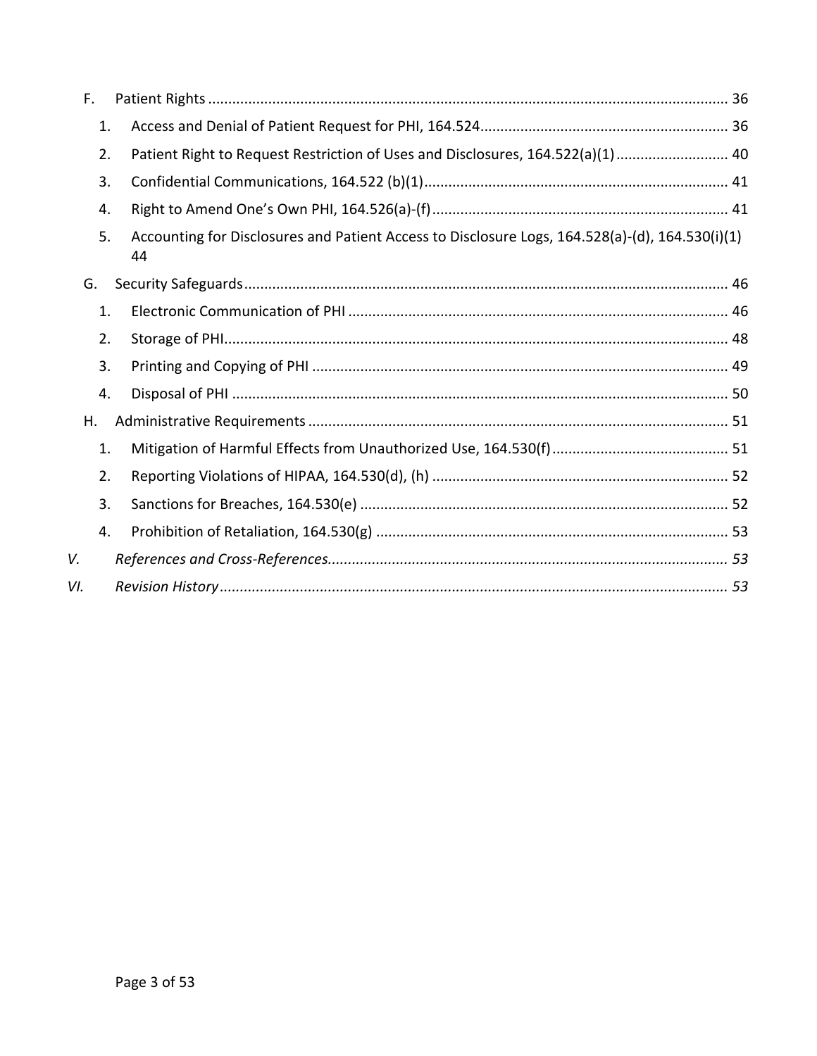- F. Patient Rights ..... 36
  1. Access and Denial of Patient Request for PHI, 164.524 ..... 36
  2. Patient Right to Request Restriction of Uses and Disclosures, 164.522(a)(1) ..... 40
  3. Confidential Communications, 164.522 (b)(1) ..... 41
  4. Right to Amend One's Own PHI, 164.526(a)-(f) ..... 41
  5. Accounting for Disclosures and Patient Access to Disclosure Logs, 164.528(a)-(d), 164.530(i)(1) 44
- G. Security Safeguards ..... 46
  1. Electronic Communication of PHI ..... 46
  2. Storage of PHI ..... 48
  3. Printing and Copying of PHI ..... 49
  4. Disposal of PHI ..... 50
- H. Administrative Requirements ..... 51
  1. Mitigation of Harmful Effects from Unauthorized Use, 164.530(f) ..... 51
  2. Reporting Violations of HIPAA, 164.530(d), (h) ..... 52
  3. Sanctions for Breaches, 164.530(e) ..... 52
  4. Prohibition of Retaliation, 164.530(g) ..... 53

*V. References and Cross-References ..... 53*

*VI. Revision History ..... 53*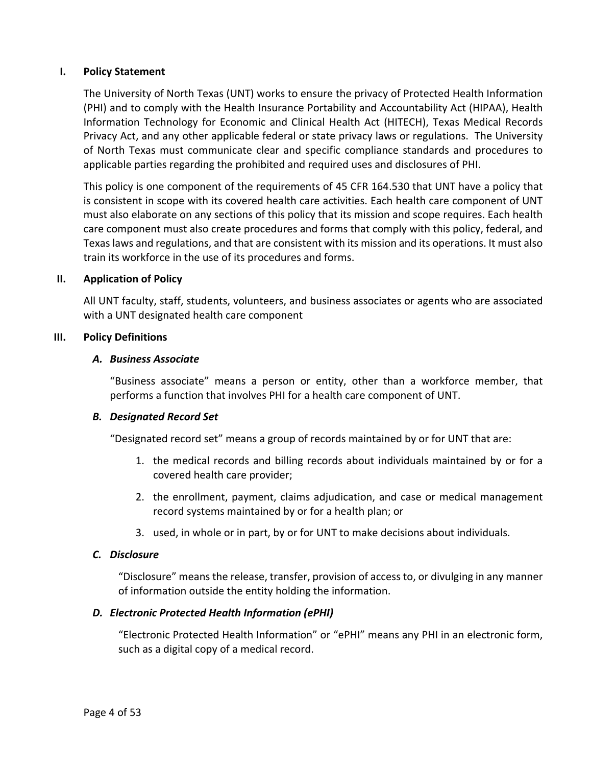## I. Policy Statement

The University of North Texas (UNT) works to ensure the privacy of Protected Health Information (PHI) and to comply with the Health Insurance Portability and Accountability Act (HIPAA), Health Information Technology for Economic and Clinical Health Act (HITECH), Texas Medical Records Privacy Act, and any other applicable federal or state privacy laws or regulations. The University of North Texas must communicate clear and specific compliance standards and procedures to applicable parties regarding the prohibited and required uses and disclosures of PHI.

This policy is one component of the requirements of 45 CFR 164.530 that UNT have a policy that is consistent in scope with its covered health care activities. Each health care component of UNT must also elaborate on any sections of this policy that its mission and scope requires. Each health care component must also create procedures and forms that comply with this policy, federal, and Texas laws and regulations, and that are consistent with its mission and its operations. It must also train its workforce in the use of its procedures and forms.

## II. Application of Policy

All UNT faculty, staff, students, volunteers, and business associates or agents who are associated with a UNT designated health care component

## III. Policy Definitions

### *A. Business Associate*

"Business associate" means a person or entity, other than a workforce member, that performs a function that involves PHI for a health care component of UNT.

### *B. Designated Record Set*

"Designated record set" means a group of records maintained by or for UNT that are:

1. the medical records and billing records about individuals maintained by or for a covered health care provider;
2. the enrollment, payment, claims adjudication, and case or medical management record systems maintained by or for a health plan; or
3. used, in whole or in part, by or for UNT to make decisions about individuals.

### *C. Disclosure*

"Disclosure" means the release, transfer, provision of access to, or divulging in any manner of information outside the entity holding the information.

### *D. Electronic Protected Health Information (ePHI)*

"Electronic Protected Health Information" or "ePHI" means any PHI in an electronic form, such as a digital copy of a medical record.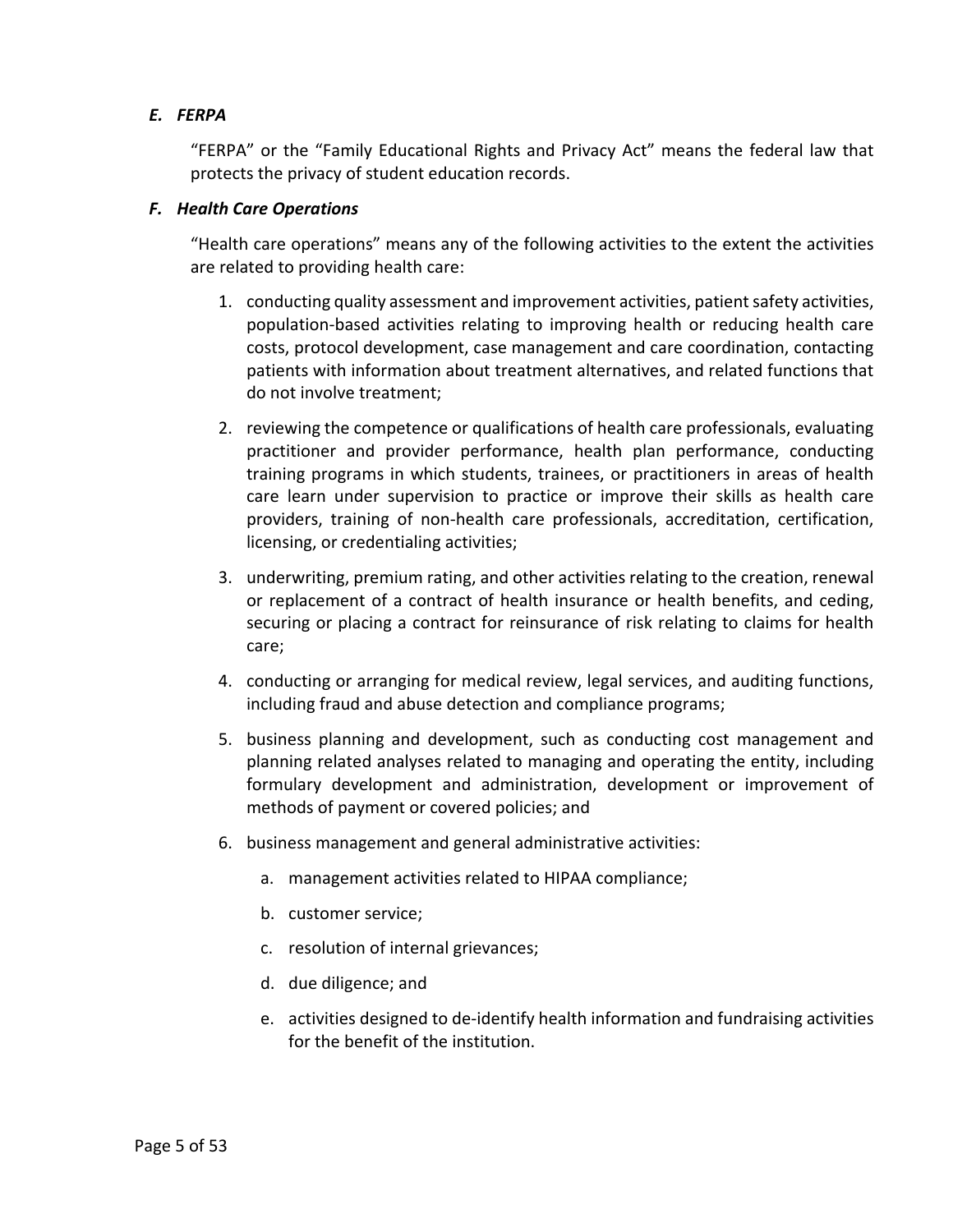### *E. FERPA*

"FERPA" or the "Family Educational Rights and Privacy Act" means the federal law that protects the privacy of student education records.

### *F. Health Care Operations*

"Health care operations" means any of the following activities to the extent the activities are related to providing health care:

1. conducting quality assessment and improvement activities, patient safety activities, population-based activities relating to improving health or reducing health care costs, protocol development, case management and care coordination, contacting patients with information about treatment alternatives, and related functions that do not involve treatment;

2. reviewing the competence or qualifications of health care professionals, evaluating practitioner and provider performance, health plan performance, conducting training programs in which students, trainees, or practitioners in areas of health care learn under supervision to practice or improve their skills as health care providers, training of non-health care professionals, accreditation, certification, licensing, or credentialing activities;

3. underwriting, premium rating, and other activities relating to the creation, renewal or replacement of a contract of health insurance or health benefits, and ceding, securing or placing a contract for reinsurance of risk relating to claims for health care;

4. conducting or arranging for medical review, legal services, and auditing functions, including fraud and abuse detection and compliance programs;

5. business planning and development, such as conducting cost management and planning related analyses related to managing and operating the entity, including formulary development and administration, development or improvement of methods of payment or covered policies; and

6. business management and general administrative activities:

   a. management activities related to HIPAA compliance;

   b. customer service;

   c. resolution of internal grievances;

   d. due diligence; and

   e. activities designed to de-identify health information and fundraising activities for the benefit of the institution.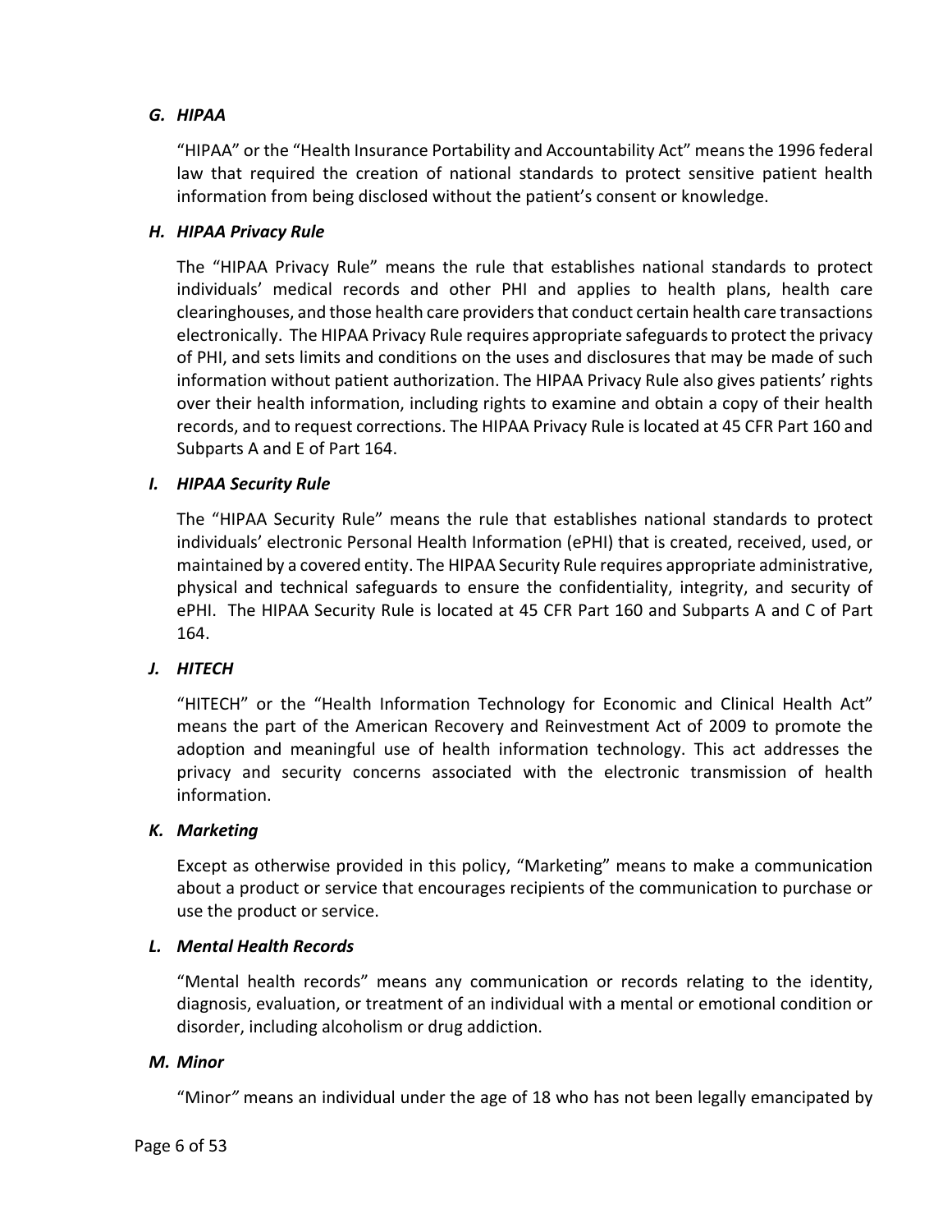### *G. HIPAA*

"HIPAA" or the "Health Insurance Portability and Accountability Act" means the 1996 federal law that required the creation of national standards to protect sensitive patient health information from being disclosed without the patient's consent or knowledge.

### *H. HIPAA Privacy Rule*

The "HIPAA Privacy Rule" means the rule that establishes national standards to protect individuals' medical records and other PHI and applies to health plans, health care clearinghouses, and those health care providers that conduct certain health care transactions electronically. The HIPAA Privacy Rule requires appropriate safeguards to protect the privacy of PHI, and sets limits and conditions on the uses and disclosures that may be made of such information without patient authorization. The HIPAA Privacy Rule also gives patients' rights over their health information, including rights to examine and obtain a copy of their health records, and to request corrections. The HIPAA Privacy Rule is located at 45 CFR Part 160 and Subparts A and E of Part 164.

### *I. HIPAA Security Rule*

The "HIPAA Security Rule" means the rule that establishes national standards to protect individuals' electronic Personal Health Information (ePHI) that is created, received, used, or maintained by a covered entity. The HIPAA Security Rule requires appropriate administrative, physical and technical safeguards to ensure the confidentiality, integrity, and security of ePHI. The HIPAA Security Rule is located at 45 CFR Part 160 and Subparts A and C of Part 164.

### *J. HITECH*

"HITECH" or the "Health Information Technology for Economic and Clinical Health Act" means the part of the American Recovery and Reinvestment Act of 2009 to promote the adoption and meaningful use of health information technology. This act addresses the privacy and security concerns associated with the electronic transmission of health information.

### *K. Marketing*

Except as otherwise provided in this policy, "Marketing" means to make a communication about a product or service that encourages recipients of the communication to purchase or use the product or service.

### *L. Mental Health Records*

"Mental health records" means any communication or records relating to the identity, diagnosis, evaluation, or treatment of an individual with a mental or emotional condition or disorder, including alcoholism or drug addiction.

### *M. Minor*

"Minor" means an individual under the age of 18 who has not been legally emancipated by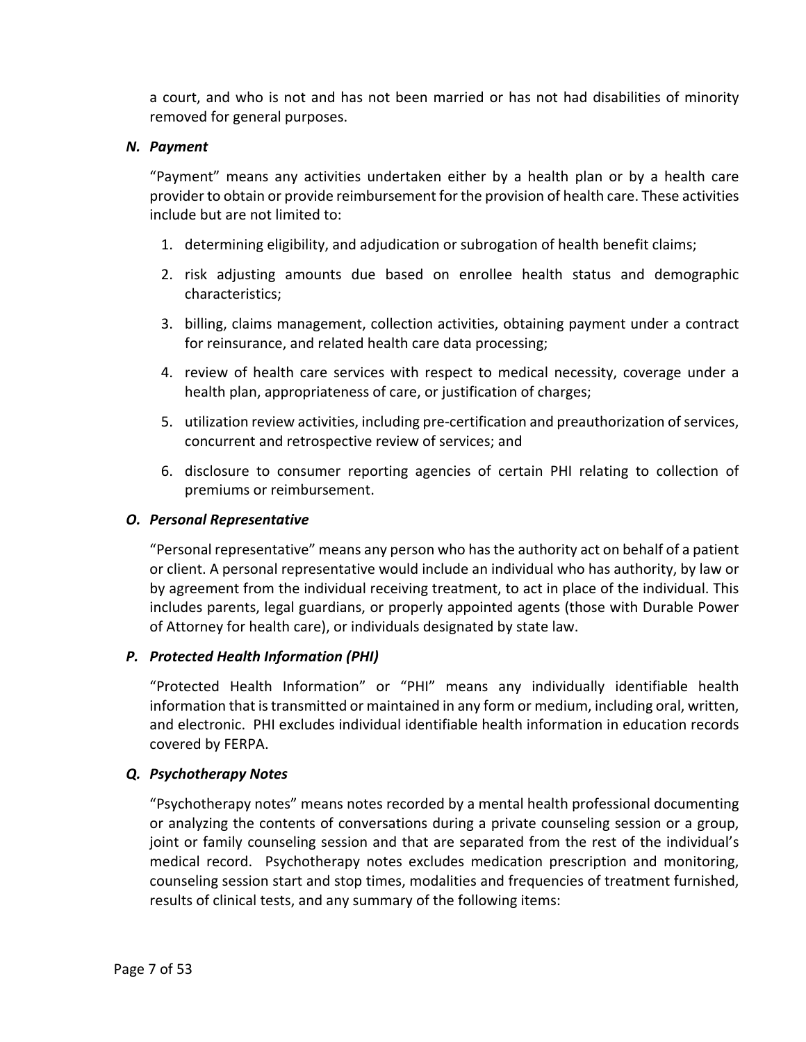a court, and who is not and has not been married or has not had disabilities of minority removed for general purposes.

### *N. Payment*

"Payment" means any activities undertaken either by a health plan or by a health care provider to obtain or provide reimbursement for the provision of health care. These activities include but are not limited to:

1. determining eligibility, and adjudication or subrogation of health benefit claims;
2. risk adjusting amounts due based on enrollee health status and demographic characteristics;
3. billing, claims management, collection activities, obtaining payment under a contract for reinsurance, and related health care data processing;
4. review of health care services with respect to medical necessity, coverage under a health plan, appropriateness of care, or justification of charges;
5. utilization review activities, including pre-certification and preauthorization of services, concurrent and retrospective review of services; and
6. disclosure to consumer reporting agencies of certain PHI relating to collection of premiums or reimbursement.

### *O. Personal Representative*

"Personal representative" means any person who has the authority act on behalf of a patient or client. A personal representative would include an individual who has authority, by law or by agreement from the individual receiving treatment, to act in place of the individual. This includes parents, legal guardians, or properly appointed agents (those with Durable Power of Attorney for health care), or individuals designated by state law.

### *P. Protected Health Information (PHI)*

"Protected Health Information" or "PHI" means any individually identifiable health information that is transmitted or maintained in any form or medium, including oral, written, and electronic. PHI excludes individual identifiable health information in education records covered by FERPA.

### *Q. Psychotherapy Notes*

"Psychotherapy notes" means notes recorded by a mental health professional documenting or analyzing the contents of conversations during a private counseling session or a group, joint or family counseling session and that are separated from the rest of the individual's medical record. Psychotherapy notes excludes medication prescription and monitoring, counseling session start and stop times, modalities and frequencies of treatment furnished, results of clinical tests, and any summary of the following items: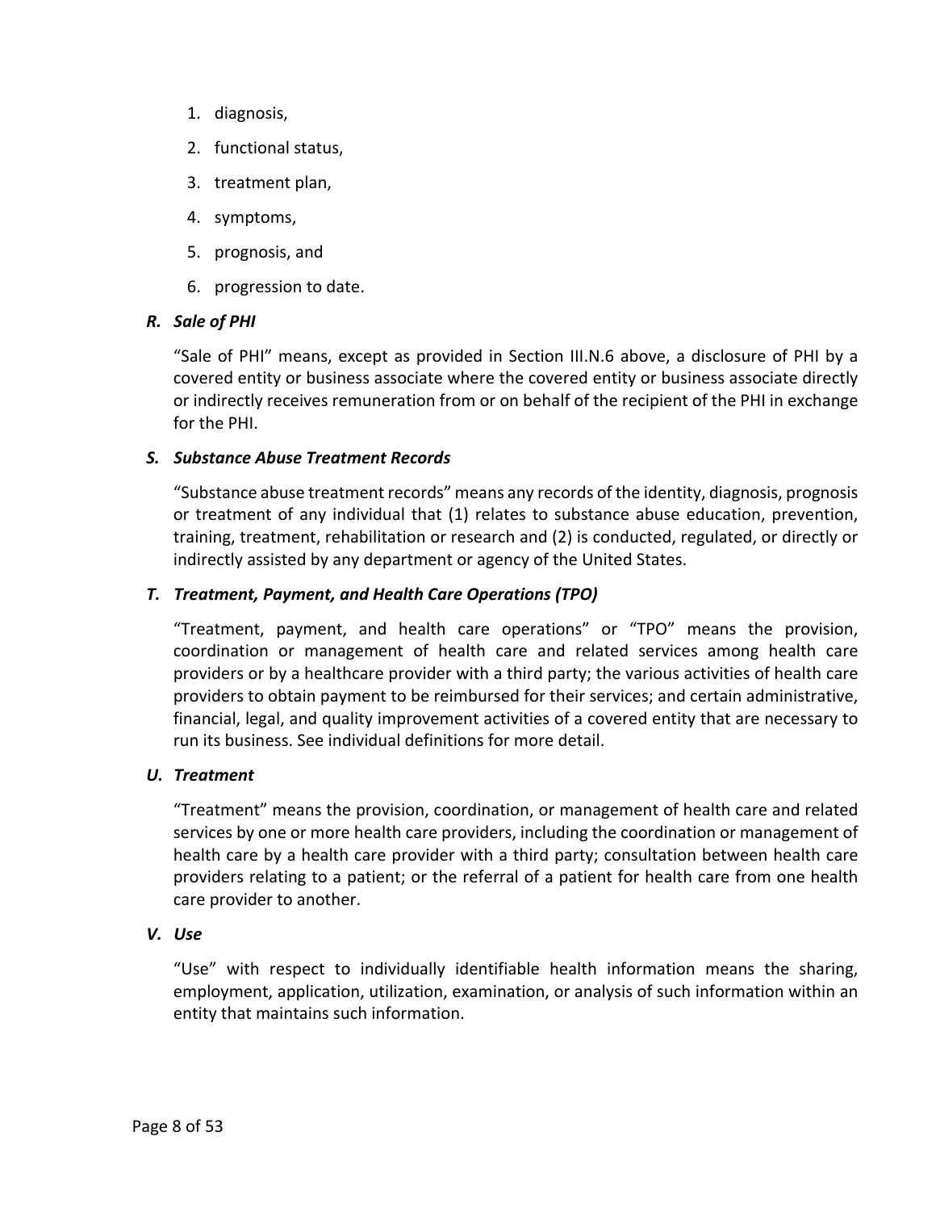1. diagnosis,
2. functional status,
3. treatment plan,
4. symptoms,
5. prognosis, and
6. progression to date.

### *R. Sale of PHI*

"Sale of PHI" means, except as provided in Section III.N.6 above, a disclosure of PHI by a covered entity or business associate where the covered entity or business associate directly or indirectly receives remuneration from or on behalf of the recipient of the PHI in exchange for the PHI.

### *S. Substance Abuse Treatment Records*

"Substance abuse treatment records" means any records of the identity, diagnosis, prognosis or treatment of any individual that (1) relates to substance abuse education, prevention, training, treatment, rehabilitation or research and (2) is conducted, regulated, or directly or indirectly assisted by any department or agency of the United States.

### *T. Treatment, Payment, and Health Care Operations (TPO)*

"Treatment, payment, and health care operations" or "TPO" means the provision, coordination or management of health care and related services among health care providers or by a healthcare provider with a third party; the various activities of health care providers to obtain payment to be reimbursed for their services; and certain administrative, financial, legal, and quality improvement activities of a covered entity that are necessary to run its business. See individual definitions for more detail.

### *U. Treatment*

"Treatment" means the provision, coordination, or management of health care and related services by one or more health care providers, including the coordination or management of health care by a health care provider with a third party; consultation between health care providers relating to a patient; or the referral of a patient for health care from one health care provider to another.

### *V. Use*

"Use" with respect to individually identifiable health information means the sharing, employment, application, utilization, examination, or analysis of such information within an entity that maintains such information.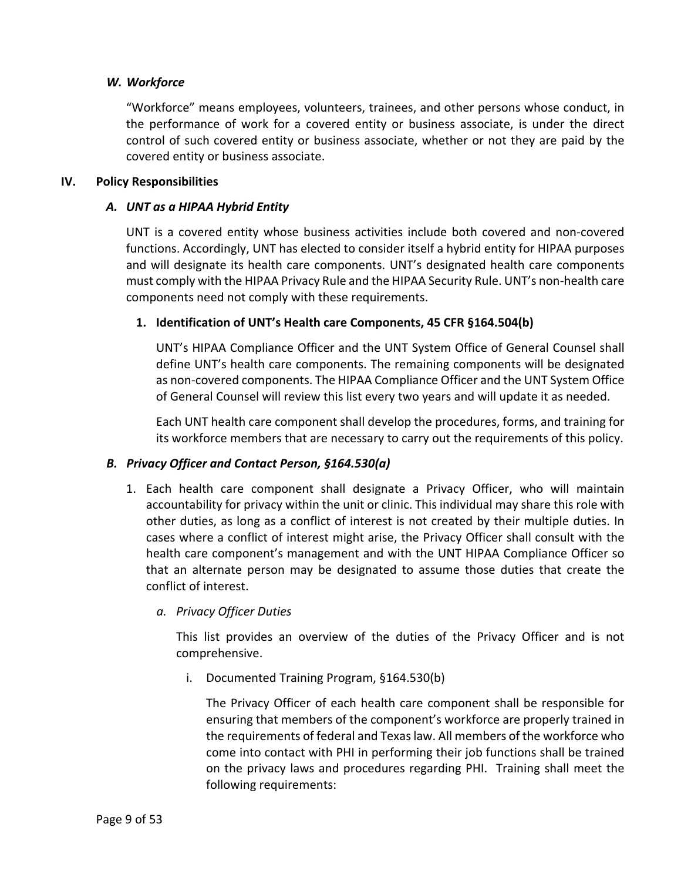### *W. Workforce*

"Workforce" means employees, volunteers, trainees, and other persons whose conduct, in the performance of work for a covered entity or business associate, is under the direct control of such covered entity or business associate, whether or not they are paid by the covered entity or business associate.

## IV. Policy Responsibilities

### *A. UNT as a HIPAA Hybrid Entity*

UNT is a covered entity whose business activities include both covered and non-covered functions. Accordingly, UNT has elected to consider itself a hybrid entity for HIPAA purposes and will designate its health care components. UNT's designated health care components must comply with the HIPAA Privacy Rule and the HIPAA Security Rule. UNT's non-health care components need not comply with these requirements.

#### 1. Identification of UNT's Health care Components, 45 CFR §164.504(b)

UNT's HIPAA Compliance Officer and the UNT System Office of General Counsel shall define UNT's health care components. The remaining components will be designated as non-covered components. The HIPAA Compliance Officer and the UNT System Office of General Counsel will review this list every two years and will update it as needed.

Each UNT health care component shall develop the procedures, forms, and training for its workforce members that are necessary to carry out the requirements of this policy.

### *B. Privacy Officer and Contact Person, §164.530(a)*

1. Each health care component shall designate a Privacy Officer, who will maintain accountability for privacy within the unit or clinic. This individual may share this role with other duties, as long as a conflict of interest is not created by their multiple duties. In cases where a conflict of interest might arise, the Privacy Officer shall consult with the health care component's management and with the UNT HIPAA Compliance Officer so that an alternate person may be designated to assume those duties that create the conflict of interest.

   a. *Privacy Officer Duties*

      This list provides an overview of the duties of the Privacy Officer and is not comprehensive.

      i. Documented Training Program, §164.530(b)

         The Privacy Officer of each health care component shall be responsible for ensuring that members of the component's workforce are properly trained in the requirements of federal and Texas law. All members of the workforce who come into contact with PHI in performing their job functions shall be trained on the privacy laws and procedures regarding PHI. Training shall meet the following requirements: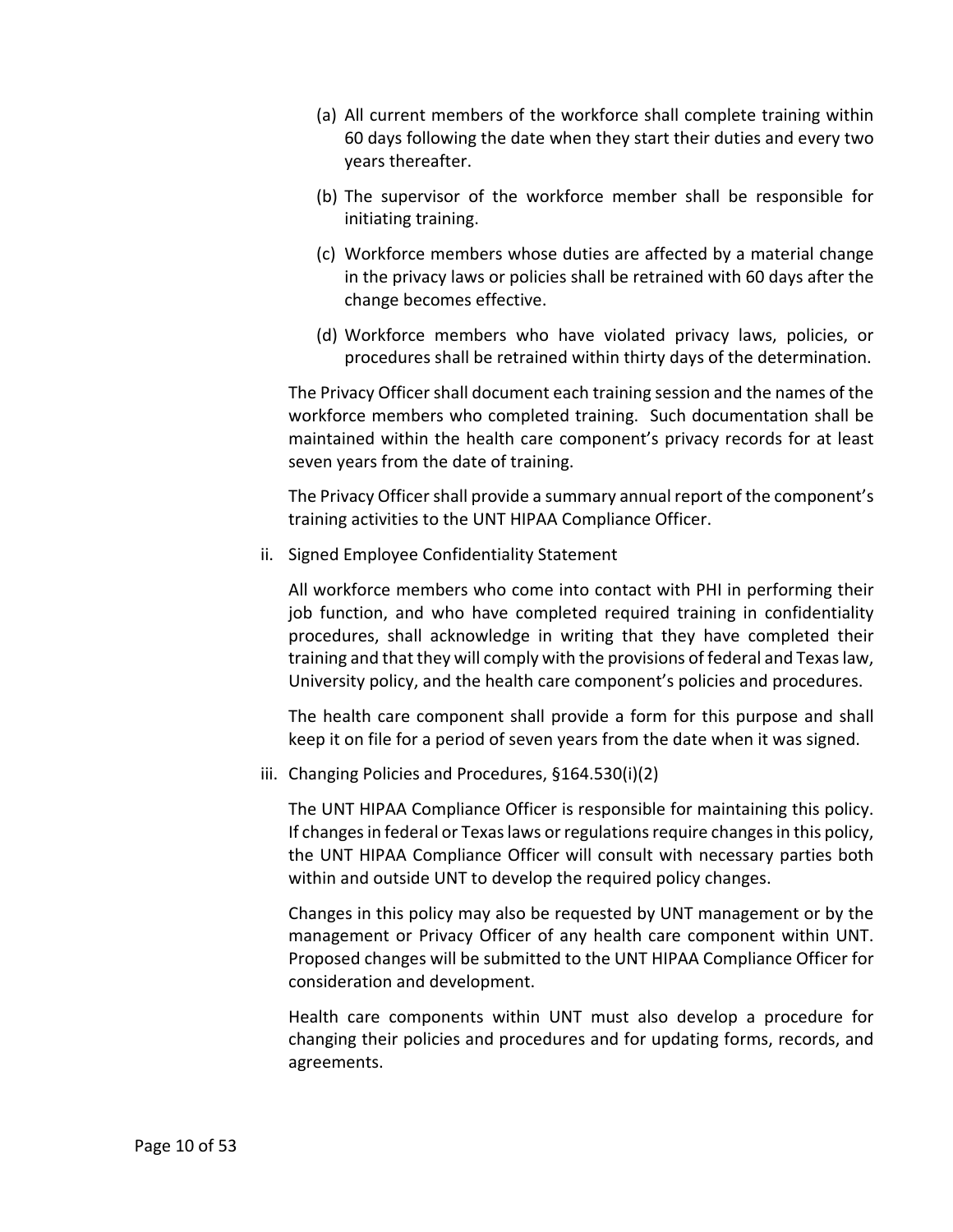(a) All current members of the workforce shall complete training within 60 days following the date when they start their duties and every two years thereafter.

(b) The supervisor of the workforce member shall be responsible for initiating training.

(c) Workforce members whose duties are affected by a material change in the privacy laws or policies shall be retrained with 60 days after the change becomes effective.

(d) Workforce members who have violated privacy laws, policies, or procedures shall be retrained within thirty days of the determination.

The Privacy Officer shall document each training session and the names of the workforce members who completed training. Such documentation shall be maintained within the health care component's privacy records for at least seven years from the date of training.

The Privacy Officer shall provide a summary annual report of the component's training activities to the UNT HIPAA Compliance Officer.

ii. Signed Employee Confidentiality Statement

All workforce members who come into contact with PHI in performing their job function, and who have completed required training in confidentiality procedures, shall acknowledge in writing that they have completed their training and that they will comply with the provisions of federal and Texas law, University policy, and the health care component's policies and procedures.

The health care component shall provide a form for this purpose and shall keep it on file for a period of seven years from the date when it was signed.

iii. Changing Policies and Procedures, §164.530(i)(2)

The UNT HIPAA Compliance Officer is responsible for maintaining this policy. If changes in federal or Texas laws or regulations require changes in this policy, the UNT HIPAA Compliance Officer will consult with necessary parties both within and outside UNT to develop the required policy changes.

Changes in this policy may also be requested by UNT management or by the management or Privacy Officer of any health care component within UNT. Proposed changes will be submitted to the UNT HIPAA Compliance Officer for consideration and development.

Health care components within UNT must also develop a procedure for changing their policies and procedures and for updating forms, records, and agreements.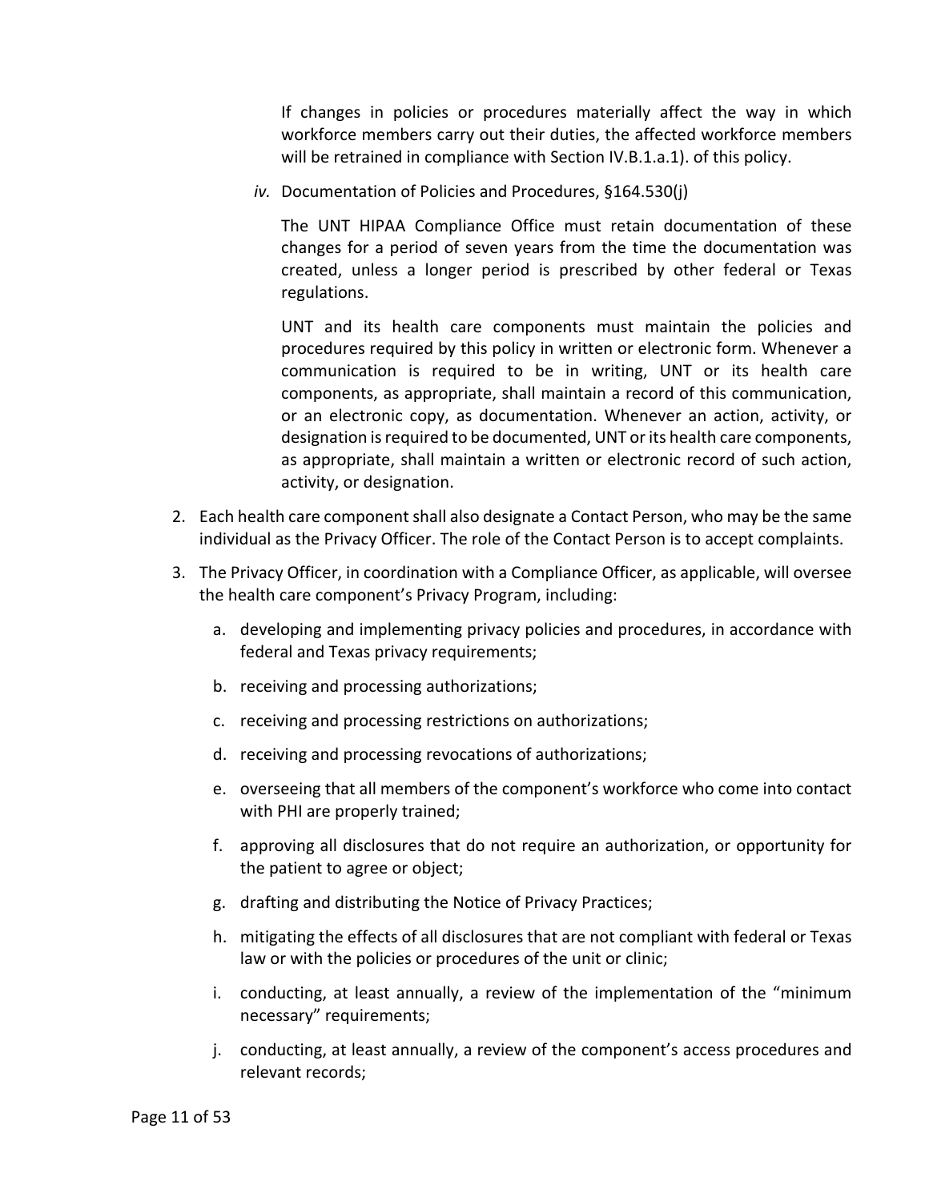If changes in policies or procedures materially affect the way in which workforce members carry out their duties, the affected workforce members will be retrained in compliance with Section IV.B.1.a.1). of this policy.

*iv.* Documentation of Policies and Procedures, §164.530(j)

The UNT HIPAA Compliance Office must retain documentation of these changes for a period of seven years from the time the documentation was created, unless a longer period is prescribed by other federal or Texas regulations.

UNT and its health care components must maintain the policies and procedures required by this policy in written or electronic form. Whenever a communication is required to be in writing, UNT or its health care components, as appropriate, shall maintain a record of this communication, or an electronic copy, as documentation. Whenever an action, activity, or designation is required to be documented, UNT or its health care components, as appropriate, shall maintain a written or electronic record of such action, activity, or designation.

2. Each health care component shall also designate a Contact Person, who may be the same individual as the Privacy Officer. The role of the Contact Person is to accept complaints.

3. The Privacy Officer, in coordination with a Compliance Officer, as applicable, will oversee the health care component's Privacy Program, including:

   a. developing and implementing privacy policies and procedures, in accordance with federal and Texas privacy requirements;

   b. receiving and processing authorizations;

   c. receiving and processing restrictions on authorizations;

   d. receiving and processing revocations of authorizations;

   e. overseeing that all members of the component's workforce who come into contact with PHI are properly trained;

   f. approving all disclosures that do not require an authorization, or opportunity for the patient to agree or object;

   g. drafting and distributing the Notice of Privacy Practices;

   h. mitigating the effects of all disclosures that are not compliant with federal or Texas law or with the policies or procedures of the unit or clinic;

   i. conducting, at least annually, a review of the implementation of the "minimum necessary" requirements;

   j. conducting, at least annually, a review of the component's access procedures and relevant records;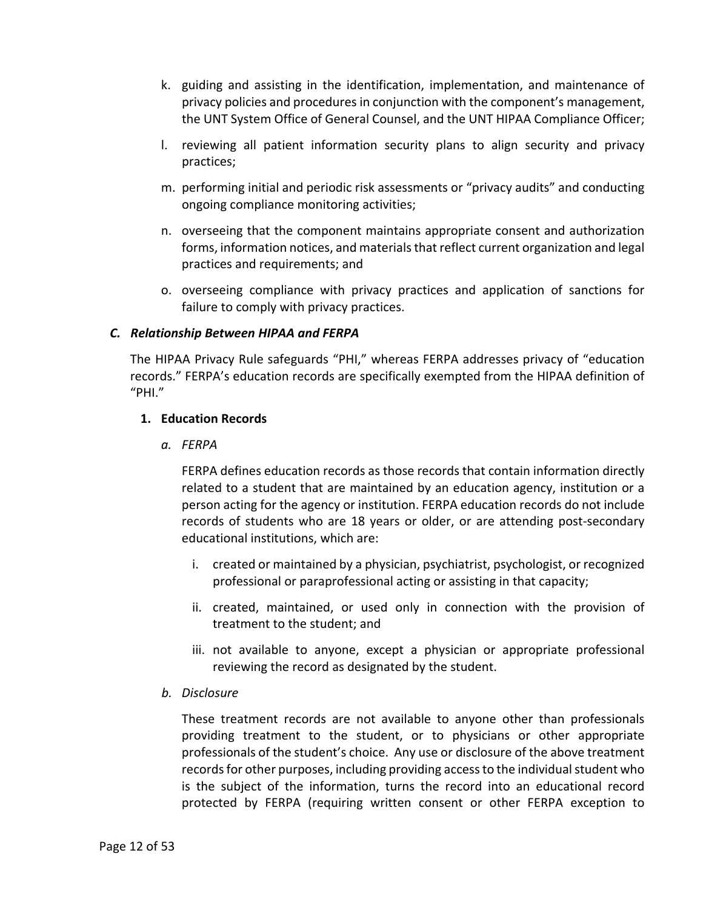k. guiding and assisting in the identification, implementation, and maintenance of privacy policies and procedures in conjunction with the component's management, the UNT System Office of General Counsel, and the UNT HIPAA Compliance Officer;

l. reviewing all patient information security plans to align security and privacy practices;

m. performing initial and periodic risk assessments or "privacy audits" and conducting ongoing compliance monitoring activities;

n. overseeing that the component maintains appropriate consent and authorization forms, information notices, and materials that reflect current organization and legal practices and requirements; and

o. overseeing compliance with privacy practices and application of sanctions for failure to comply with privacy practices.

### *C. Relationship Between HIPAA and FERPA*

The HIPAA Privacy Rule safeguards "PHI," whereas FERPA addresses privacy of "education records." FERPA's education records are specifically exempted from the HIPAA definition of "PHI."

#### 1. Education Records

*a. FERPA*

FERPA defines education records as those records that contain information directly related to a student that are maintained by an education agency, institution or a person acting for the agency or institution. FERPA education records do not include records of students who are 18 years or older, or are attending post-secondary educational institutions, which are:

i. created or maintained by a physician, psychiatrist, psychologist, or recognized professional or paraprofessional acting or assisting in that capacity;

ii. created, maintained, or used only in connection with the provision of treatment to the student; and

iii. not available to anyone, except a physician or appropriate professional reviewing the record as designated by the student.

*b. Disclosure*

These treatment records are not available to anyone other than professionals providing treatment to the student, or to physicians or other appropriate professionals of the student's choice. Any use or disclosure of the above treatment records for other purposes, including providing access to the individual student who is the subject of the information, turns the record into an educational record protected by FERPA (requiring written consent or other FERPA exception to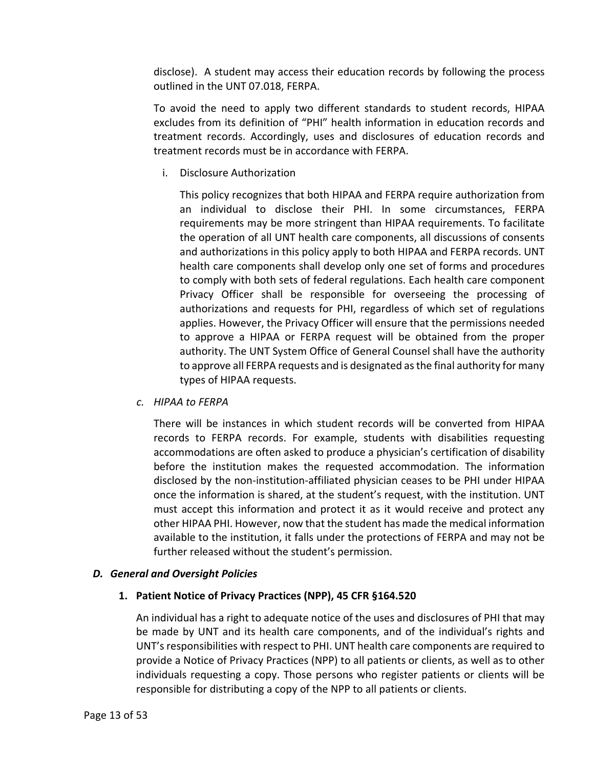disclose). A student may access their education records by following the process outlined in the UNT 07.018, FERPA.

To avoid the need to apply two different standards to student records, HIPAA excludes from its definition of "PHI" health information in education records and treatment records. Accordingly, uses and disclosures of education records and treatment records must be in accordance with FERPA.

i. Disclosure Authorization

This policy recognizes that both HIPAA and FERPA require authorization from an individual to disclose their PHI. In some circumstances, FERPA requirements may be more stringent than HIPAA requirements. To facilitate the operation of all UNT health care components, all discussions of consents and authorizations in this policy apply to both HIPAA and FERPA records. UNT health care components shall develop only one set of forms and procedures to comply with both sets of federal regulations. Each health care component Privacy Officer shall be responsible for overseeing the processing of authorizations and requests for PHI, regardless of which set of regulations applies. However, the Privacy Officer will ensure that the permissions needed to approve a HIPAA or FERPA request will be obtained from the proper authority. The UNT System Office of General Counsel shall have the authority to approve all FERPA requests and is designated as the final authority for many types of HIPAA requests.

*c. HIPAA to FERPA*

There will be instances in which student records will be converted from HIPAA records to FERPA records. For example, students with disabilities requesting accommodations are often asked to produce a physician's certification of disability before the institution makes the requested accommodation. The information disclosed by the non-institution-affiliated physician ceases to be PHI under HIPAA once the information is shared, at the student's request, with the institution. UNT must accept this information and protect it as it would receive and protect any other HIPAA PHI. However, now that the student has made the medical information available to the institution, it falls under the protections of FERPA and may not be further released without the student's permission.

### *D. General and Oversight Policies*

#### 1. Patient Notice of Privacy Practices (NPP), 45 CFR §164.520

An individual has a right to adequate notice of the uses and disclosures of PHI that may be made by UNT and its health care components, and of the individual's rights and UNT's responsibilities with respect to PHI. UNT health care components are required to provide a Notice of Privacy Practices (NPP) to all patients or clients, as well as to other individuals requesting a copy. Those persons who register patients or clients will be responsible for distributing a copy of the NPP to all patients or clients.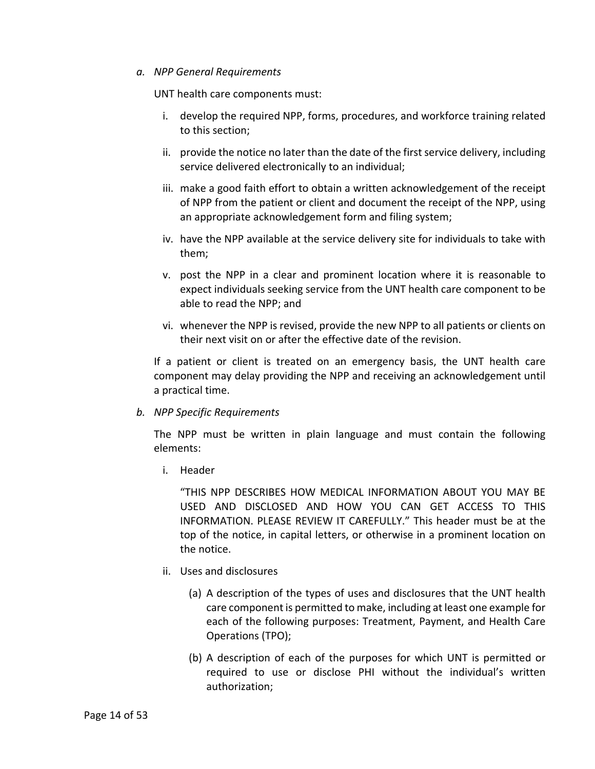a. *NPP General Requirements*

   UNT health care components must:

   i. develop the required NPP, forms, procedures, and workforce training related to this section;

   ii. provide the notice no later than the date of the first service delivery, including service delivered electronically to an individual;

   iii. make a good faith effort to obtain a written acknowledgement of the receipt of NPP from the patient or client and document the receipt of the NPP, using an appropriate acknowledgement form and filing system;

   iv. have the NPP available at the service delivery site for individuals to take with them;

   v. post the NPP in a clear and prominent location where it is reasonable to expect individuals seeking service from the UNT health care component to be able to read the NPP; and

   vi. whenever the NPP is revised, provide the new NPP to all patients or clients on their next visit on or after the effective date of the revision.

   If a patient or client is treated on an emergency basis, the UNT health care component may delay providing the NPP and receiving an acknowledgement until a practical time.

b. *NPP Specific Requirements*

   The NPP must be written in plain language and must contain the following elements:

   i. Header

      "THIS NPP DESCRIBES HOW MEDICAL INFORMATION ABOUT YOU MAY BE USED AND DISCLOSED AND HOW YOU CAN GET ACCESS TO THIS INFORMATION. PLEASE REVIEW IT CAREFULLY." This header must be at the top of the notice, in capital letters, or otherwise in a prominent location on the notice.

   ii. Uses and disclosures

      (a) A description of the types of uses and disclosures that the UNT health care component is permitted to make, including at least one example for each of the following purposes: Treatment, Payment, and Health Care Operations (TPO);

      (b) A description of each of the purposes for which UNT is permitted or required to use or disclose PHI without the individual's written authorization;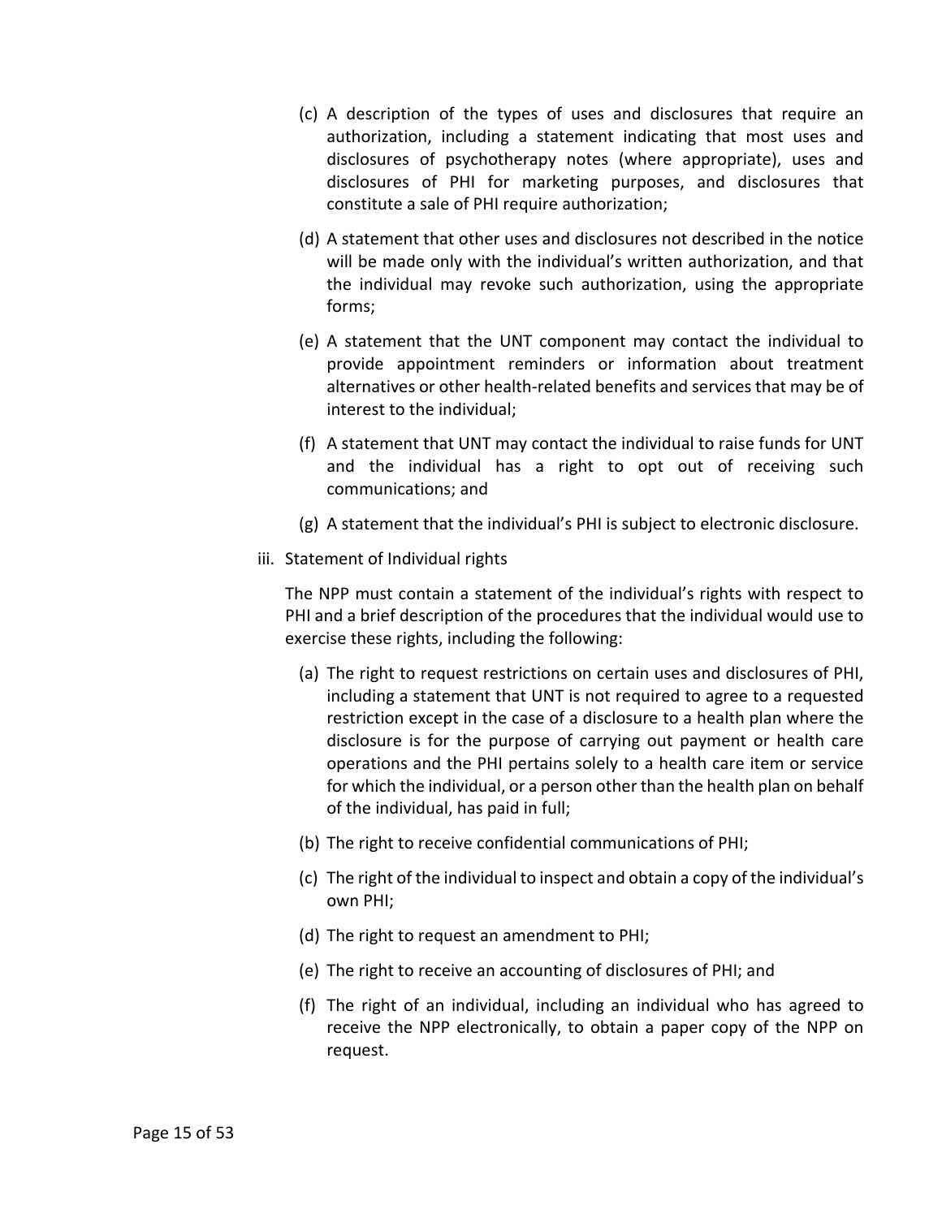(c) A description of the types of uses and disclosures that require an authorization, including a statement indicating that most uses and disclosures of psychotherapy notes (where appropriate), uses and disclosures of PHI for marketing purposes, and disclosures that constitute a sale of PHI require authorization;

(d) A statement that other uses and disclosures not described in the notice will be made only with the individual's written authorization, and that the individual may revoke such authorization, using the appropriate forms;

(e) A statement that the UNT component may contact the individual to provide appointment reminders or information about treatment alternatives or other health-related benefits and services that may be of interest to the individual;

(f) A statement that UNT may contact the individual to raise funds for UNT and the individual has a right to opt out of receiving such communications; and

(g) A statement that the individual's PHI is subject to electronic disclosure.

iii. Statement of Individual rights

The NPP must contain a statement of the individual's rights with respect to PHI and a brief description of the procedures that the individual would use to exercise these rights, including the following:

(a) The right to request restrictions on certain uses and disclosures of PHI, including a statement that UNT is not required to agree to a requested restriction except in the case of a disclosure to a health plan where the disclosure is for the purpose of carrying out payment or health care operations and the PHI pertains solely to a health care item or service for which the individual, or a person other than the health plan on behalf of the individual, has paid in full;

(b) The right to receive confidential communications of PHI;

(c) The right of the individual to inspect and obtain a copy of the individual's own PHI;

(d) The right to request an amendment to PHI;

(e) The right to receive an accounting of disclosures of PHI; and

(f) The right of an individual, including an individual who has agreed to receive the NPP electronically, to obtain a paper copy of the NPP on request.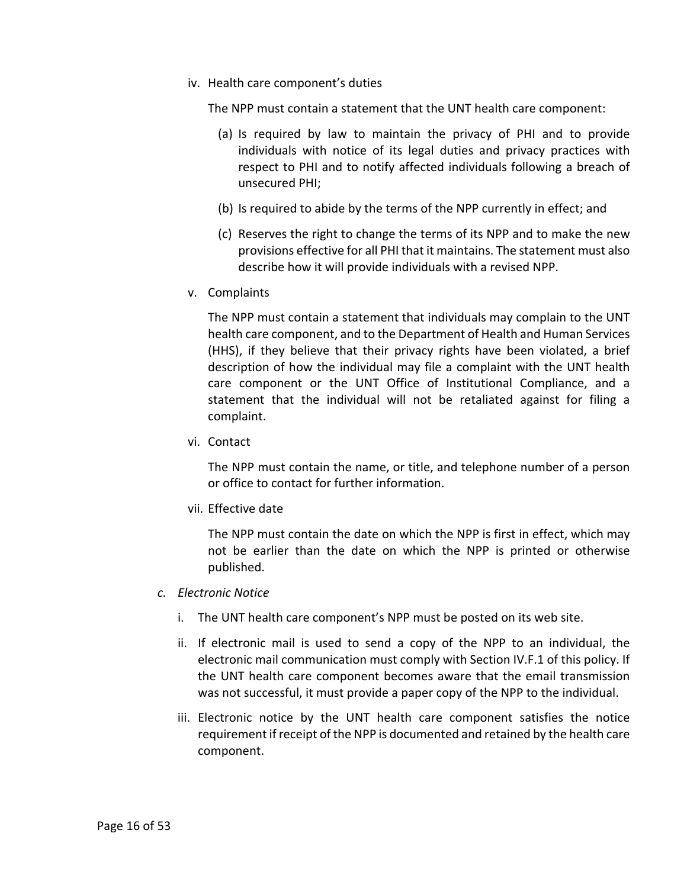iv. Health care component's duties

The NPP must contain a statement that the UNT health care component:

(a) Is required by law to maintain the privacy of PHI and to provide individuals with notice of its legal duties and privacy practices with respect to PHI and to notify affected individuals following a breach of unsecured PHI;

(b) Is required to abide by the terms of the NPP currently in effect; and

(c) Reserves the right to change the terms of its NPP and to make the new provisions effective for all PHI that it maintains. The statement must also describe how it will provide individuals with a revised NPP.

v. Complaints

The NPP must contain a statement that individuals may complain to the UNT health care component, and to the Department of Health and Human Services (HHS), if they believe that their privacy rights have been violated, a brief description of how the individual may file a complaint with the UNT health care component or the UNT Office of Institutional Compliance, and a statement that the individual will not be retaliated against for filing a complaint.

vi. Contact

The NPP must contain the name, or title, and telephone number of a person or office to contact for further information.

vii. Effective date

The NPP must contain the date on which the NPP is first in effect, which may not be earlier than the date on which the NPP is printed or otherwise published.

c. *Electronic Notice*

i. The UNT health care component's NPP must be posted on its web site.

ii. If electronic mail is used to send a copy of the NPP to an individual, the electronic mail communication must comply with Section IV.F.1 of this policy. If the UNT health care component becomes aware that the email transmission was not successful, it must provide a paper copy of the NPP to the individual.

iii. Electronic notice by the UNT health care component satisfies the notice requirement if receipt of the NPP is documented and retained by the health care component.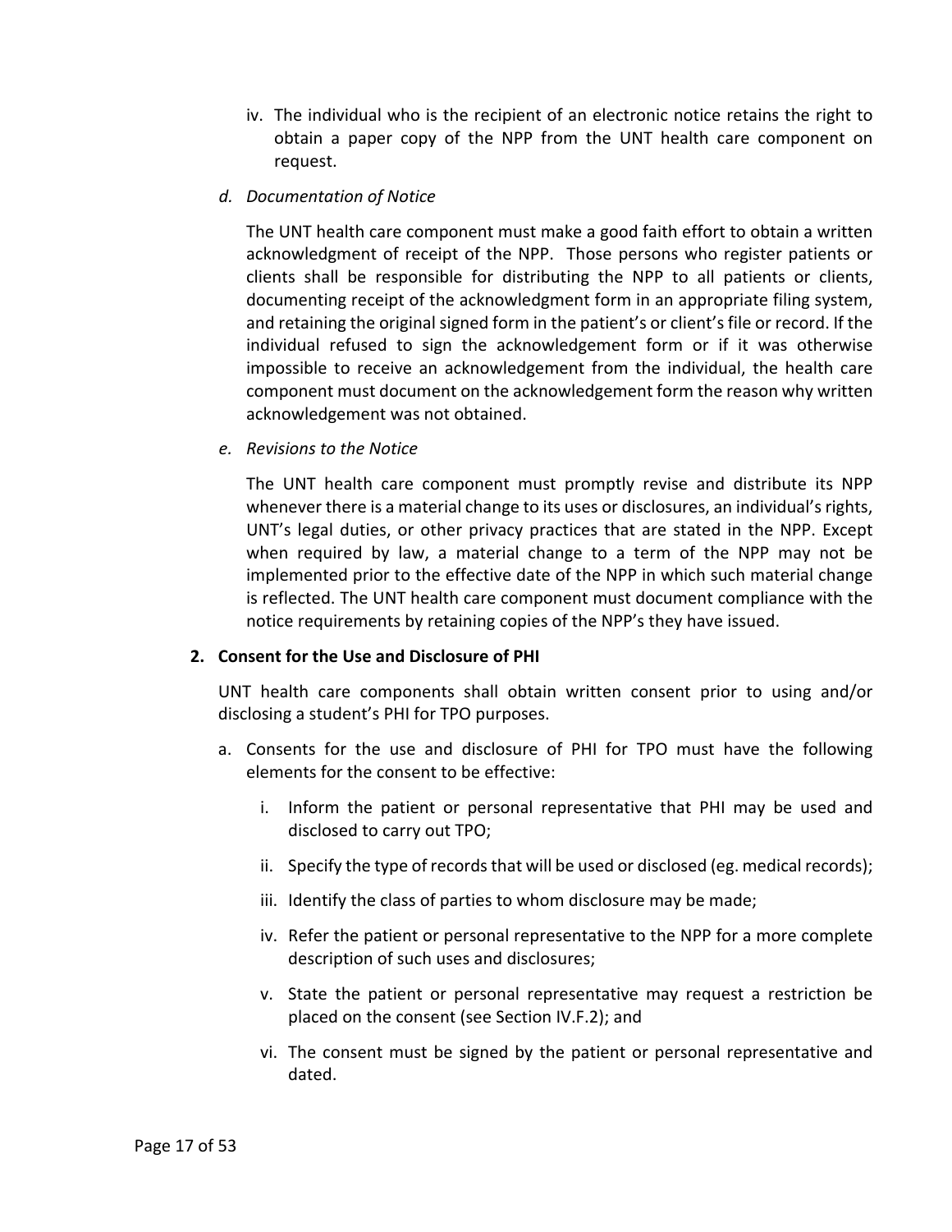iv. The individual who is the recipient of an electronic notice retains the right to obtain a paper copy of the NPP from the UNT health care component on request.

d. *Documentation of Notice*

The UNT health care component must make a good faith effort to obtain a written acknowledgment of receipt of the NPP. Those persons who register patients or clients shall be responsible for distributing the NPP to all patients or clients, documenting receipt of the acknowledgment form in an appropriate filing system, and retaining the original signed form in the patient's or client's file or record. If the individual refused to sign the acknowledgement form or if it was otherwise impossible to receive an acknowledgement from the individual, the health care component must document on the acknowledgement form the reason why written acknowledgement was not obtained.

e. *Revisions to the Notice*

The UNT health care component must promptly revise and distribute its NPP whenever there is a material change to its uses or disclosures, an individual's rights, UNT's legal duties, or other privacy practices that are stated in the NPP. Except when required by law, a material change to a term of the NPP may not be implemented prior to the effective date of the NPP in which such material change is reflected. The UNT health care component must document compliance with the notice requirements by retaining copies of the NPP's they have issued.

**2. Consent for the Use and Disclosure of PHI**

UNT health care components shall obtain written consent prior to using and/or disclosing a student's PHI for TPO purposes.

a. Consents for the use and disclosure of PHI for TPO must have the following elements for the consent to be effective:

   i. Inform the patient or personal representative that PHI may be used and disclosed to carry out TPO;

   ii. Specify the type of records that will be used or disclosed (eg. medical records);

   iii. Identify the class of parties to whom disclosure may be made;

   iv. Refer the patient or personal representative to the NPP for a more complete description of such uses and disclosures;

   v. State the patient or personal representative may request a restriction be placed on the consent (see Section IV.F.2); and

   vi. The consent must be signed by the patient or personal representative and dated.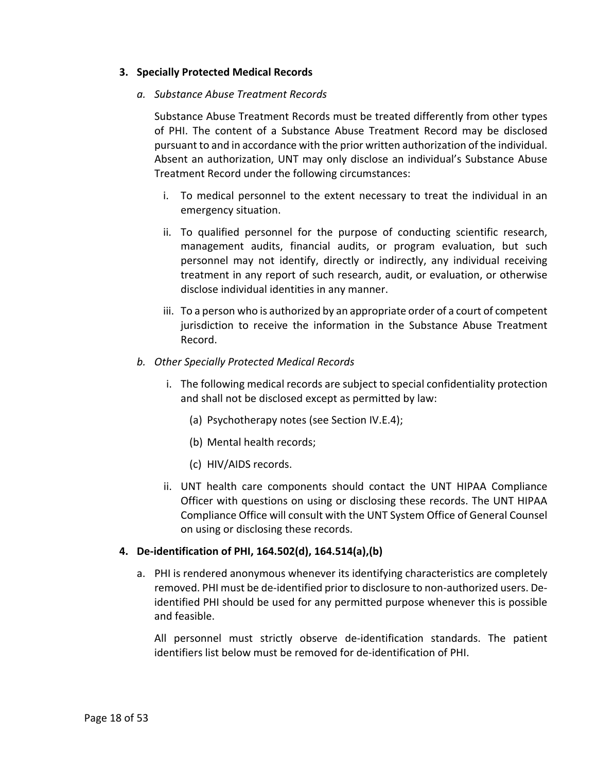**3. Specially Protected Medical Records**

*a. Substance Abuse Treatment Records*

Substance Abuse Treatment Records must be treated differently from other types of PHI. The content of a Substance Abuse Treatment Record may be disclosed pursuant to and in accordance with the prior written authorization of the individual. Absent an authorization, UNT may only disclose an individual's Substance Abuse Treatment Record under the following circumstances:

i. To medical personnel to the extent necessary to treat the individual in an emergency situation.

ii. To qualified personnel for the purpose of conducting scientific research, management audits, financial audits, or program evaluation, but such personnel may not identify, directly or indirectly, any individual receiving treatment in any report of such research, audit, or evaluation, or otherwise disclose individual identities in any manner.

iii. To a person who is authorized by an appropriate order of a court of competent jurisdiction to receive the information in the Substance Abuse Treatment Record.

*b. Other Specially Protected Medical Records*

i. The following medical records are subject to special confidentiality protection and shall not be disclosed except as permitted by law:

(a) Psychotherapy notes (see Section IV.E.4);

(b) Mental health records;

(c) HIV/AIDS records.

ii. UNT health care components should contact the UNT HIPAA Compliance Officer with questions on using or disclosing these records. The UNT HIPAA Compliance Office will consult with the UNT System Office of General Counsel on using or disclosing these records.

**4. De-identification of PHI, 164.502(d), 164.514(a),(b)**

a. PHI is rendered anonymous whenever its identifying characteristics are completely removed. PHI must be de-identified prior to disclosure to non-authorized users. De-identified PHI should be used for any permitted purpose whenever this is possible and feasible.

All personnel must strictly observe de-identification standards. The patient identifiers list below must be removed for de-identification of PHI.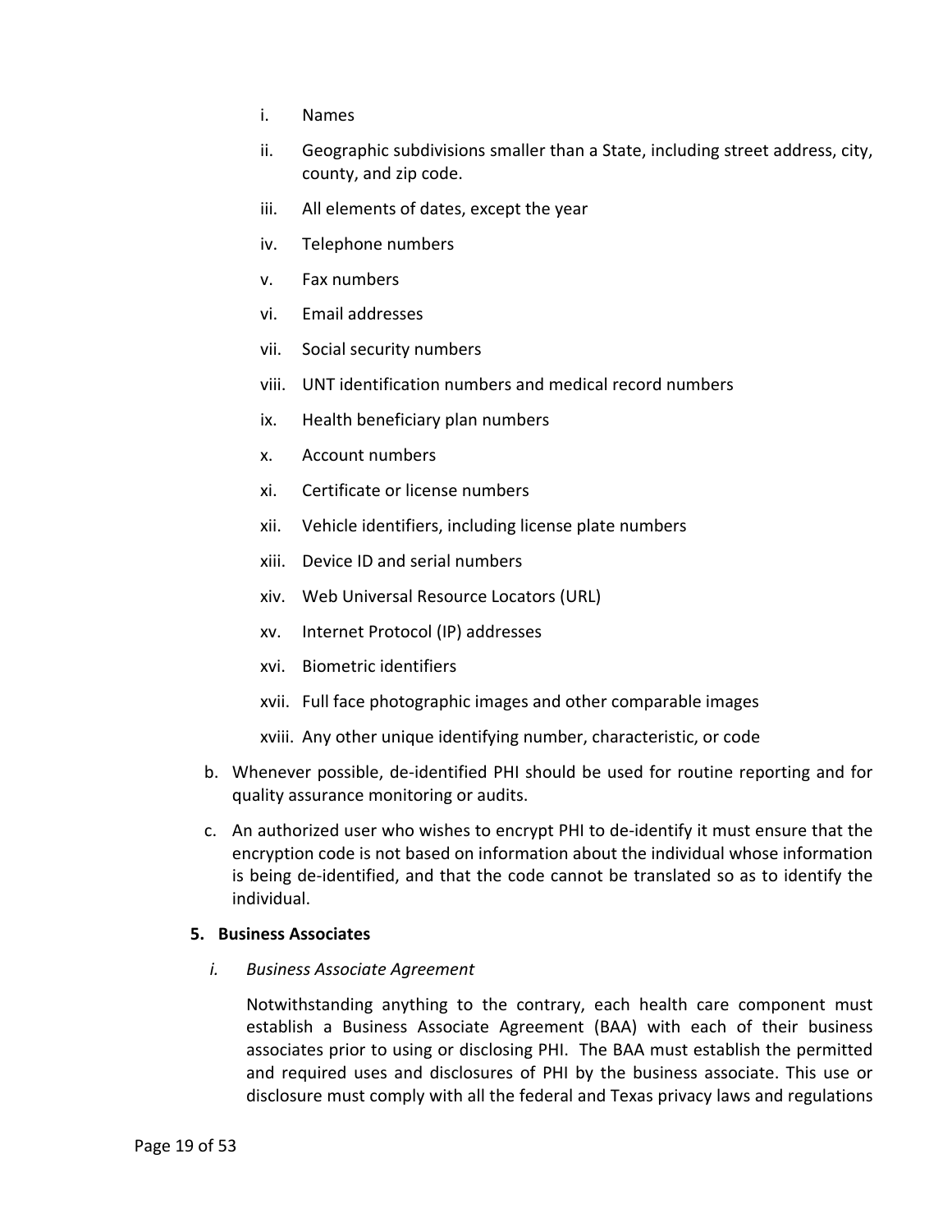i. Names

ii. Geographic subdivisions smaller than a State, including street address, city, county, and zip code.

iii. All elements of dates, except the year

iv. Telephone numbers

v. Fax numbers

vi. Email addresses

vii. Social security numbers

viii. UNT identification numbers and medical record numbers

ix. Health beneficiary plan numbers

x. Account numbers

xi. Certificate or license numbers

xii. Vehicle identifiers, including license plate numbers

xiii. Device ID and serial numbers

xiv. Web Universal Resource Locators (URL)

xv. Internet Protocol (IP) addresses

xvi. Biometric identifiers

xvii. Full face photographic images and other comparable images

xviii. Any other unique identifying number, characteristic, or code

b. Whenever possible, de-identified PHI should be used for routine reporting and for quality assurance monitoring or audits.

c. An authorized user who wishes to encrypt PHI to de-identify it must ensure that the encryption code is not based on information about the individual whose information is being de-identified, and that the code cannot be translated so as to identify the individual.

**5. Business Associates**

*i. Business Associate Agreement*

Notwithstanding anything to the contrary, each health care component must establish a Business Associate Agreement (BAA) with each of their business associates prior to using or disclosing PHI. The BAA must establish the permitted and required uses and disclosures of PHI by the business associate. This use or disclosure must comply with all the federal and Texas privacy laws and regulations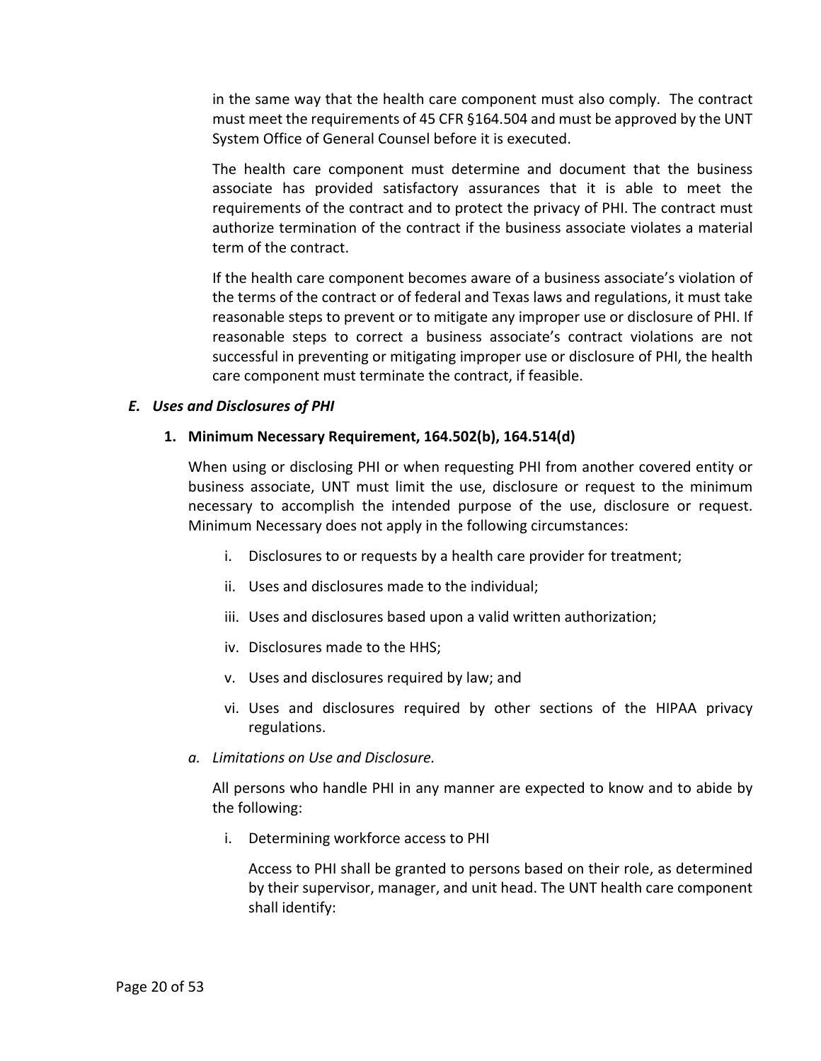in the same way that the health care component must also comply. The contract must meet the requirements of 45 CFR §164.504 and must be approved by the UNT System Office of General Counsel before it is executed.

The health care component must determine and document that the business associate has provided satisfactory assurances that it is able to meet the requirements of the contract and to protect the privacy of PHI. The contract must authorize termination of the contract if the business associate violates a material term of the contract.

If the health care component becomes aware of a business associate's violation of the terms of the contract or of federal and Texas laws and regulations, it must take reasonable steps to prevent or to mitigate any improper use or disclosure of PHI. If reasonable steps to correct a business associate's contract violations are not successful in preventing or mitigating improper use or disclosure of PHI, the health care component must terminate the contract, if feasible.

### *E. Uses and Disclosures of PHI*

#### 1. Minimum Necessary Requirement, 164.502(b), 164.514(d)

When using or disclosing PHI or when requesting PHI from another covered entity or business associate, UNT must limit the use, disclosure or request to the minimum necessary to accomplish the intended purpose of the use, disclosure or request. Minimum Necessary does not apply in the following circumstances:

i. Disclosures to or requests by a health care provider for treatment;

ii. Uses and disclosures made to the individual;

iii. Uses and disclosures based upon a valid written authorization;

iv. Disclosures made to the HHS;

v. Uses and disclosures required by law; and

vi. Uses and disclosures required by other sections of the HIPAA privacy regulations.

*a. Limitations on Use and Disclosure.*

All persons who handle PHI in any manner are expected to know and to abide by the following:

i. Determining workforce access to PHI

Access to PHI shall be granted to persons based on their role, as determined by their supervisor, manager, and unit head. The UNT health care component shall identify: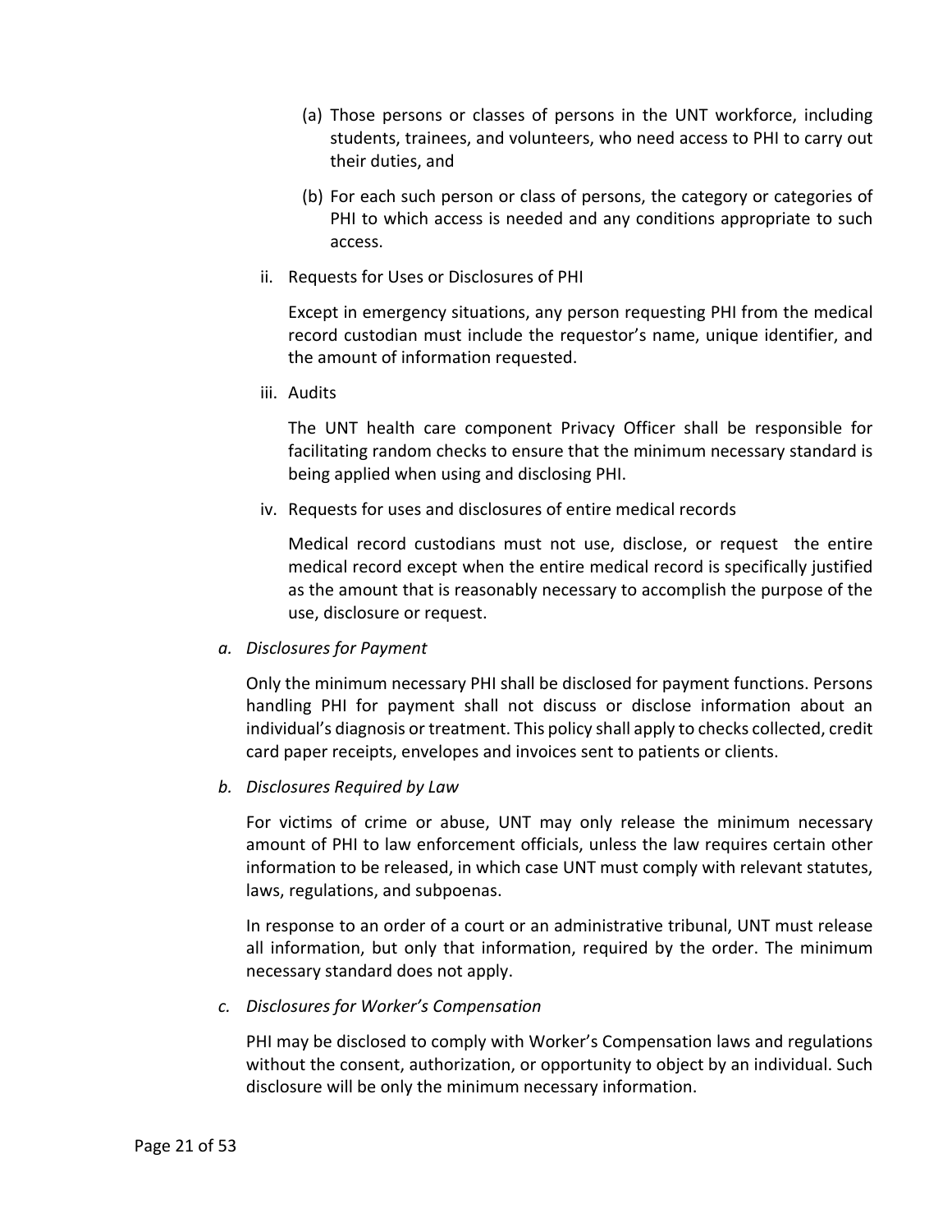(a) Those persons or classes of persons in the UNT workforce, including students, trainees, and volunteers, who need access to PHI to carry out their duties, and

(b) For each such person or class of persons, the category or categories of PHI to which access is needed and any conditions appropriate to such access.

ii. Requests for Uses or Disclosures of PHI

Except in emergency situations, any person requesting PHI from the medical record custodian must include the requestor's name, unique identifier, and the amount of information requested.

iii. Audits

The UNT health care component Privacy Officer shall be responsible for facilitating random checks to ensure that the minimum necessary standard is being applied when using and disclosing PHI.

iv. Requests for uses and disclosures of entire medical records

Medical record custodians must not use, disclose, or request the entire medical record except when the entire medical record is specifically justified as the amount that is reasonably necessary to accomplish the purpose of the use, disclosure or request.

*a. Disclosures for Payment*

Only the minimum necessary PHI shall be disclosed for payment functions. Persons handling PHI for payment shall not discuss or disclose information about an individual's diagnosis or treatment. This policy shall apply to checks collected, credit card paper receipts, envelopes and invoices sent to patients or clients.

*b. Disclosures Required by Law*

For victims of crime or abuse, UNT may only release the minimum necessary amount of PHI to law enforcement officials, unless the law requires certain other information to be released, in which case UNT must comply with relevant statutes, laws, regulations, and subpoenas.

In response to an order of a court or an administrative tribunal, UNT must release all information, but only that information, required by the order. The minimum necessary standard does not apply.

*c. Disclosures for Worker's Compensation*

PHI may be disclosed to comply with Worker's Compensation laws and regulations without the consent, authorization, or opportunity to object by an individual. Such disclosure will be only the minimum necessary information.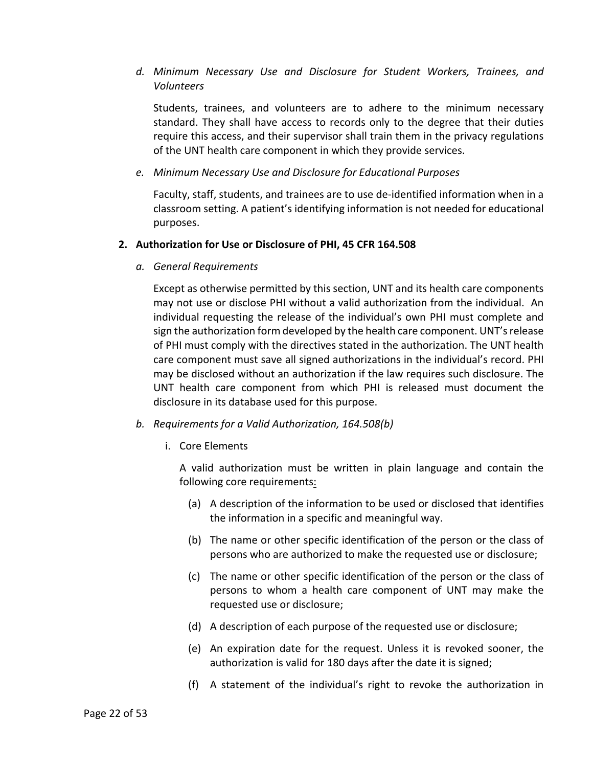*d. Minimum Necessary Use and Disclosure for Student Workers, Trainees, and Volunteers*

Students, trainees, and volunteers are to adhere to the minimum necessary standard. They shall have access to records only to the degree that their duties require this access, and their supervisor shall train them in the privacy regulations of the UNT health care component in which they provide services.

*e. Minimum Necessary Use and Disclosure for Educational Purposes*

Faculty, staff, students, and trainees are to use de-identified information when in a classroom setting. A patient's identifying information is not needed for educational purposes.

**2. Authorization for Use or Disclosure of PHI, 45 CFR 164.508**

*a. General Requirements*

Except as otherwise permitted by this section, UNT and its health care components may not use or disclose PHI without a valid authorization from the individual. An individual requesting the release of the individual's own PHI must complete and sign the authorization form developed by the health care component. UNT's release of PHI must comply with the directives stated in the authorization. The UNT health care component must save all signed authorizations in the individual's record. PHI may be disclosed without an authorization if the law requires such disclosure. The UNT health care component from which PHI is released must document the disclosure in its database used for this purpose.

*b. Requirements for a Valid Authorization, 164.508(b)*

i. Core Elements

A valid authorization must be written in plain language and contain the following core requirements:

(a) A description of the information to be used or disclosed that identifies the information in a specific and meaningful way.

(b) The name or other specific identification of the person or the class of persons who are authorized to make the requested use or disclosure;

(c) The name or other specific identification of the person or the class of persons to whom a health care component of UNT may make the requested use or disclosure;

(d) A description of each purpose of the requested use or disclosure;

(e) An expiration date for the request. Unless it is revoked sooner, the authorization is valid for 180 days after the date it is signed;

(f) A statement of the individual's right to revoke the authorization in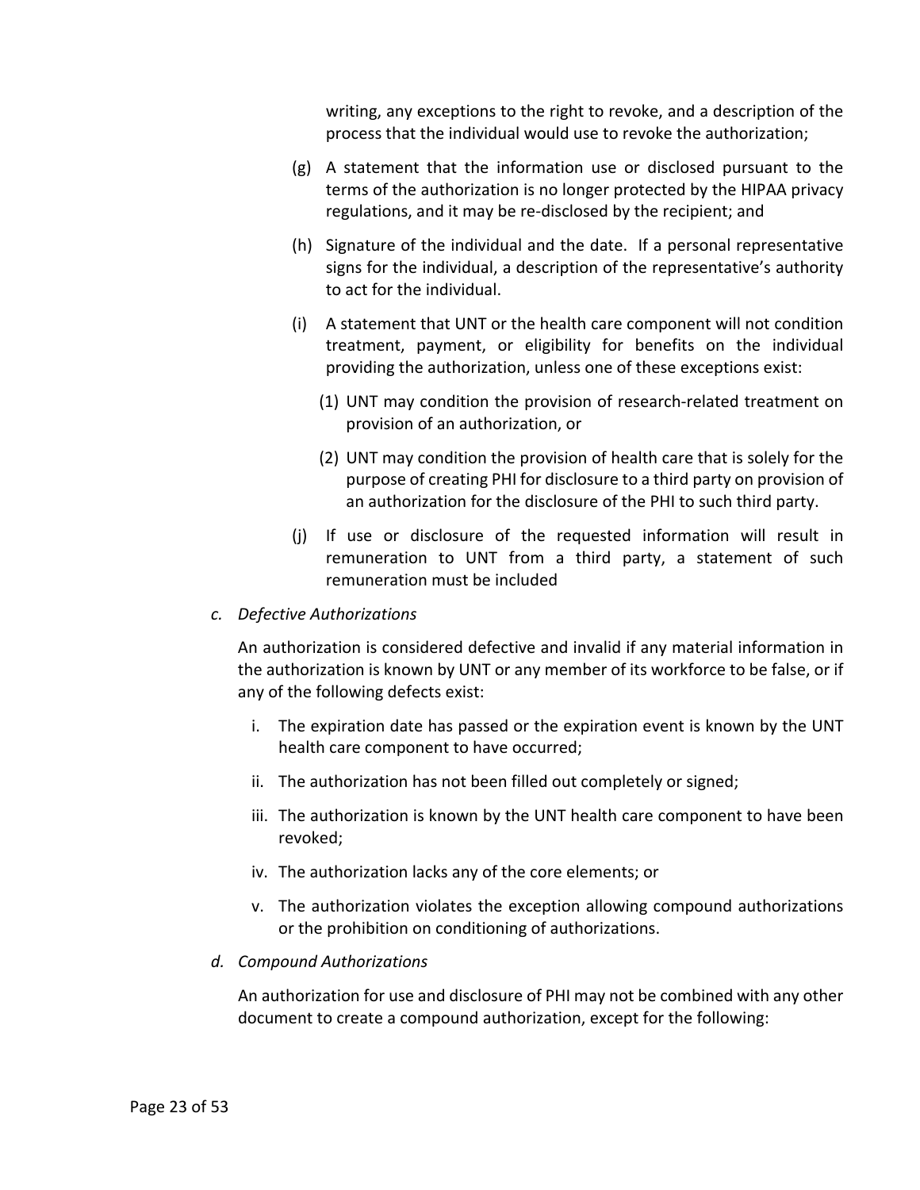writing, any exceptions to the right to revoke, and a description of the process that the individual would use to revoke the authorization;

(g) A statement that the information use or disclosed pursuant to the terms of the authorization is no longer protected by the HIPAA privacy regulations, and it may be re-disclosed by the recipient; and

(h) Signature of the individual and the date. If a personal representative signs for the individual, a description of the representative's authority to act for the individual.

(i) A statement that UNT or the health care component will not condition treatment, payment, or eligibility for benefits on the individual providing the authorization, unless one of these exceptions exist:

  (1) UNT may condition the provision of research-related treatment on provision of an authorization, or

  (2) UNT may condition the provision of health care that is solely for the purpose of creating PHI for disclosure to a third party on provision of an authorization for the disclosure of the PHI to such third party.

(j) If use or disclosure of the requested information will result in remuneration to UNT from a third party, a statement of such remuneration must be included

*c. Defective Authorizations*

An authorization is considered defective and invalid if any material information in the authorization is known by UNT or any member of its workforce to be false, or if any of the following defects exist:

i. The expiration date has passed or the expiration event is known by the UNT health care component to have occurred;

ii. The authorization has not been filled out completely or signed;

iii. The authorization is known by the UNT health care component to have been revoked;

iv. The authorization lacks any of the core elements; or

v. The authorization violates the exception allowing compound authorizations or the prohibition on conditioning of authorizations.

*d. Compound Authorizations*

An authorization for use and disclosure of PHI may not be combined with any other document to create a compound authorization, except for the following: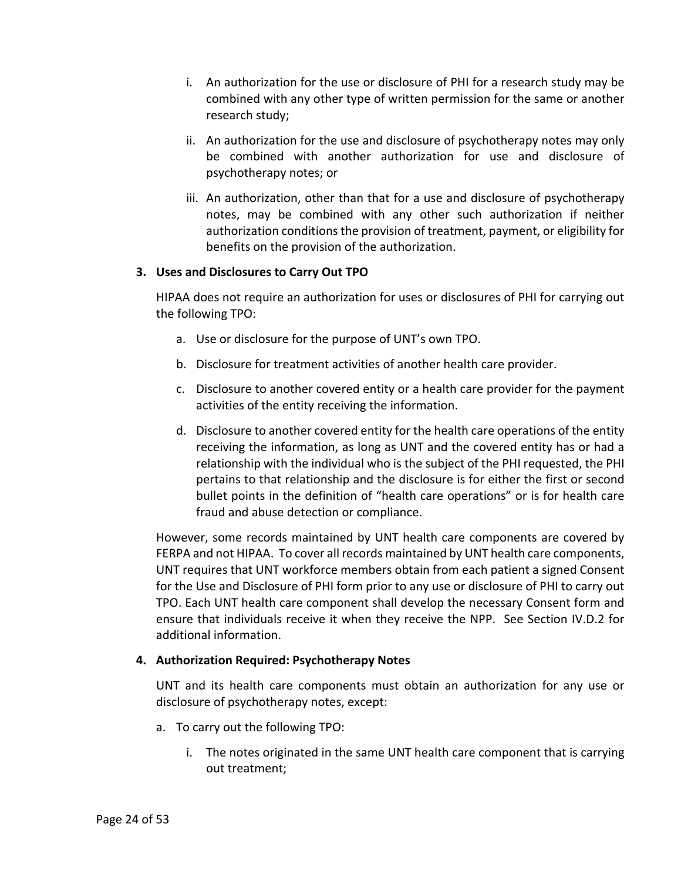i. An authorization for the use or disclosure of PHI for a research study may be combined with any other type of written permission for the same or another research study;

ii. An authorization for the use and disclosure of psychotherapy notes may only be combined with another authorization for use and disclosure of psychotherapy notes; or

iii. An authorization, other than that for a use and disclosure of psychotherapy notes, may be combined with any other such authorization if neither authorization conditions the provision of treatment, payment, or eligibility for benefits on the provision of the authorization.

**3. Uses and Disclosures to Carry Out TPO**

HIPAA does not require an authorization for uses or disclosures of PHI for carrying out the following TPO:

a. Use or disclosure for the purpose of UNT's own TPO.

b. Disclosure for treatment activities of another health care provider.

c. Disclosure to another covered entity or a health care provider for the payment activities of the entity receiving the information.

d. Disclosure to another covered entity for the health care operations of the entity receiving the information, as long as UNT and the covered entity has or had a relationship with the individual who is the subject of the PHI requested, the PHI pertains to that relationship and the disclosure is for either the first or second bullet points in the definition of "health care operations" or is for health care fraud and abuse detection or compliance.

However, some records maintained by UNT health care components are covered by FERPA and not HIPAA. To cover all records maintained by UNT health care components, UNT requires that UNT workforce members obtain from each patient a signed Consent for the Use and Disclosure of PHI form prior to any use or disclosure of PHI to carry out TPO. Each UNT health care component shall develop the necessary Consent form and ensure that individuals receive it when they receive the NPP. See Section IV.D.2 for additional information.

**4. Authorization Required: Psychotherapy Notes**

UNT and its health care components must obtain an authorization for any use or disclosure of psychotherapy notes, except:

a. To carry out the following TPO:

   i. The notes originated in the same UNT health care component that is carrying out treatment;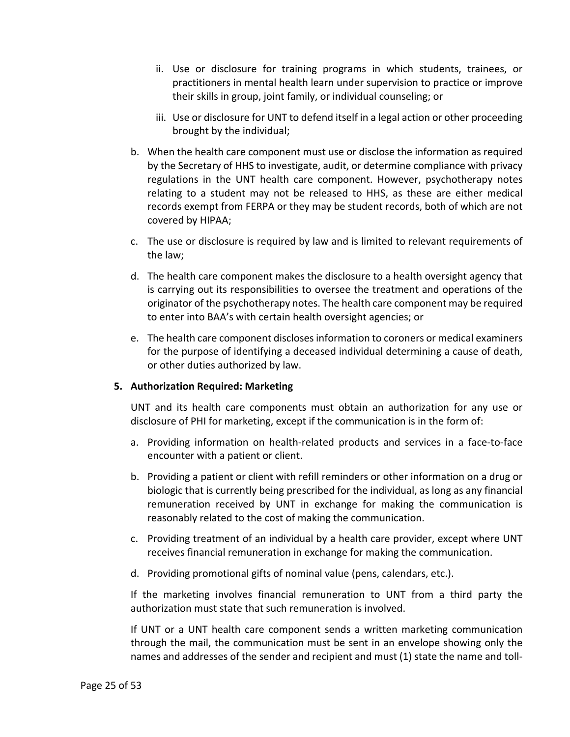ii. Use or disclosure for training programs in which students, trainees, or practitioners in mental health learn under supervision to practice or improve their skills in group, joint family, or individual counseling; or

   iii. Use or disclosure for UNT to defend itself in a legal action or other proceeding brought by the individual;

b. When the health care component must use or disclose the information as required by the Secretary of HHS to investigate, audit, or determine compliance with privacy regulations in the UNT health care component. However, psychotherapy notes relating to a student may not be released to HHS, as these are either medical records exempt from FERPA or they may be student records, both of which are not covered by HIPAA;

c. The use or disclosure is required by law and is limited to relevant requirements of the law;

d. The health care component makes the disclosure to a health oversight agency that is carrying out its responsibilities to oversee the treatment and operations of the originator of the psychotherapy notes. The health care component may be required to enter into BAA's with certain health oversight agencies; or

e. The health care component discloses information to coroners or medical examiners for the purpose of identifying a deceased individual determining a cause of death, or other duties authorized by law.

**5. Authorization Required: Marketing**

UNT and its health care components must obtain an authorization for any use or disclosure of PHI for marketing, except if the communication is in the form of:

a. Providing information on health-related products and services in a face-to-face encounter with a patient or client.

b. Providing a patient or client with refill reminders or other information on a drug or biologic that is currently being prescribed for the individual, as long as any financial remuneration received by UNT in exchange for making the communication is reasonably related to the cost of making the communication.

c. Providing treatment of an individual by a health care provider, except where UNT receives financial remuneration in exchange for making the communication.

d. Providing promotional gifts of nominal value (pens, calendars, etc.).

If the marketing involves financial remuneration to UNT from a third party the authorization must state that such remuneration is involved.

If UNT or a UNT health care component sends a written marketing communication through the mail, the communication must be sent in an envelope showing only the names and addresses of the sender and recipient and must (1) state the name and toll-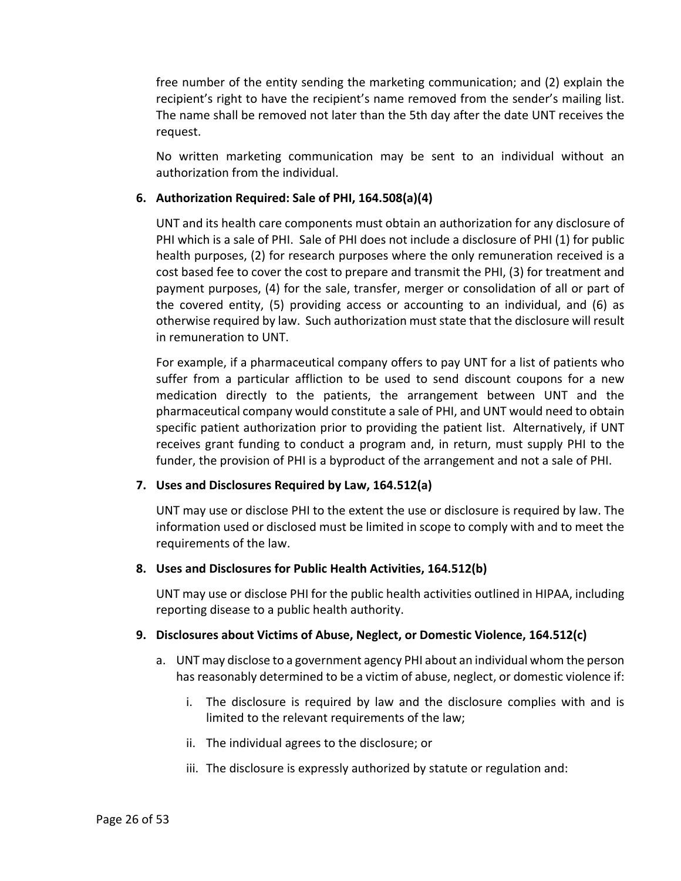free number of the entity sending the marketing communication; and (2) explain the recipient's right to have the recipient's name removed from the sender's mailing list. The name shall be removed not later than the 5th day after the date UNT receives the request.

No written marketing communication may be sent to an individual without an authorization from the individual.

6. **Authorization Required: Sale of PHI, 164.508(a)(4)**

   UNT and its health care components must obtain an authorization for any disclosure of PHI which is a sale of PHI. Sale of PHI does not include a disclosure of PHI (1) for public health purposes, (2) for research purposes where the only remuneration received is a cost based fee to cover the cost to prepare and transmit the PHI, (3) for treatment and payment purposes, (4) for the sale, transfer, merger or consolidation of all or part of the covered entity, (5) providing access or accounting to an individual, and (6) as otherwise required by law. Such authorization must state that the disclosure will result in remuneration to UNT.

   For example, if a pharmaceutical company offers to pay UNT for a list of patients who suffer from a particular affliction to be used to send discount coupons for a new medication directly to the patients, the arrangement between UNT and the pharmaceutical company would constitute a sale of PHI, and UNT would need to obtain specific patient authorization prior to providing the patient list. Alternatively, if UNT receives grant funding to conduct a program and, in return, must supply PHI to the funder, the provision of PHI is a byproduct of the arrangement and not a sale of PHI.

7. **Uses and Disclosures Required by Law, 164.512(a)**

   UNT may use or disclose PHI to the extent the use or disclosure is required by law. The information used or disclosed must be limited in scope to comply with and to meet the requirements of the law.

8. **Uses and Disclosures for Public Health Activities, 164.512(b)**

   UNT may use or disclose PHI for the public health activities outlined in HIPAA, including reporting disease to a public health authority.

9. **Disclosures about Victims of Abuse, Neglect, or Domestic Violence, 164.512(c)**

   a. UNT may disclose to a government agency PHI about an individual whom the person has reasonably determined to be a victim of abuse, neglect, or domestic violence if:

      i. The disclosure is required by law and the disclosure complies with and is limited to the relevant requirements of the law;

      ii. The individual agrees to the disclosure; or

      iii. The disclosure is expressly authorized by statute or regulation and: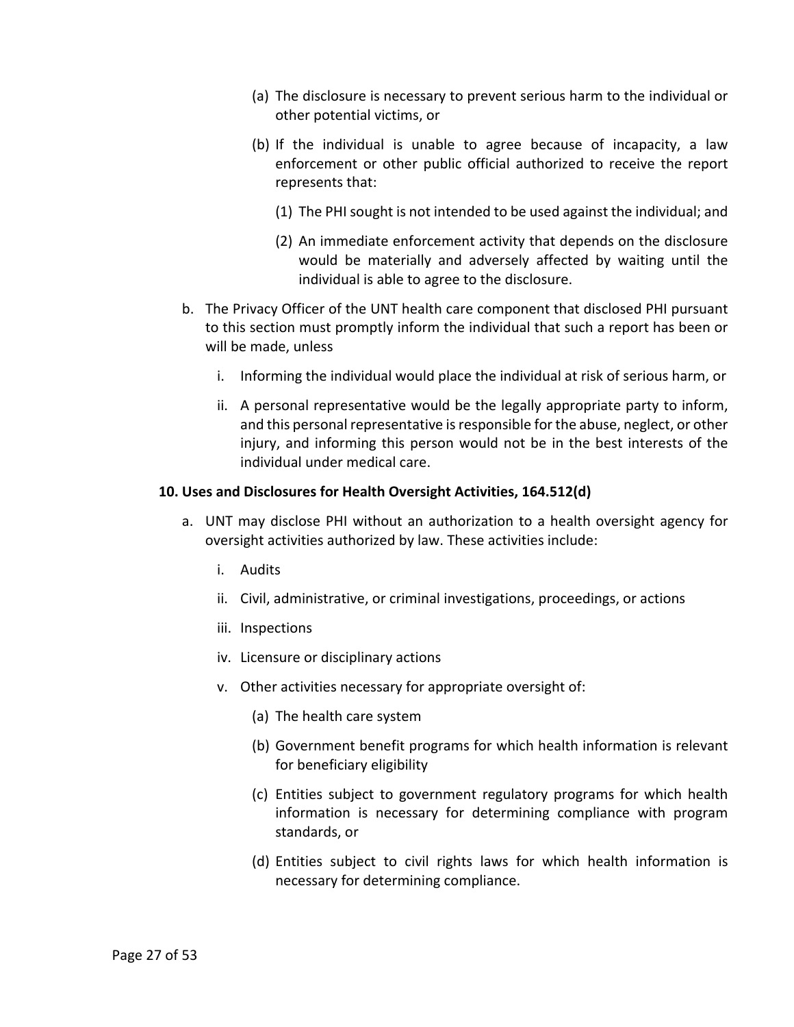(a) The disclosure is necessary to prevent serious harm to the individual or other potential victims, or

(b) If the individual is unable to agree because of incapacity, a law enforcement or other public official authorized to receive the report represents that:

(1) The PHI sought is not intended to be used against the individual; and

(2) An immediate enforcement activity that depends on the disclosure would be materially and adversely affected by waiting until the individual is able to agree to the disclosure.

b. The Privacy Officer of the UNT health care component that disclosed PHI pursuant to this section must promptly inform the individual that such a report has been or will be made, unless

i. Informing the individual would place the individual at risk of serious harm, or

ii. A personal representative would be the legally appropriate party to inform, and this personal representative is responsible for the abuse, neglect, or other injury, and informing this person would not be in the best interests of the individual under medical care.

**10. Uses and Disclosures for Health Oversight Activities, 164.512(d)**

a. UNT may disclose PHI without an authorization to a health oversight agency for oversight activities authorized by law. These activities include:

i. Audits

ii. Civil, administrative, or criminal investigations, proceedings, or actions

iii. Inspections

iv. Licensure or disciplinary actions

v. Other activities necessary for appropriate oversight of:

(a) The health care system

(b) Government benefit programs for which health information is relevant for beneficiary eligibility

(c) Entities subject to government regulatory programs for which health information is necessary for determining compliance with program standards, or

(d) Entities subject to civil rights laws for which health information is necessary for determining compliance.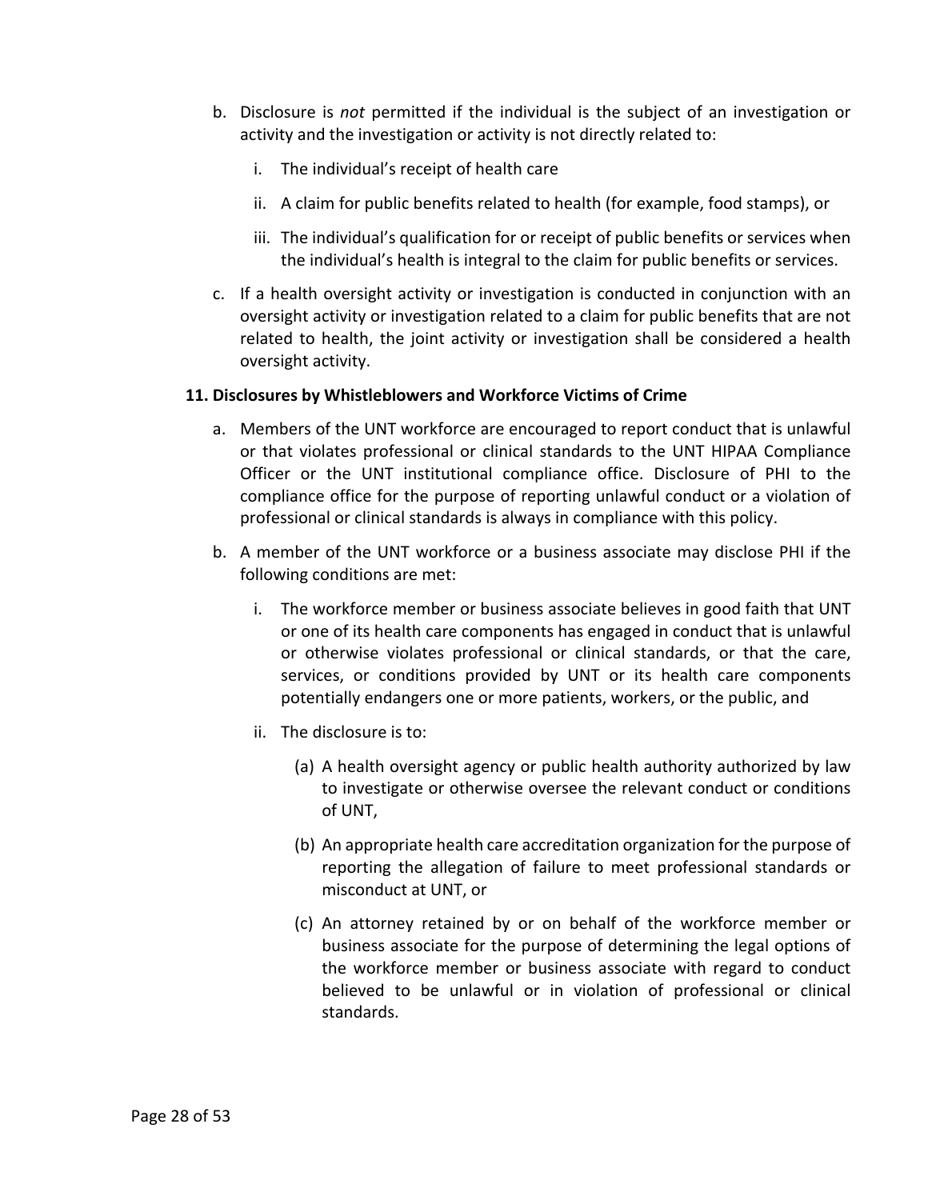b. Disclosure is *not* permitted if the individual is the subject of an investigation or activity and the investigation or activity is not directly related to:

    i. The individual's receipt of health care

    ii. A claim for public benefits related to health (for example, food stamps), or

    iii. The individual's qualification for or receipt of public benefits or services when the individual's health is integral to the claim for public benefits or services.

c. If a health oversight activity or investigation is conducted in conjunction with an oversight activity or investigation related to a claim for public benefits that are not related to health, the joint activity or investigation shall be considered a health oversight activity.

**11. Disclosures by Whistleblowers and Workforce Victims of Crime**

a. Members of the UNT workforce are encouraged to report conduct that is unlawful or that violates professional or clinical standards to the UNT HIPAA Compliance Officer or the UNT institutional compliance office. Disclosure of PHI to the compliance office for the purpose of reporting unlawful conduct or a violation of professional or clinical standards is always in compliance with this policy.

b. A member of the UNT workforce or a business associate may disclose PHI if the following conditions are met:

    i. The workforce member or business associate believes in good faith that UNT or one of its health care components has engaged in conduct that is unlawful or otherwise violates professional or clinical standards, or that the care, services, or conditions provided by UNT or its health care components potentially endangers one or more patients, workers, or the public, and

    ii. The disclosure is to:

        (a) A health oversight agency or public health authority authorized by law to investigate or otherwise oversee the relevant conduct or conditions of UNT,

        (b) An appropriate health care accreditation organization for the purpose of reporting the allegation of failure to meet professional standards or misconduct at UNT, or

        (c) An attorney retained by or on behalf of the workforce member or business associate for the purpose of determining the legal options of the workforce member or business associate with regard to conduct believed to be unlawful or in violation of professional or clinical standards.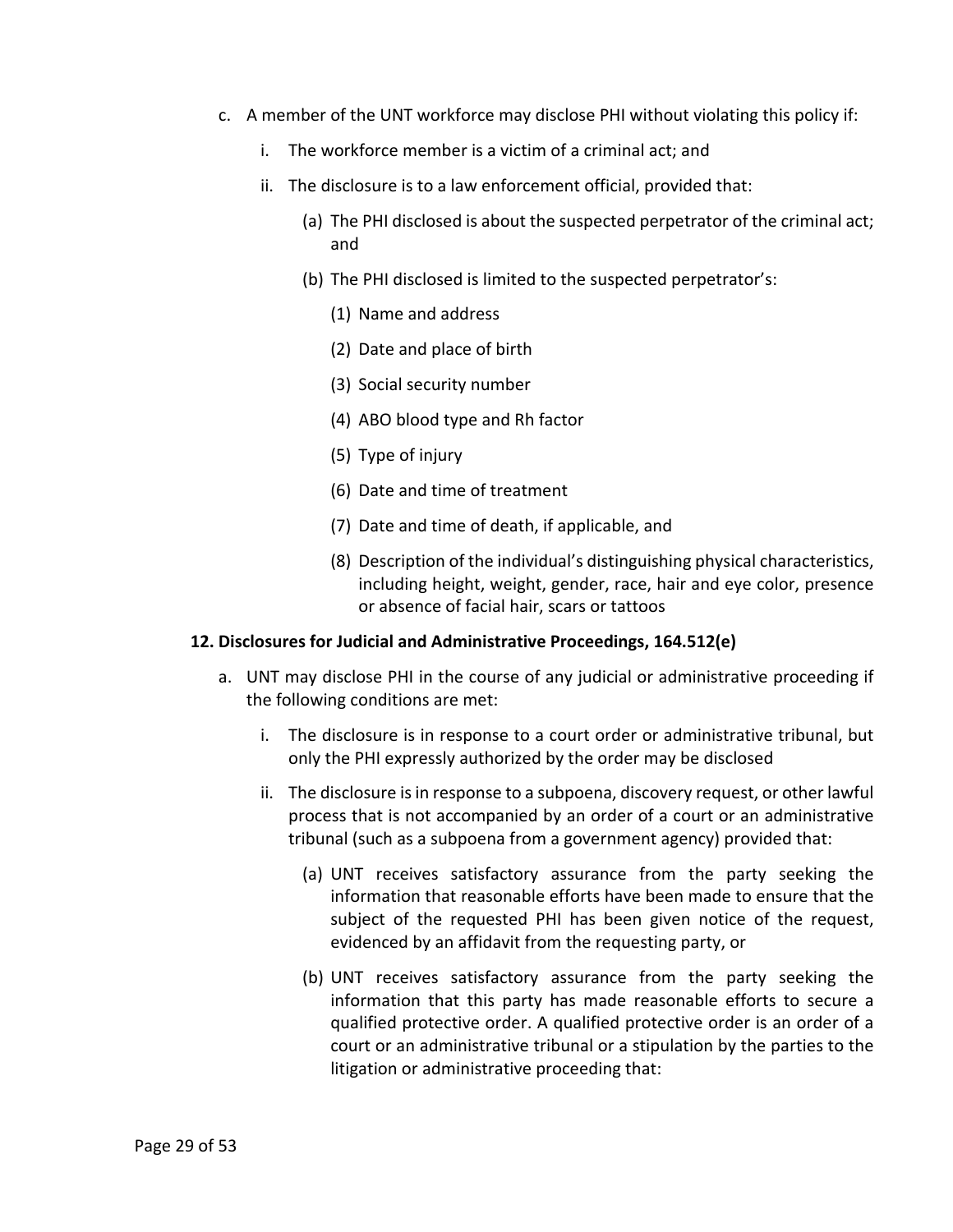c. A member of the UNT workforce may disclose PHI without violating this policy if:

   i. The workforce member is a victim of a criminal act; and

   ii. The disclosure is to a law enforcement official, provided that:

      (a) The PHI disclosed is about the suspected perpetrator of the criminal act; and

      (b) The PHI disclosed is limited to the suspected perpetrator's:

         (1) Name and address

         (2) Date and place of birth

         (3) Social security number

         (4) ABO blood type and Rh factor

         (5) Type of injury

         (6) Date and time of treatment

         (7) Date and time of death, if applicable, and

         (8) Description of the individual's distinguishing physical characteristics, including height, weight, gender, race, hair and eye color, presence or absence of facial hair, scars or tattoos

**12. Disclosures for Judicial and Administrative Proceedings, 164.512(e)**

a. UNT may disclose PHI in the course of any judicial or administrative proceeding if the following conditions are met:

   i. The disclosure is in response to a court order or administrative tribunal, but only the PHI expressly authorized by the order may be disclosed

   ii. The disclosure is in response to a subpoena, discovery request, or other lawful process that is not accompanied by an order of a court or an administrative tribunal (such as a subpoena from a government agency) provided that:

      (a) UNT receives satisfactory assurance from the party seeking the information that reasonable efforts have been made to ensure that the subject of the requested PHI has been given notice of the request, evidenced by an affidavit from the requesting party, or

      (b) UNT receives satisfactory assurance from the party seeking the information that this party has made reasonable efforts to secure a qualified protective order. A qualified protective order is an order of a court or an administrative tribunal or a stipulation by the parties to the litigation or administrative proceeding that: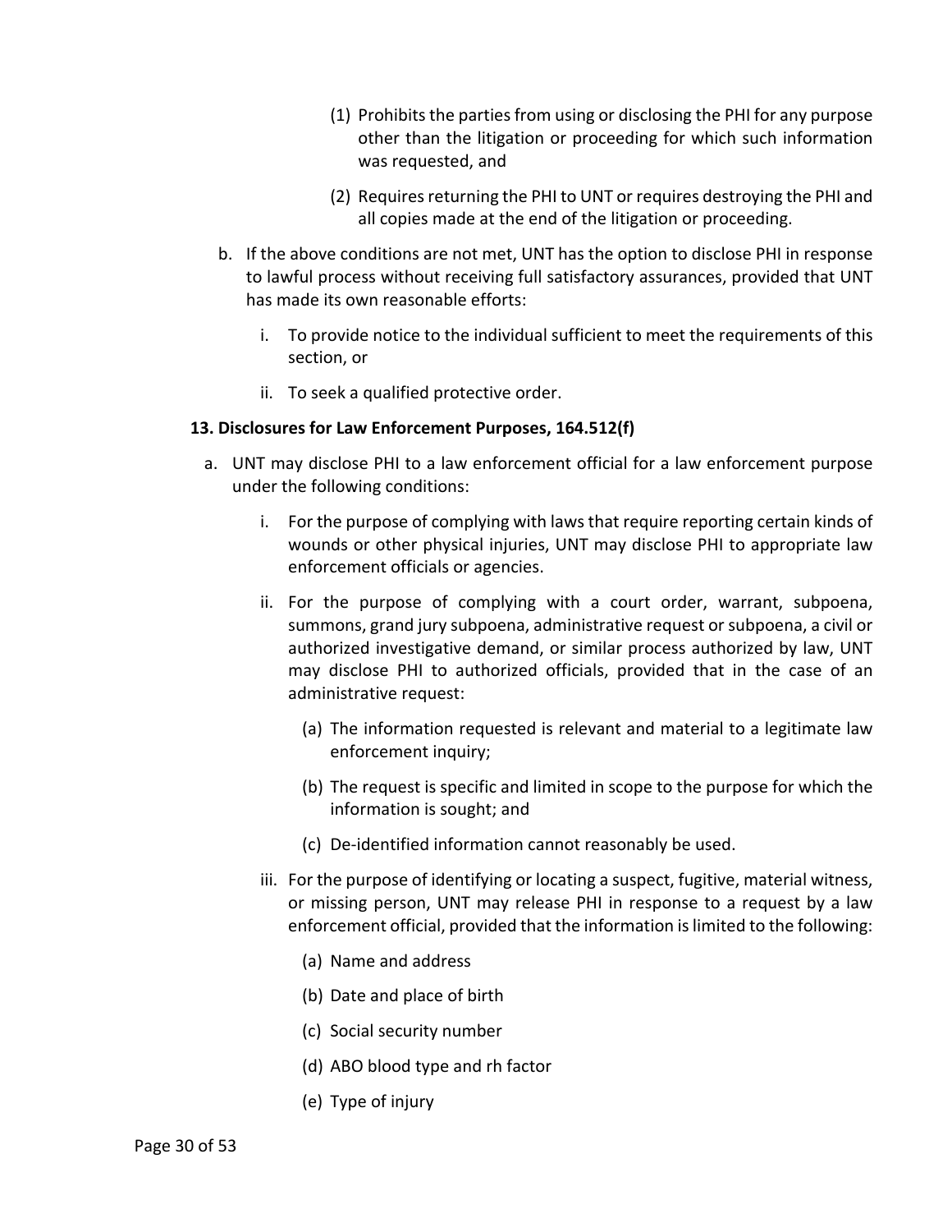(1) Prohibits the parties from using or disclosing the PHI for any purpose other than the litigation or proceeding for which such information was requested, and

(2) Requires returning the PHI to UNT or requires destroying the PHI and all copies made at the end of the litigation or proceeding.

b. If the above conditions are not met, UNT has the option to disclose PHI in response to lawful process without receiving full satisfactory assurances, provided that UNT has made its own reasonable efforts:

   i. To provide notice to the individual sufficient to meet the requirements of this section, or

   ii. To seek a qualified protective order.

**13. Disclosures for Law Enforcement Purposes, 164.512(f)**

a. UNT may disclose PHI to a law enforcement official for a law enforcement purpose under the following conditions:

   i. For the purpose of complying with laws that require reporting certain kinds of wounds or other physical injuries, UNT may disclose PHI to appropriate law enforcement officials or agencies.

   ii. For the purpose of complying with a court order, warrant, subpoena, summons, grand jury subpoena, administrative request or subpoena, a civil or authorized investigative demand, or similar process authorized by law, UNT may disclose PHI to authorized officials, provided that in the case of an administrative request:

      (a) The information requested is relevant and material to a legitimate law enforcement inquiry;

      (b) The request is specific and limited in scope to the purpose for which the information is sought; and

      (c) De-identified information cannot reasonably be used.

   iii. For the purpose of identifying or locating a suspect, fugitive, material witness, or missing person, UNT may release PHI in response to a request by a law enforcement official, provided that the information is limited to the following:

      (a) Name and address

      (b) Date and place of birth

      (c) Social security number

      (d) ABO blood type and rh factor

      (e) Type of injury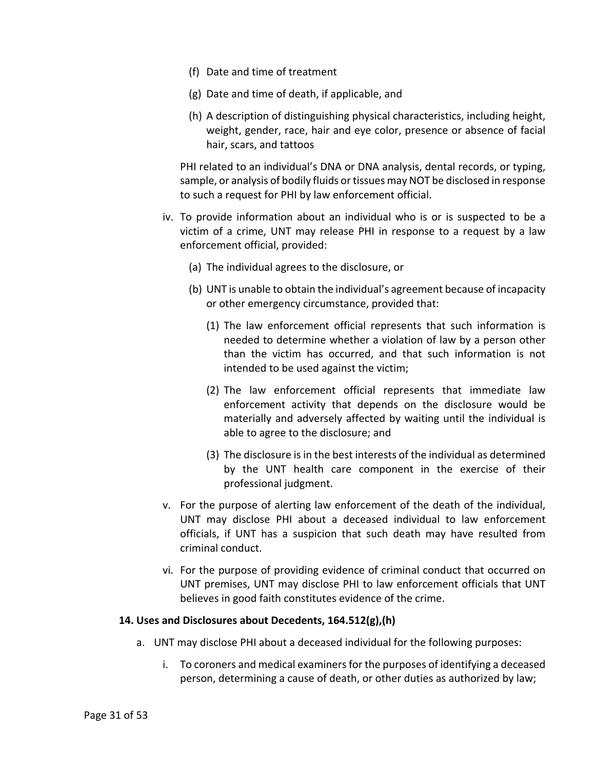(f) Date and time of treatment

(g) Date and time of death, if applicable, and

(h) A description of distinguishing physical characteristics, including height, weight, gender, race, hair and eye color, presence or absence of facial hair, scars, and tattoos

PHI related to an individual's DNA or DNA analysis, dental records, or typing, sample, or analysis of bodily fluids or tissues may NOT be disclosed in response to such a request for PHI by law enforcement official.

iv. To provide information about an individual who is or is suspected to be a victim of a crime, UNT may release PHI in response to a request by a law enforcement official, provided:

(a) The individual agrees to the disclosure, or

(b) UNT is unable to obtain the individual's agreement because of incapacity or other emergency circumstance, provided that:

(1) The law enforcement official represents that such information is needed to determine whether a violation of law by a person other than the victim has occurred, and that such information is not intended to be used against the victim;

(2) The law enforcement official represents that immediate law enforcement activity that depends on the disclosure would be materially and adversely affected by waiting until the individual is able to agree to the disclosure; and

(3) The disclosure is in the best interests of the individual as determined by the UNT health care component in the exercise of their professional judgment.

v. For the purpose of alerting law enforcement of the death of the individual, UNT may disclose PHI about a deceased individual to law enforcement officials, if UNT has a suspicion that such death may have resulted from criminal conduct.

vi. For the purpose of providing evidence of criminal conduct that occurred on UNT premises, UNT may disclose PHI to law enforcement officials that UNT believes in good faith constitutes evidence of the crime.

**14. Uses and Disclosures about Decedents, 164.512(g),(h)**

a. UNT may disclose PHI about a deceased individual for the following purposes:

i. To coroners and medical examiners for the purposes of identifying a deceased person, determining a cause of death, or other duties as authorized by law;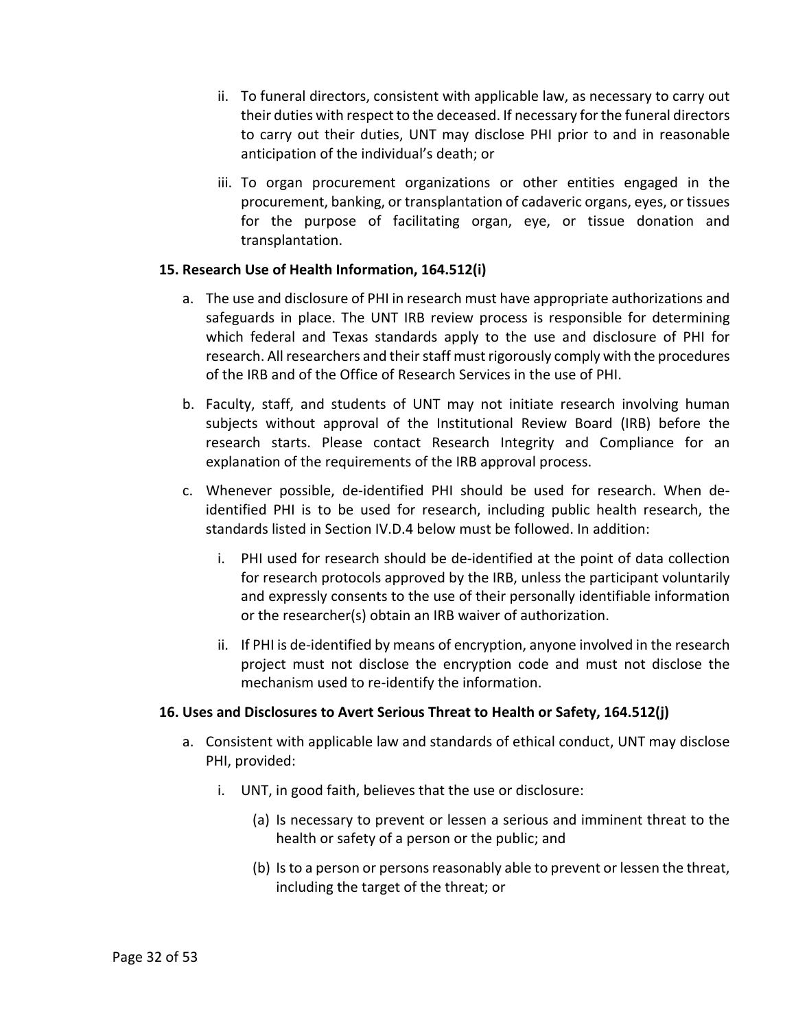ii. To funeral directors, consistent with applicable law, as necessary to carry out their duties with respect to the deceased. If necessary for the funeral directors to carry out their duties, UNT may disclose PHI prior to and in reasonable anticipation of the individual's death; or

iii. To organ procurement organizations or other entities engaged in the procurement, banking, or transplantation of cadaveric organs, eyes, or tissues for the purpose of facilitating organ, eye, or tissue donation and transplantation.

**15. Research Use of Health Information, 164.512(i)**

a. The use and disclosure of PHI in research must have appropriate authorizations and safeguards in place. The UNT IRB review process is responsible for determining which federal and Texas standards apply to the use and disclosure of PHI for research. All researchers and their staff must rigorously comply with the procedures of the IRB and of the Office of Research Services in the use of PHI.

b. Faculty, staff, and students of UNT may not initiate research involving human subjects without approval of the Institutional Review Board (IRB) before the research starts. Please contact Research Integrity and Compliance for an explanation of the requirements of the IRB approval process.

c. Whenever possible, de-identified PHI should be used for research. When de-identified PHI is to be used for research, including public health research, the standards listed in Section IV.D.4 below must be followed. In addition:

   i. PHI used for research should be de-identified at the point of data collection for research protocols approved by the IRB, unless the participant voluntarily and expressly consents to the use of their personally identifiable information or the researcher(s) obtain an IRB waiver of authorization.

   ii. If PHI is de-identified by means of encryption, anyone involved in the research project must not disclose the encryption code and must not disclose the mechanism used to re-identify the information.

**16. Uses and Disclosures to Avert Serious Threat to Health or Safety, 164.512(j)**

a. Consistent with applicable law and standards of ethical conduct, UNT may disclose PHI, provided:

   i. UNT, in good faith, believes that the use or disclosure:

      (a) Is necessary to prevent or lessen a serious and imminent threat to the health or safety of a person or the public; and

      (b) Is to a person or persons reasonably able to prevent or lessen the threat, including the target of the threat; or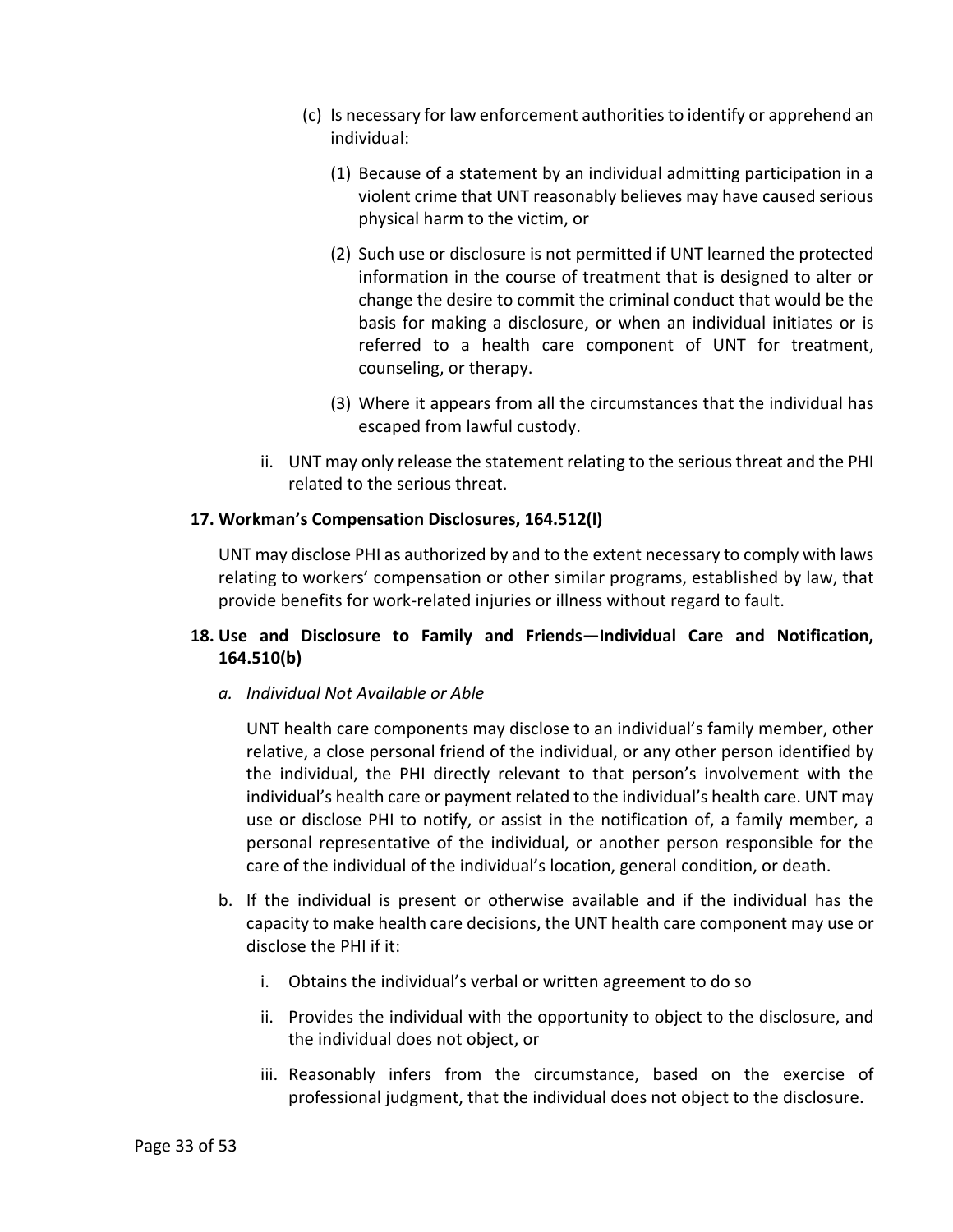(c) Is necessary for law enforcement authorities to identify or apprehend an individual:

(1) Because of a statement by an individual admitting participation in a violent crime that UNT reasonably believes may have caused serious physical harm to the victim, or

(2) Such use or disclosure is not permitted if UNT learned the protected information in the course of treatment that is designed to alter or change the desire to commit the criminal conduct that would be the basis for making a disclosure, or when an individual initiates or is referred to a health care component of UNT for treatment, counseling, or therapy.

(3) Where it appears from all the circumstances that the individual has escaped from lawful custody.

ii. UNT may only release the statement relating to the serious threat and the PHI related to the serious threat.

**17. Workman's Compensation Disclosures, 164.512(l)**

UNT may disclose PHI as authorized by and to the extent necessary to comply with laws relating to workers' compensation or other similar programs, established by law, that provide benefits for work-related injuries or illness without regard to fault.

**18. Use and Disclosure to Family and Friends—Individual Care and Notification, 164.510(b)**

a. *Individual Not Available or Able*

UNT health care components may disclose to an individual's family member, other relative, a close personal friend of the individual, or any other person identified by the individual, the PHI directly relevant to that person's involvement with the individual's health care or payment related to the individual's health care. UNT may use or disclose PHI to notify, or assist in the notification of, a family member, a personal representative of the individual, or another person responsible for the care of the individual of the individual's location, general condition, or death.

b. If the individual is present or otherwise available and if the individual has the capacity to make health care decisions, the UNT health care component may use or disclose the PHI if it:

i. Obtains the individual's verbal or written agreement to do so

ii. Provides the individual with the opportunity to object to the disclosure, and the individual does not object, or

iii. Reasonably infers from the circumstance, based on the exercise of professional judgment, that the individual does not object to the disclosure.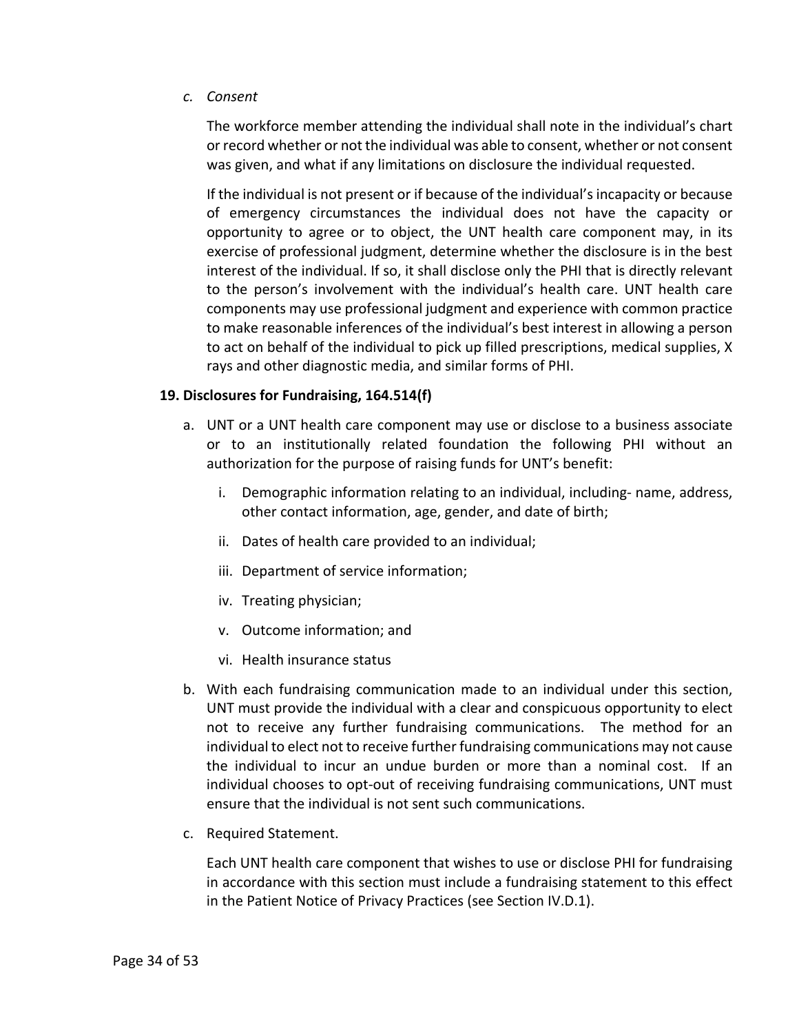*c. Consent*

The workforce member attending the individual shall note in the individual's chart or record whether or not the individual was able to consent, whether or not consent was given, and what if any limitations on disclosure the individual requested.

If the individual is not present or if because of the individual's incapacity or because of emergency circumstances the individual does not have the capacity or opportunity to agree or to object, the UNT health care component may, in its exercise of professional judgment, determine whether the disclosure is in the best interest of the individual. If so, it shall disclose only the PHI that is directly relevant to the person's involvement with the individual's health care. UNT health care components may use professional judgment and experience with common practice to make reasonable inferences of the individual's best interest in allowing a person to act on behalf of the individual to pick up filled prescriptions, medical supplies, X rays and other diagnostic media, and similar forms of PHI.

**19. Disclosures for Fundraising, 164.514(f)**

a. UNT or a UNT health care component may use or disclose to a business associate or to an institutionally related foundation the following PHI without an authorization for the purpose of raising funds for UNT's benefit:

   i. Demographic information relating to an individual, including- name, address, other contact information, age, gender, and date of birth;

   ii. Dates of health care provided to an individual;

   iii. Department of service information;

   iv. Treating physician;

   v. Outcome information; and

   vi. Health insurance status

b. With each fundraising communication made to an individual under this section, UNT must provide the individual with a clear and conspicuous opportunity to elect not to receive any further fundraising communications. The method for an individual to elect not to receive further fundraising communications may not cause the individual to incur an undue burden or more than a nominal cost. If an individual chooses to opt-out of receiving fundraising communications, UNT must ensure that the individual is not sent such communications.

c. Required Statement.

   Each UNT health care component that wishes to use or disclose PHI for fundraising in accordance with this section must include a fundraising statement to this effect in the Patient Notice of Privacy Practices (see Section IV.D.1).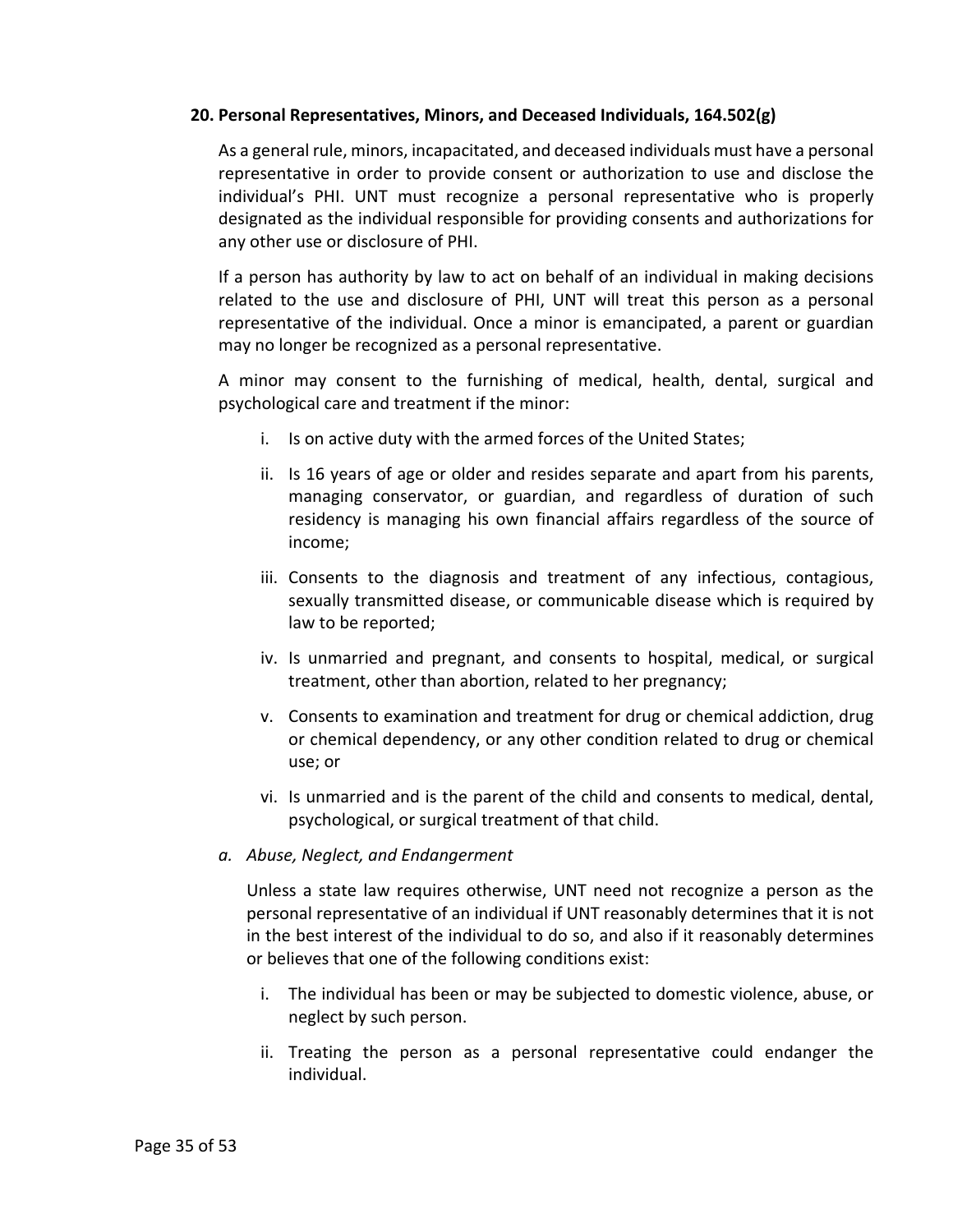### 20. Personal Representatives, Minors, and Deceased Individuals, 164.502(g)

As a general rule, minors, incapacitated, and deceased individuals must have a personal representative in order to provide consent or authorization to use and disclose the individual's PHI. UNT must recognize a personal representative who is properly designated as the individual responsible for providing consents and authorizations for any other use or disclosure of PHI.

If a person has authority by law to act on behalf of an individual in making decisions related to the use and disclosure of PHI, UNT will treat this person as a personal representative of the individual. Once a minor is emancipated, a parent or guardian may no longer be recognized as a personal representative.

A minor may consent to the furnishing of medical, health, dental, surgical and psychological care and treatment if the minor:

- i. Is on active duty with the armed forces of the United States;
- ii. Is 16 years of age or older and resides separate and apart from his parents, managing conservator, or guardian, and regardless of duration of such residency is managing his own financial affairs regardless of the source of income;
- iii. Consents to the diagnosis and treatment of any infectious, contagious, sexually transmitted disease, or communicable disease which is required by law to be reported;
- iv. Is unmarried and pregnant, and consents to hospital, medical, or surgical treatment, other than abortion, related to her pregnancy;
- v. Consents to examination and treatment for drug or chemical addiction, drug or chemical dependency, or any other condition related to drug or chemical use; or
- vi. Is unmarried and is the parent of the child and consents to medical, dental, psychological, or surgical treatment of that child.

*a. Abuse, Neglect, and Endangerment*

Unless a state law requires otherwise, UNT need not recognize a person as the personal representative of an individual if UNT reasonably determines that it is not in the best interest of the individual to do so, and also if it reasonably determines or believes that one of the following conditions exist:

- i. The individual has been or may be subjected to domestic violence, abuse, or neglect by such person.
- ii. Treating the person as a personal representative could endanger the individual.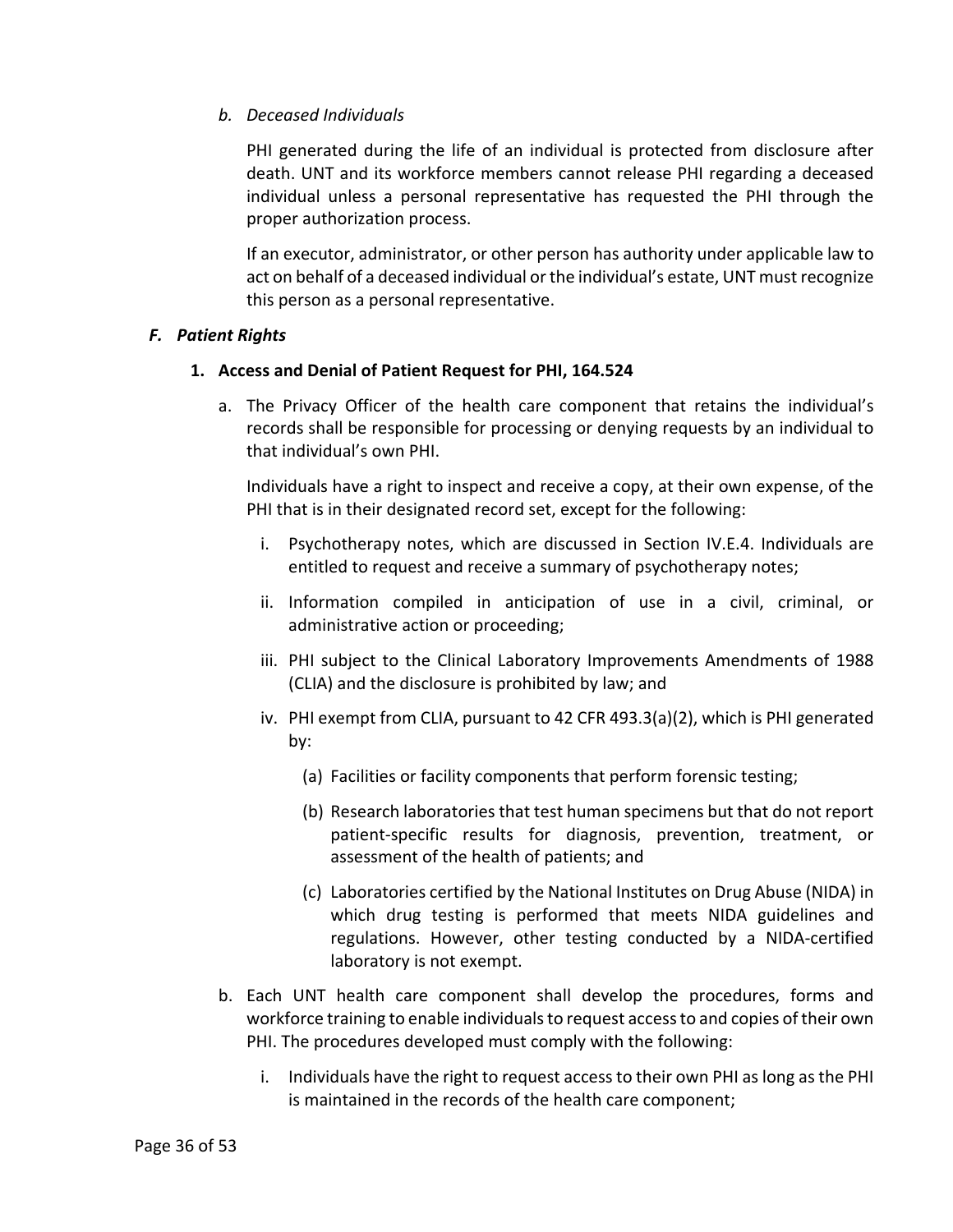*b. Deceased Individuals*

PHI generated during the life of an individual is protected from disclosure after death. UNT and its workforce members cannot release PHI regarding a deceased individual unless a personal representative has requested the PHI through the proper authorization process.

If an executor, administrator, or other person has authority under applicable law to act on behalf of a deceased individual or the individual's estate, UNT must recognize this person as a personal representative.

### *F. Patient Rights*

#### 1. Access and Denial of Patient Request for PHI, 164.524

a. The Privacy Officer of the health care component that retains the individual's records shall be responsible for processing or denying requests by an individual to that individual's own PHI.

   Individuals have a right to inspect and receive a copy, at their own expense, of the PHI that is in their designated record set, except for the following:

   i. Psychotherapy notes, which are discussed in Section IV.E.4. Individuals are entitled to request and receive a summary of psychotherapy notes;

   ii. Information compiled in anticipation of use in a civil, criminal, or administrative action or proceeding;

   iii. PHI subject to the Clinical Laboratory Improvements Amendments of 1988 (CLIA) and the disclosure is prohibited by law; and

   iv. PHI exempt from CLIA, pursuant to 42 CFR 493.3(a)(2), which is PHI generated by:

      (a) Facilities or facility components that perform forensic testing;

      (b) Research laboratories that test human specimens but that do not report patient-specific results for diagnosis, prevention, treatment, or assessment of the health of patients; and

      (c) Laboratories certified by the National Institutes on Drug Abuse (NIDA) in which drug testing is performed that meets NIDA guidelines and regulations. However, other testing conducted by a NIDA-certified laboratory is not exempt.

b. Each UNT health care component shall develop the procedures, forms and workforce training to enable individuals to request access to and copies of their own PHI. The procedures developed must comply with the following:

   i. Individuals have the right to request access to their own PHI as long as the PHI is maintained in the records of the health care component;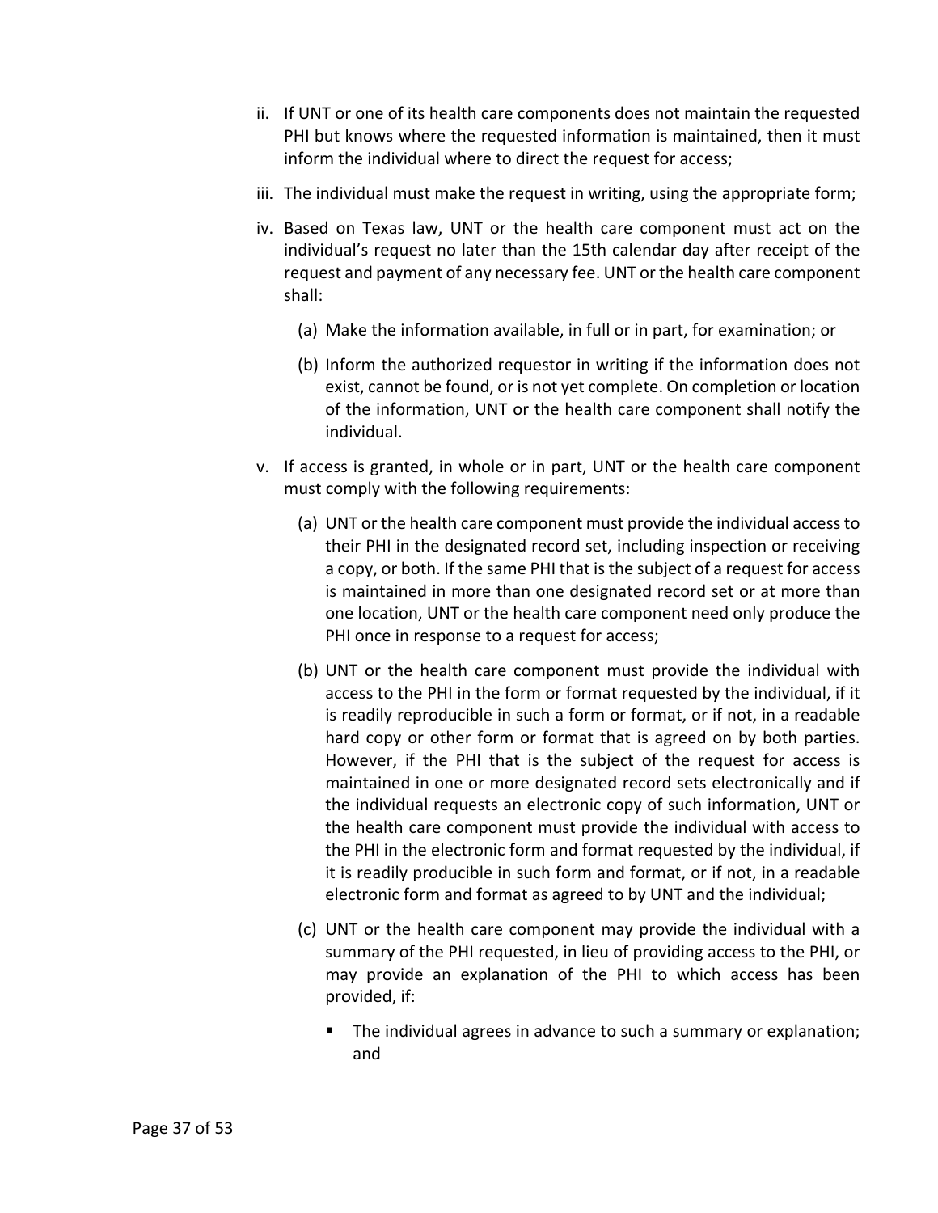ii. If UNT or one of its health care components does not maintain the requested PHI but knows where the requested information is maintained, then it must inform the individual where to direct the request for access;

iii. The individual must make the request in writing, using the appropriate form;

iv. Based on Texas law, UNT or the health care component must act on the individual's request no later than the 15th calendar day after receipt of the request and payment of any necessary fee. UNT or the health care component shall:

   (a) Make the information available, in full or in part, for examination; or

   (b) Inform the authorized requestor in writing if the information does not exist, cannot be found, or is not yet complete. On completion or location of the information, UNT or the health care component shall notify the individual.

v. If access is granted, in whole or in part, UNT or the health care component must comply with the following requirements:

   (a) UNT or the health care component must provide the individual access to their PHI in the designated record set, including inspection or receiving a copy, or both. If the same PHI that is the subject of a request for access is maintained in more than one designated record set or at more than one location, UNT or the health care component need only produce the PHI once in response to a request for access;

   (b) UNT or the health care component must provide the individual with access to the PHI in the form or format requested by the individual, if it is readily reproducible in such a form or format, or if not, in a readable hard copy or other form or format that is agreed on by both parties. However, if the PHI that is the subject of the request for access is maintained in one or more designated record sets electronically and if the individual requests an electronic copy of such information, UNT or the health care component must provide the individual with access to the PHI in the electronic form and format requested by the individual, if it is readily producible in such form and format, or if not, in a readable electronic form and format as agreed to by UNT and the individual;

   (c) UNT or the health care component may provide the individual with a summary of the PHI requested, in lieu of providing access to the PHI, or may provide an explanation of the PHI to which access has been provided, if:

      - The individual agrees in advance to such a summary or explanation; and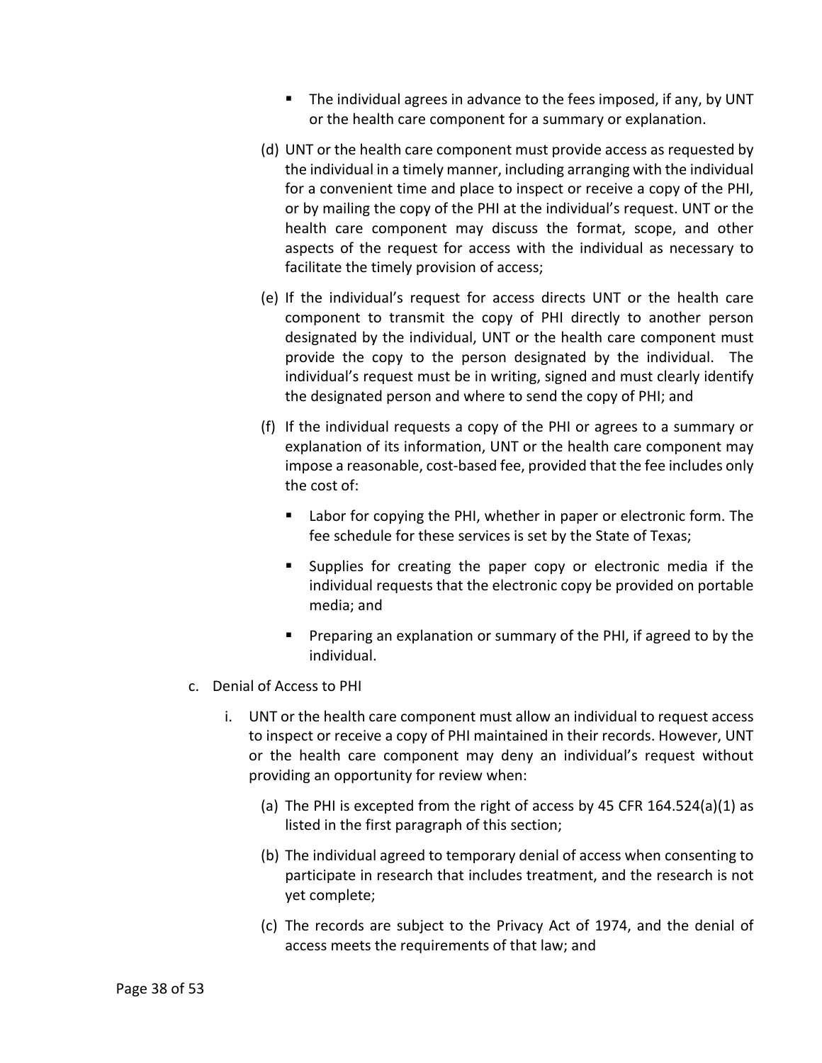- The individual agrees in advance to the fees imposed, if any, by UNT or the health care component for a summary or explanation.

(d) UNT or the health care component must provide access as requested by the individual in a timely manner, including arranging with the individual for a convenient time and place to inspect or receive a copy of the PHI, or by mailing the copy of the PHI at the individual's request. UNT or the health care component may discuss the format, scope, and other aspects of the request for access with the individual as necessary to facilitate the timely provision of access;

(e) If the individual's request for access directs UNT or the health care component to transmit the copy of PHI directly to another person designated by the individual, UNT or the health care component must provide the copy to the person designated by the individual. The individual's request must be in writing, signed and must clearly identify the designated person and where to send the copy of PHI; and

(f) If the individual requests a copy of the PHI or agrees to a summary or explanation of its information, UNT or the health care component may impose a reasonable, cost-based fee, provided that the fee includes only the cost of:

- Labor for copying the PHI, whether in paper or electronic form. The fee schedule for these services is set by the State of Texas;
- Supplies for creating the paper copy or electronic media if the individual requests that the electronic copy be provided on portable media; and
- Preparing an explanation or summary of the PHI, if agreed to by the individual.

c. Denial of Access to PHI

i. UNT or the health care component must allow an individual to request access to inspect or receive a copy of PHI maintained in their records. However, UNT or the health care component may deny an individual's request without providing an opportunity for review when:

(a) The PHI is excepted from the right of access by 45 CFR 164.524(a)(1) as listed in the first paragraph of this section;

(b) The individual agreed to temporary denial of access when consenting to participate in research that includes treatment, and the research is not yet complete;

(c) The records are subject to the Privacy Act of 1974, and the denial of access meets the requirements of that law; and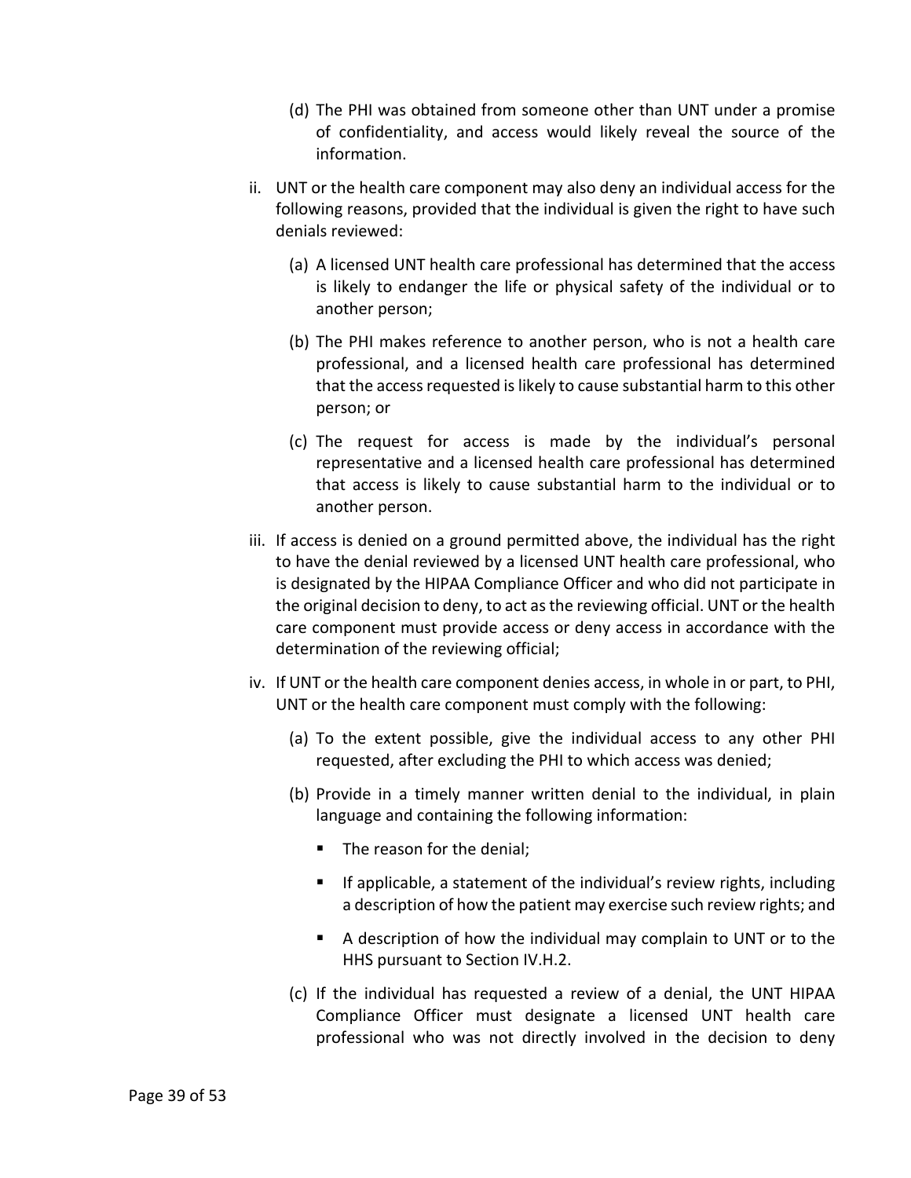(d) The PHI was obtained from someone other than UNT under a promise of confidentiality, and access would likely reveal the source of the information.

ii. UNT or the health care component may also deny an individual access for the following reasons, provided that the individual is given the right to have such denials reviewed:

(a) A licensed UNT health care professional has determined that the access is likely to endanger the life or physical safety of the individual or to another person;

(b) The PHI makes reference to another person, who is not a health care professional, and a licensed health care professional has determined that the access requested is likely to cause substantial harm to this other person; or

(c) The request for access is made by the individual's personal representative and a licensed health care professional has determined that access is likely to cause substantial harm to the individual or to another person.

iii. If access is denied on a ground permitted above, the individual has the right to have the denial reviewed by a licensed UNT health care professional, who is designated by the HIPAA Compliance Officer and who did not participate in the original decision to deny, to act as the reviewing official. UNT or the health care component must provide access or deny access in accordance with the determination of the reviewing official;

iv. If UNT or the health care component denies access, in whole in or part, to PHI, UNT or the health care component must comply with the following:

(a) To the extent possible, give the individual access to any other PHI requested, after excluding the PHI to which access was denied;

(b) Provide in a timely manner written denial to the individual, in plain language and containing the following information:

- The reason for the denial;
- If applicable, a statement of the individual's review rights, including a description of how the patient may exercise such review rights; and
- A description of how the individual may complain to UNT or to the HHS pursuant to Section IV.H.2.

(c) If the individual has requested a review of a denial, the UNT HIPAA Compliance Officer must designate a licensed UNT health care professional who was not directly involved in the decision to deny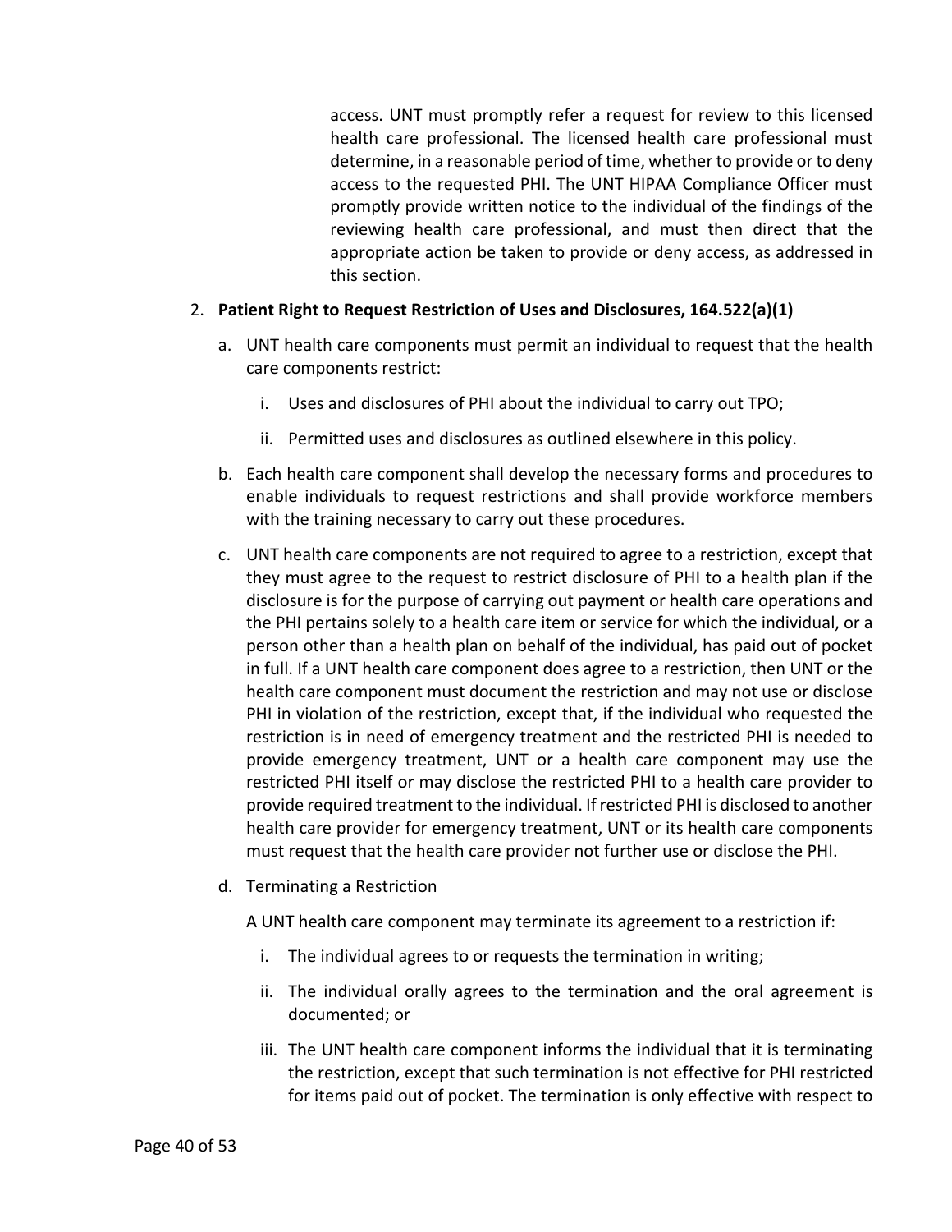access. UNT must promptly refer a request for review to this licensed health care professional. The licensed health care professional must determine, in a reasonable period of time, whether to provide or to deny access to the requested PHI. The UNT HIPAA Compliance Officer must promptly provide written notice to the individual of the findings of the reviewing health care professional, and must then direct that the appropriate action be taken to provide or deny access, as addressed in this section.

2. **Patient Right to Request Restriction of Uses and Disclosures, 164.522(a)(1)**

   a. UNT health care components must permit an individual to request that the health care components restrict:

      i. Uses and disclosures of PHI about the individual to carry out TPO;

      ii. Permitted uses and disclosures as outlined elsewhere in this policy.

   b. Each health care component shall develop the necessary forms and procedures to enable individuals to request restrictions and shall provide workforce members with the training necessary to carry out these procedures.

   c. UNT health care components are not required to agree to a restriction, except that they must agree to the request to restrict disclosure of PHI to a health plan if the disclosure is for the purpose of carrying out payment or health care operations and the PHI pertains solely to a health care item or service for which the individual, or a person other than a health plan on behalf of the individual, has paid out of pocket in full. If a UNT health care component does agree to a restriction, then UNT or the health care component must document the restriction and may not use or disclose PHI in violation of the restriction, except that, if the individual who requested the restriction is in need of emergency treatment and the restricted PHI is needed to provide emergency treatment, UNT or a health care component may use the restricted PHI itself or may disclose the restricted PHI to a health care provider to provide required treatment to the individual. If restricted PHI is disclosed to another health care provider for emergency treatment, UNT or its health care components must request that the health care provider not further use or disclose the PHI.

   d. Terminating a Restriction

      A UNT health care component may terminate its agreement to a restriction if:

      i. The individual agrees to or requests the termination in writing;

      ii. The individual orally agrees to the termination and the oral agreement is documented; or

      iii. The UNT health care component informs the individual that it is terminating the restriction, except that such termination is not effective for PHI restricted for items paid out of pocket. The termination is only effective with respect to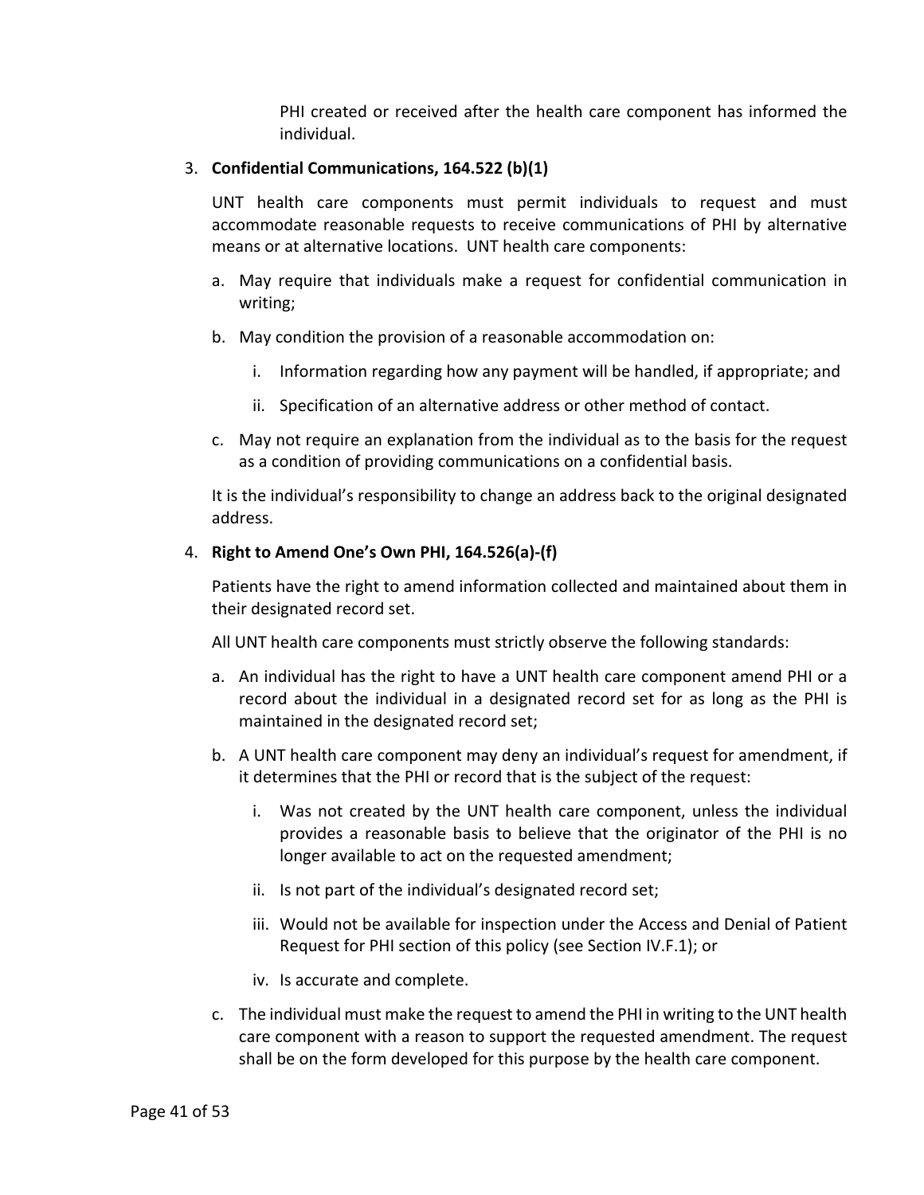PHI created or received after the health care component has informed the individual.

3. **Confidential Communications, 164.522 (b)(1)**

   UNT health care components must permit individuals to request and must accommodate reasonable requests to receive communications of PHI by alternative means or at alternative locations. UNT health care components:

   a. May require that individuals make a request for confidential communication in writing;

   b. May condition the provision of a reasonable accommodation on:

      i. Information regarding how any payment will be handled, if appropriate; and

      ii. Specification of an alternative address or other method of contact.

   c. May not require an explanation from the individual as to the basis for the request as a condition of providing communications on a confidential basis.

   It is the individual's responsibility to change an address back to the original designated address.

4. **Right to Amend One's Own PHI, 164.526(a)-(f)**

   Patients have the right to amend information collected and maintained about them in their designated record set.

   All UNT health care components must strictly observe the following standards:

   a. An individual has the right to have a UNT health care component amend PHI or a record about the individual in a designated record set for as long as the PHI is maintained in the designated record set;

   b. A UNT health care component may deny an individual's request for amendment, if it determines that the PHI or record that is the subject of the request:

      i. Was not created by the UNT health care component, unless the individual provides a reasonable basis to believe that the originator of the PHI is no longer available to act on the requested amendment;

      ii. Is not part of the individual's designated record set;

      iii. Would not be available for inspection under the Access and Denial of Patient Request for PHI section of this policy (see Section IV.F.1); or

      iv. Is accurate and complete.

   c. The individual must make the request to amend the PHI in writing to the UNT health care component with a reason to support the requested amendment. The request shall be on the form developed for this purpose by the health care component.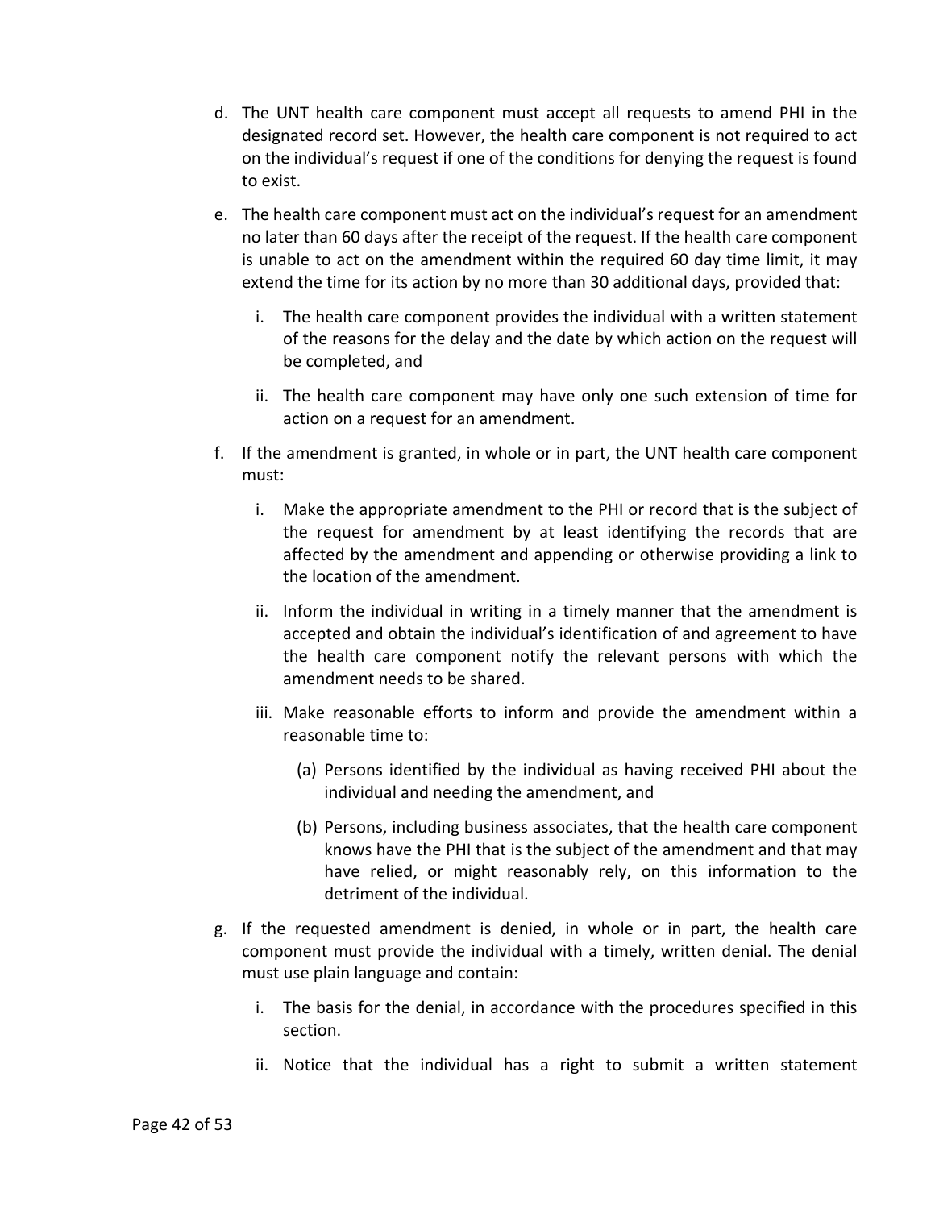d. The UNT health care component must accept all requests to amend PHI in the designated record set. However, the health care component is not required to act on the individual's request if one of the conditions for denying the request is found to exist.

e. The health care component must act on the individual's request for an amendment no later than 60 days after the receipt of the request. If the health care component is unable to act on the amendment within the required 60 day time limit, it may extend the time for its action by no more than 30 additional days, provided that:

   i. The health care component provides the individual with a written statement of the reasons for the delay and the date by which action on the request will be completed, and

   ii. The health care component may have only one such extension of time for action on a request for an amendment.

f. If the amendment is granted, in whole or in part, the UNT health care component must:

   i. Make the appropriate amendment to the PHI or record that is the subject of the request for amendment by at least identifying the records that are affected by the amendment and appending or otherwise providing a link to the location of the amendment.

   ii. Inform the individual in writing in a timely manner that the amendment is accepted and obtain the individual's identification of and agreement to have the health care component notify the relevant persons with which the amendment needs to be shared.

   iii. Make reasonable efforts to inform and provide the amendment within a reasonable time to:

      (a) Persons identified by the individual as having received PHI about the individual and needing the amendment, and

      (b) Persons, including business associates, that the health care component knows have the PHI that is the subject of the amendment and that may have relied, or might reasonably rely, on this information to the detriment of the individual.

g. If the requested amendment is denied, in whole or in part, the health care component must provide the individual with a timely, written denial. The denial must use plain language and contain:

   i. The basis for the denial, in accordance with the procedures specified in this section.

   ii. Notice that the individual has a right to submit a written statement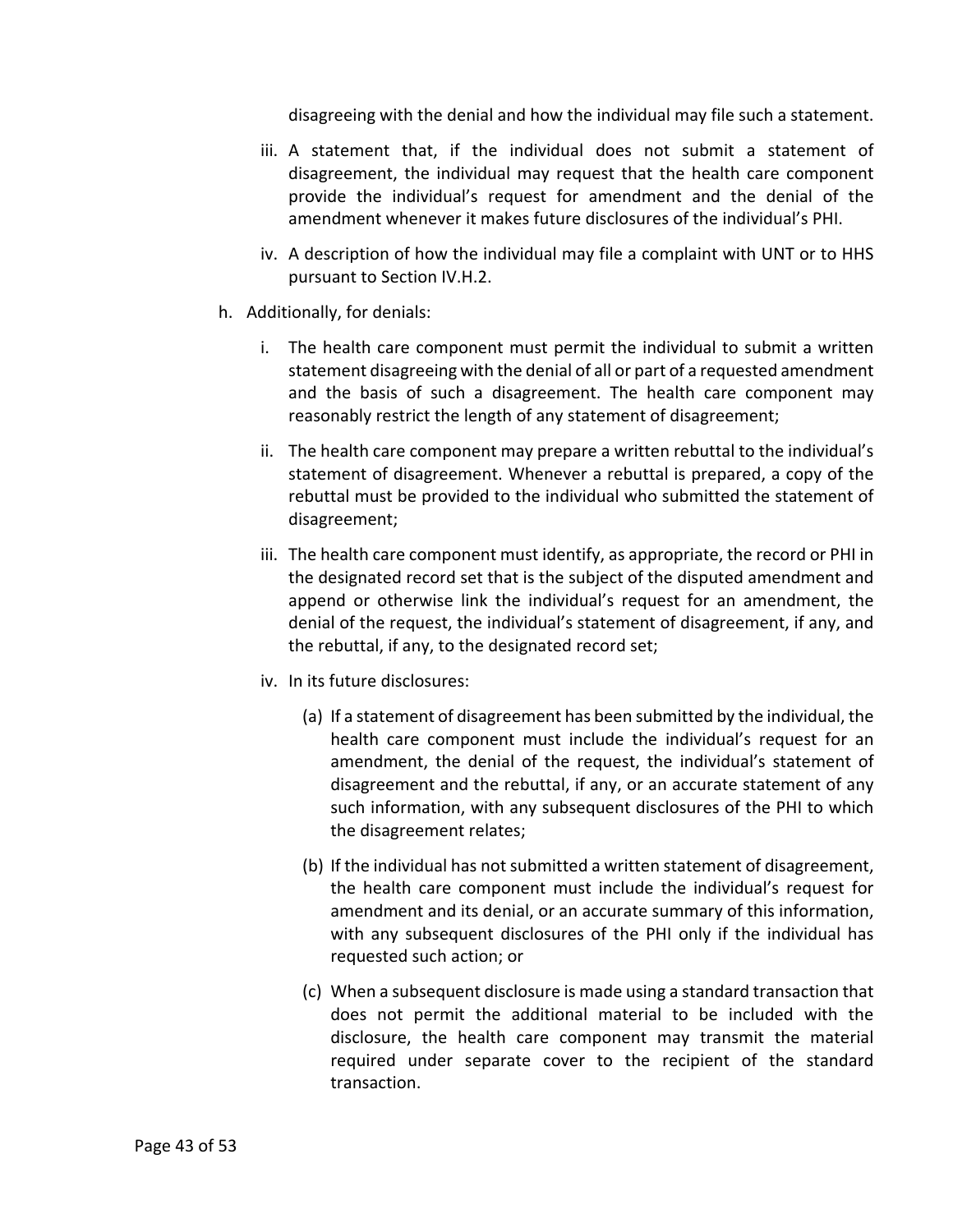disagreeing with the denial and how the individual may file such a statement.

iii. A statement that, if the individual does not submit a statement of disagreement, the individual may request that the health care component provide the individual's request for amendment and the denial of the amendment whenever it makes future disclosures of the individual's PHI.

iv. A description of how the individual may file a complaint with UNT or to HHS pursuant to Section IV.H.2.

h. Additionally, for denials:

   i. The health care component must permit the individual to submit a written statement disagreeing with the denial of all or part of a requested amendment and the basis of such a disagreement. The health care component may reasonably restrict the length of any statement of disagreement;

   ii. The health care component may prepare a written rebuttal to the individual's statement of disagreement. Whenever a rebuttal is prepared, a copy of the rebuttal must be provided to the individual who submitted the statement of disagreement;

   iii. The health care component must identify, as appropriate, the record or PHI in the designated record set that is the subject of the disputed amendment and append or otherwise link the individual's request for an amendment, the denial of the request, the individual's statement of disagreement, if any, and the rebuttal, if any, to the designated record set;

   iv. In its future disclosures:

      (a) If a statement of disagreement has been submitted by the individual, the health care component must include the individual's request for an amendment, the denial of the request, the individual's statement of disagreement and the rebuttal, if any, or an accurate statement of any such information, with any subsequent disclosures of the PHI to which the disagreement relates;

      (b) If the individual has not submitted a written statement of disagreement, the health care component must include the individual's request for amendment and its denial, or an accurate summary of this information, with any subsequent disclosures of the PHI only if the individual has requested such action; or

      (c) When a subsequent disclosure is made using a standard transaction that does not permit the additional material to be included with the disclosure, the health care component may transmit the material required under separate cover to the recipient of the standard transaction.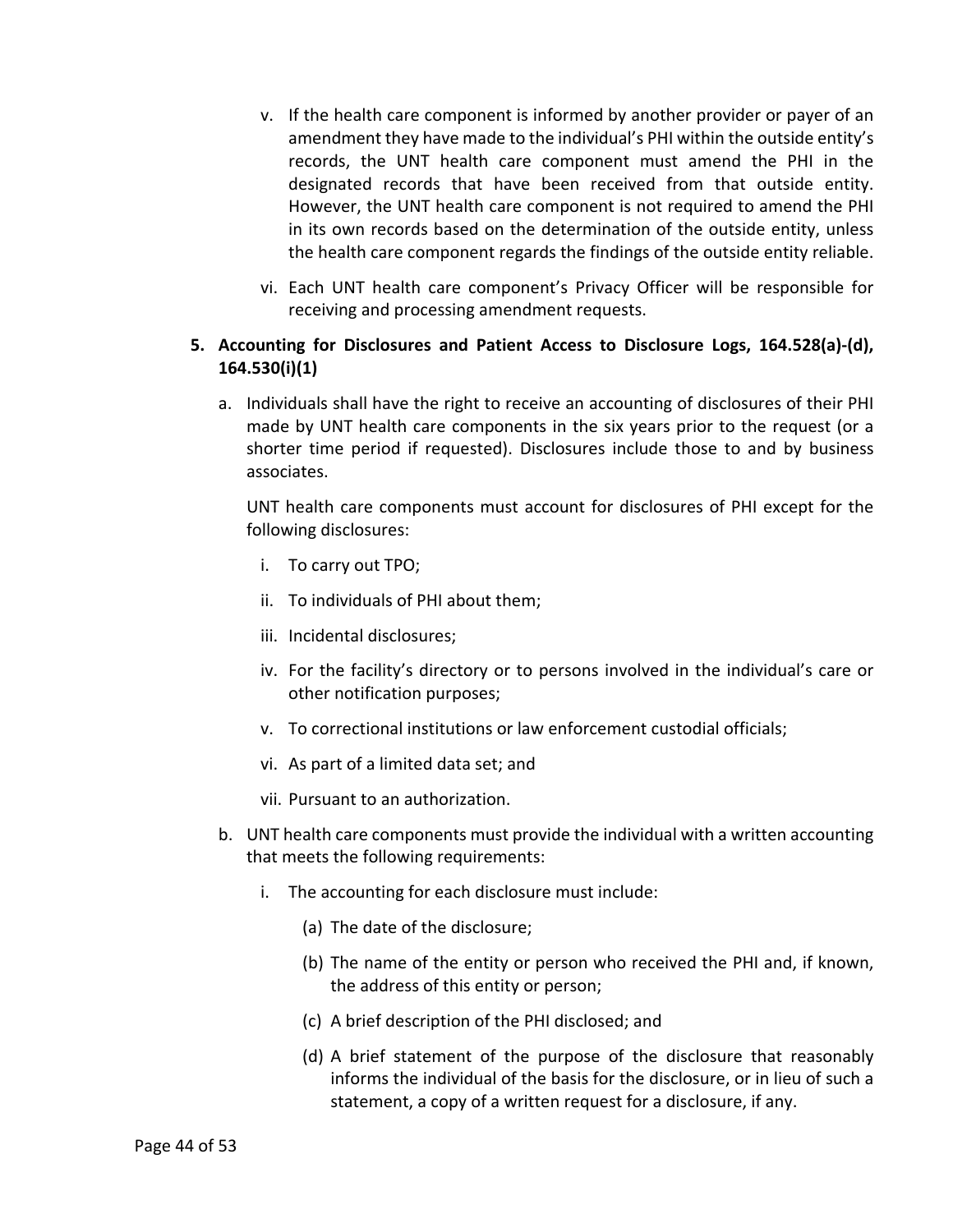v. If the health care component is informed by another provider or payer of an amendment they have made to the individual's PHI within the outside entity's records, the UNT health care component must amend the PHI in the designated records that have been received from that outside entity. However, the UNT health care component is not required to amend the PHI in its own records based on the determination of the outside entity, unless the health care component regards the findings of the outside entity reliable.

vi. Each UNT health care component's Privacy Officer will be responsible for receiving and processing amendment requests.

**5. Accounting for Disclosures and Patient Access to Disclosure Logs, 164.528(a)-(d), 164.530(i)(1)**

a. Individuals shall have the right to receive an accounting of disclosures of their PHI made by UNT health care components in the six years prior to the request (or a shorter time period if requested). Disclosures include those to and by business associates.

   UNT health care components must account for disclosures of PHI except for the following disclosures:

   i. To carry out TPO;

   ii. To individuals of PHI about them;

   iii. Incidental disclosures;

   iv. For the facility's directory or to persons involved in the individual's care or other notification purposes;

   v. To correctional institutions or law enforcement custodial officials;

   vi. As part of a limited data set; and

   vii. Pursuant to an authorization.

b. UNT health care components must provide the individual with a written accounting that meets the following requirements:

   i. The accounting for each disclosure must include:

      (a) The date of the disclosure;

      (b) The name of the entity or person who received the PHI and, if known, the address of this entity or person;

      (c) A brief description of the PHI disclosed; and

      (d) A brief statement of the purpose of the disclosure that reasonably informs the individual of the basis for the disclosure, or in lieu of such a statement, a copy of a written request for a disclosure, if any.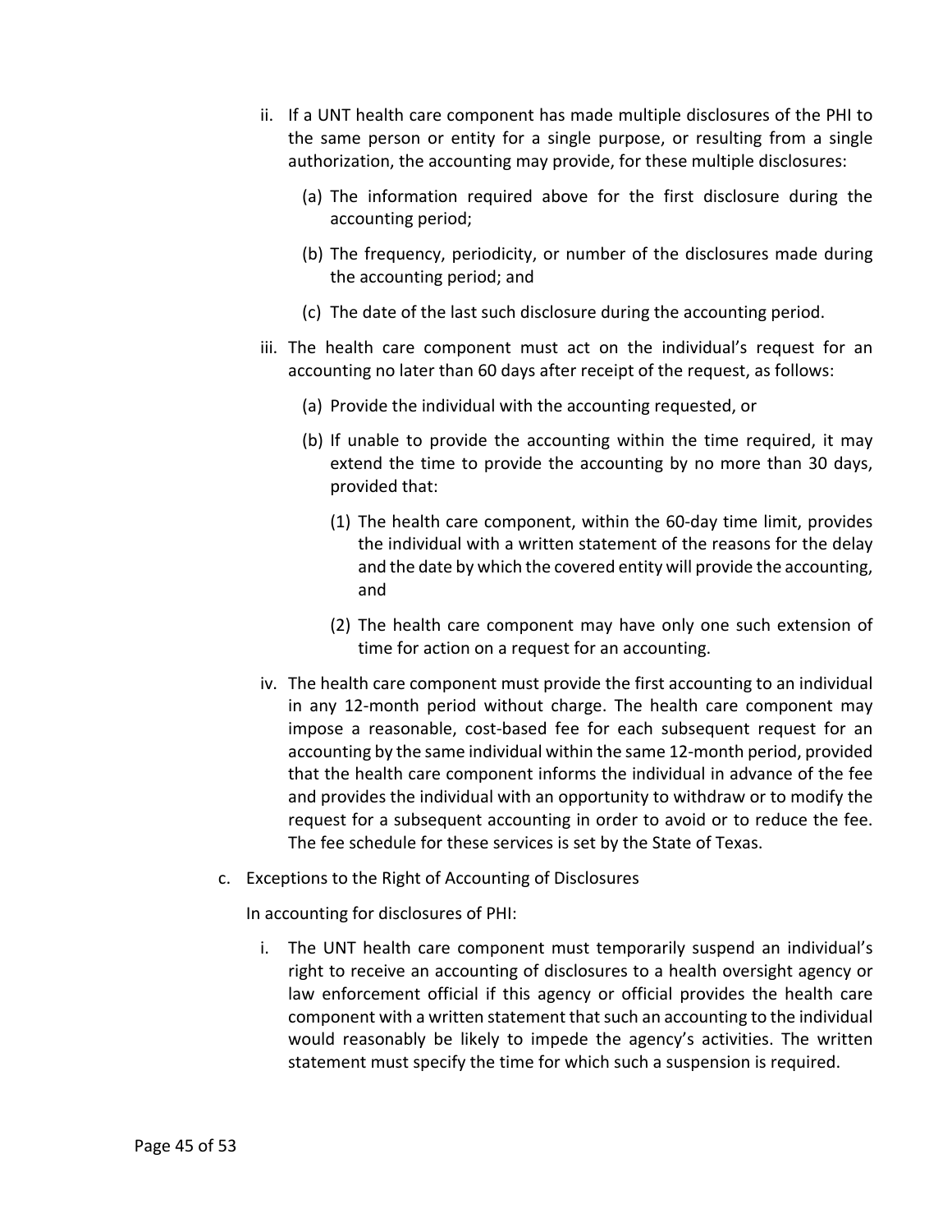ii. If a UNT health care component has made multiple disclosures of the PHI to the same person or entity for a single purpose, or resulting from a single authorization, the accounting may provide, for these multiple disclosures:

   (a) The information required above for the first disclosure during the accounting period;

   (b) The frequency, periodicity, or number of the disclosures made during the accounting period; and

   (c) The date of the last such disclosure during the accounting period.

iii. The health care component must act on the individual's request for an accounting no later than 60 days after receipt of the request, as follows:

   (a) Provide the individual with the accounting requested, or

   (b) If unable to provide the accounting within the time required, it may extend the time to provide the accounting by no more than 30 days, provided that:

      (1) The health care component, within the 60-day time limit, provides the individual with a written statement of the reasons for the delay and the date by which the covered entity will provide the accounting, and

      (2) The health care component may have only one such extension of time for action on a request for an accounting.

iv. The health care component must provide the first accounting to an individual in any 12-month period without charge. The health care component may impose a reasonable, cost-based fee for each subsequent request for an accounting by the same individual within the same 12-month period, provided that the health care component informs the individual in advance of the fee and provides the individual with an opportunity to withdraw or to modify the request for a subsequent accounting in order to avoid or to reduce the fee. The fee schedule for these services is set by the State of Texas.

c. Exceptions to the Right of Accounting of Disclosures

In accounting for disclosures of PHI:

i. The UNT health care component must temporarily suspend an individual's right to receive an accounting of disclosures to a health oversight agency or law enforcement official if this agency or official provides the health care component with a written statement that such an accounting to the individual would reasonably be likely to impede the agency's activities. The written statement must specify the time for which such a suspension is required.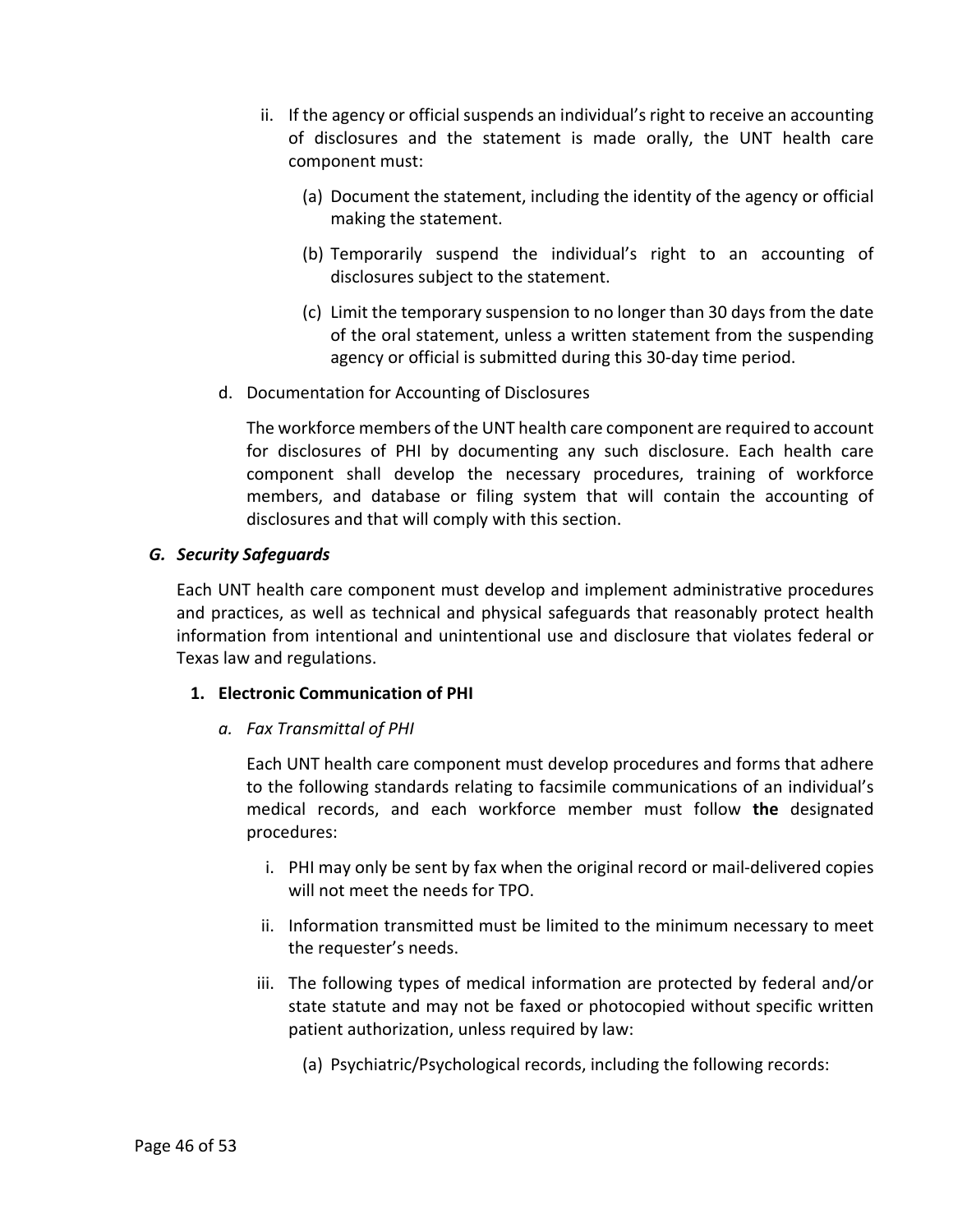ii. If the agency or official suspends an individual's right to receive an accounting of disclosures and the statement is made orally, the UNT health care component must:

   (a) Document the statement, including the identity of the agency or official making the statement.

   (b) Temporarily suspend the individual's right to an accounting of disclosures subject to the statement.

   (c) Limit the temporary suspension to no longer than 30 days from the date of the oral statement, unless a written statement from the suspending agency or official is submitted during this 30-day time period.

d. Documentation for Accounting of Disclosures

The workforce members of the UNT health care component are required to account for disclosures of PHI by documenting any such disclosure. Each health care component shall develop the necessary procedures, training of workforce members, and database or filing system that will contain the accounting of disclosures and that will comply with this section.

### *G. Security Safeguards*

Each UNT health care component must develop and implement administrative procedures and practices, as well as technical and physical safeguards that reasonably protect health information from intentional and unintentional use and disclosure that violates federal or Texas law and regulations.

#### 1. Electronic Communication of PHI

*a. Fax Transmittal of PHI*

Each UNT health care component must develop procedures and forms that adhere to the following standards relating to facsimile communications of an individual's medical records, and each workforce member must follow **the** designated procedures:

i. PHI may only be sent by fax when the original record or mail-delivered copies will not meet the needs for TPO.

ii. Information transmitted must be limited to the minimum necessary to meet the requester's needs.

iii. The following types of medical information are protected by federal and/or state statute and may not be faxed or photocopied without specific written patient authorization, unless required by law:

   (a) Psychiatric/Psychological records, including the following records: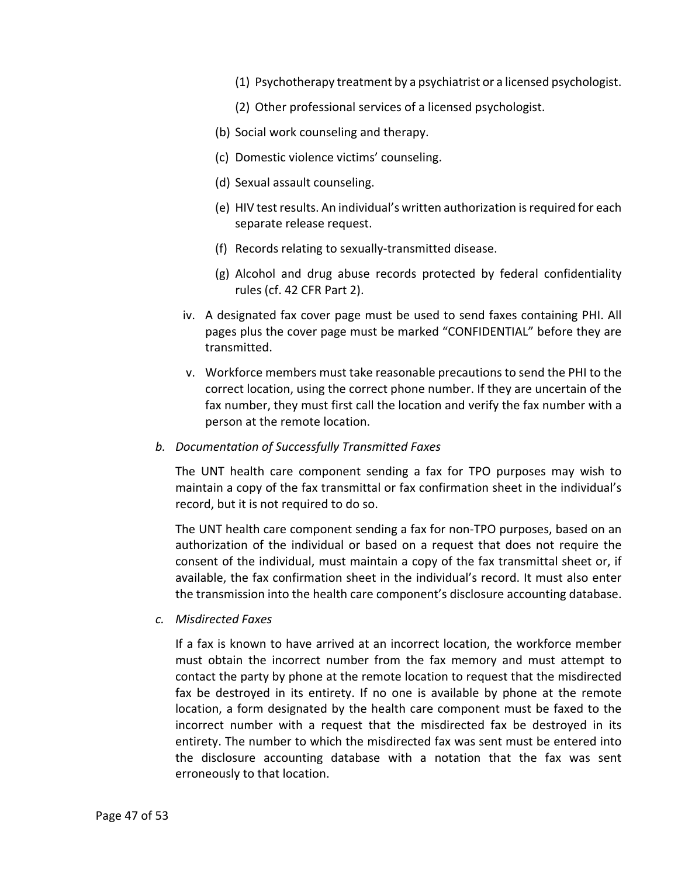(1) Psychotherapy treatment by a psychiatrist or a licensed psychologist.

(2) Other professional services of a licensed psychologist.

(b) Social work counseling and therapy.

(c) Domestic violence victims' counseling.

(d) Sexual assault counseling.

(e) HIV test results. An individual's written authorization is required for each separate release request.

(f) Records relating to sexually-transmitted disease.

(g) Alcohol and drug abuse records protected by federal confidentiality rules (cf. 42 CFR Part 2).

iv. A designated fax cover page must be used to send faxes containing PHI. All pages plus the cover page must be marked "CONFIDENTIAL" before they are transmitted.

v. Workforce members must take reasonable precautions to send the PHI to the correct location, using the correct phone number. If they are uncertain of the fax number, they must first call the location and verify the fax number with a person at the remote location.

*b. Documentation of Successfully Transmitted Faxes*

The UNT health care component sending a fax for TPO purposes may wish to maintain a copy of the fax transmittal or fax confirmation sheet in the individual's record, but it is not required to do so.

The UNT health care component sending a fax for non-TPO purposes, based on an authorization of the individual or based on a request that does not require the consent of the individual, must maintain a copy of the fax transmittal sheet or, if available, the fax confirmation sheet in the individual's record. It must also enter the transmission into the health care component's disclosure accounting database.

*c. Misdirected Faxes*

If a fax is known to have arrived at an incorrect location, the workforce member must obtain the incorrect number from the fax memory and must attempt to contact the party by phone at the remote location to request that the misdirected fax be destroyed in its entirety. If no one is available by phone at the remote location, a form designated by the health care component must be faxed to the incorrect number with a request that the misdirected fax be destroyed in its entirety. The number to which the misdirected fax was sent must be entered into the disclosure accounting database with a notation that the fax was sent erroneously to that location.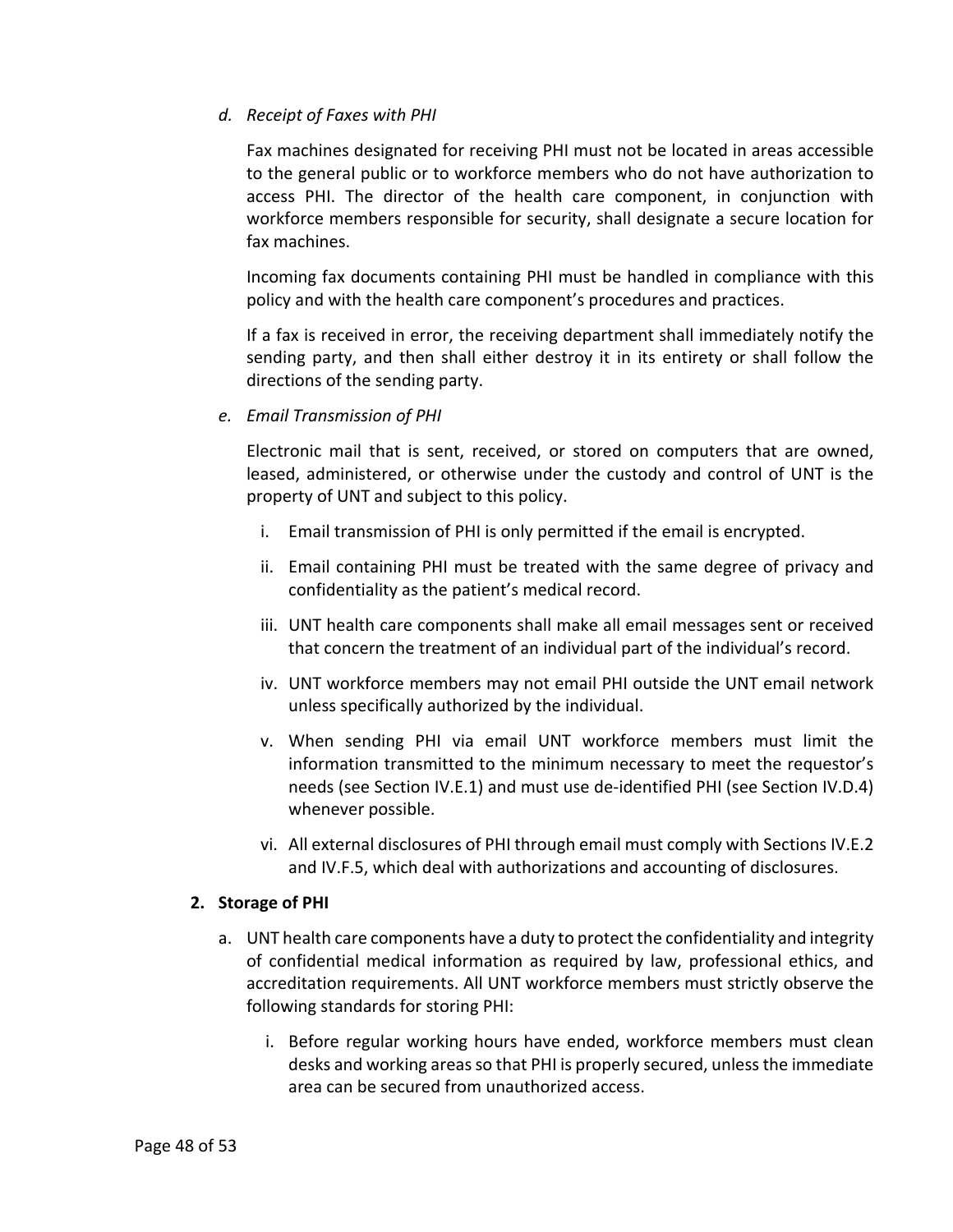*d. Receipt of Faxes with PHI*

Fax machines designated for receiving PHI must not be located in areas accessible to the general public or to workforce members who do not have authorization to access PHI. The director of the health care component, in conjunction with workforce members responsible for security, shall designate a secure location for fax machines.

Incoming fax documents containing PHI must be handled in compliance with this policy and with the health care component's procedures and practices.

If a fax is received in error, the receiving department shall immediately notify the sending party, and then shall either destroy it in its entirety or shall follow the directions of the sending party.

*e. Email Transmission of PHI*

Electronic mail that is sent, received, or stored on computers that are owned, leased, administered, or otherwise under the custody and control of UNT is the property of UNT and subject to this policy.

i. Email transmission of PHI is only permitted if the email is encrypted.

ii. Email containing PHI must be treated with the same degree of privacy and confidentiality as the patient's medical record.

iii. UNT health care components shall make all email messages sent or received that concern the treatment of an individual part of the individual's record.

iv. UNT workforce members may not email PHI outside the UNT email network unless specifically authorized by the individual.

v. When sending PHI via email UNT workforce members must limit the information transmitted to the minimum necessary to meet the requestor's needs (see Section IV.E.1) and must use de-identified PHI (see Section IV.D.4) whenever possible.

vi. All external disclosures of PHI through email must comply with Sections IV.E.2 and IV.F.5, which deal with authorizations and accounting of disclosures.

**2. Storage of PHI**

a. UNT health care components have a duty to protect the confidentiality and integrity of confidential medical information as required by law, professional ethics, and accreditation requirements. All UNT workforce members must strictly observe the following standards for storing PHI:

   i. Before regular working hours have ended, workforce members must clean desks and working areas so that PHI is properly secured, unless the immediate area can be secured from unauthorized access.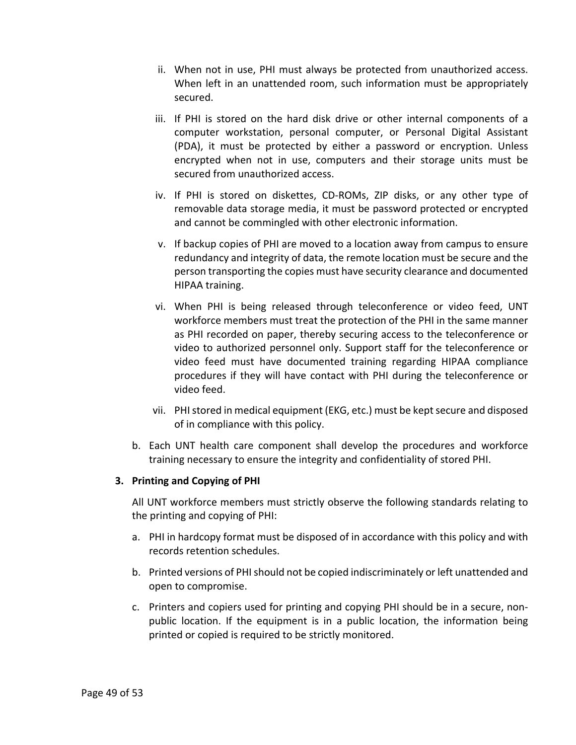ii. When not in use, PHI must always be protected from unauthorized access. When left in an unattended room, such information must be appropriately secured.

iii. If PHI is stored on the hard disk drive or other internal components of a computer workstation, personal computer, or Personal Digital Assistant (PDA), it must be protected by either a password or encryption. Unless encrypted when not in use, computers and their storage units must be secured from unauthorized access.

iv. If PHI is stored on diskettes, CD-ROMs, ZIP disks, or any other type of removable data storage media, it must be password protected or encrypted and cannot be commingled with other electronic information.

v. If backup copies of PHI are moved to a location away from campus to ensure redundancy and integrity of data, the remote location must be secure and the person transporting the copies must have security clearance and documented HIPAA training.

vi. When PHI is being released through teleconference or video feed, UNT workforce members must treat the protection of the PHI in the same manner as PHI recorded on paper, thereby securing access to the teleconference or video to authorized personnel only. Support staff for the teleconference or video feed must have documented training regarding HIPAA compliance procedures if they will have contact with PHI during the teleconference or video feed.

vii. PHI stored in medical equipment (EKG, etc.) must be kept secure and disposed of in compliance with this policy.

b. Each UNT health care component shall develop the procedures and workforce training necessary to ensure the integrity and confidentiality of stored PHI.

**3. Printing and Copying of PHI**

All UNT workforce members must strictly observe the following standards relating to the printing and copying of PHI:

a. PHI in hardcopy format must be disposed of in accordance with this policy and with records retention schedules.

b. Printed versions of PHI should not be copied indiscriminately or left unattended and open to compromise.

c. Printers and copiers used for printing and copying PHI should be in a secure, non-public location. If the equipment is in a public location, the information being printed or copied is required to be strictly monitored.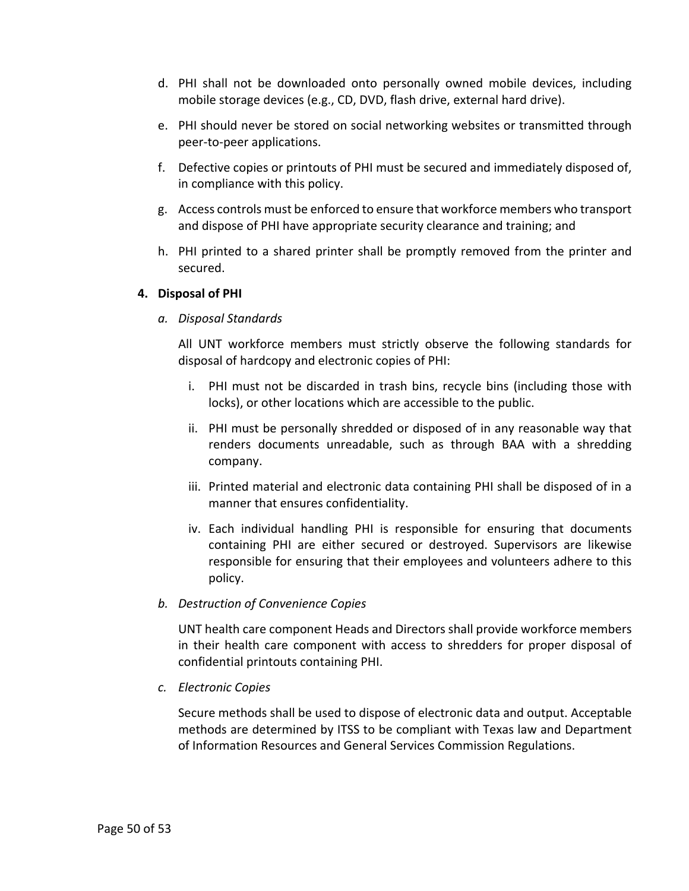d. PHI shall not be downloaded onto personally owned mobile devices, including mobile storage devices (e.g., CD, DVD, flash drive, external hard drive).

e. PHI should never be stored on social networking websites or transmitted through peer-to-peer applications.

f. Defective copies or printouts of PHI must be secured and immediately disposed of, in compliance with this policy.

g. Access controls must be enforced to ensure that workforce members who transport and dispose of PHI have appropriate security clearance and training; and

h. PHI printed to a shared printer shall be promptly removed from the printer and secured.

**4. Disposal of PHI**

*a. Disposal Standards*

All UNT workforce members must strictly observe the following standards for disposal of hardcopy and electronic copies of PHI:

i. PHI must not be discarded in trash bins, recycle bins (including those with locks), or other locations which are accessible to the public.

ii. PHI must be personally shredded or disposed of in any reasonable way that renders documents unreadable, such as through BAA with a shredding company.

iii. Printed material and electronic data containing PHI shall be disposed of in a manner that ensures confidentiality.

iv. Each individual handling PHI is responsible for ensuring that documents containing PHI are either secured or destroyed. Supervisors are likewise responsible for ensuring that their employees and volunteers adhere to this policy.

*b. Destruction of Convenience Copies*

UNT health care component Heads and Directors shall provide workforce members in their health care component with access to shredders for proper disposal of confidential printouts containing PHI.

*c. Electronic Copies*

Secure methods shall be used to dispose of electronic data and output. Acceptable methods are determined by ITSS to be compliant with Texas law and Department of Information Resources and General Services Commission Regulations.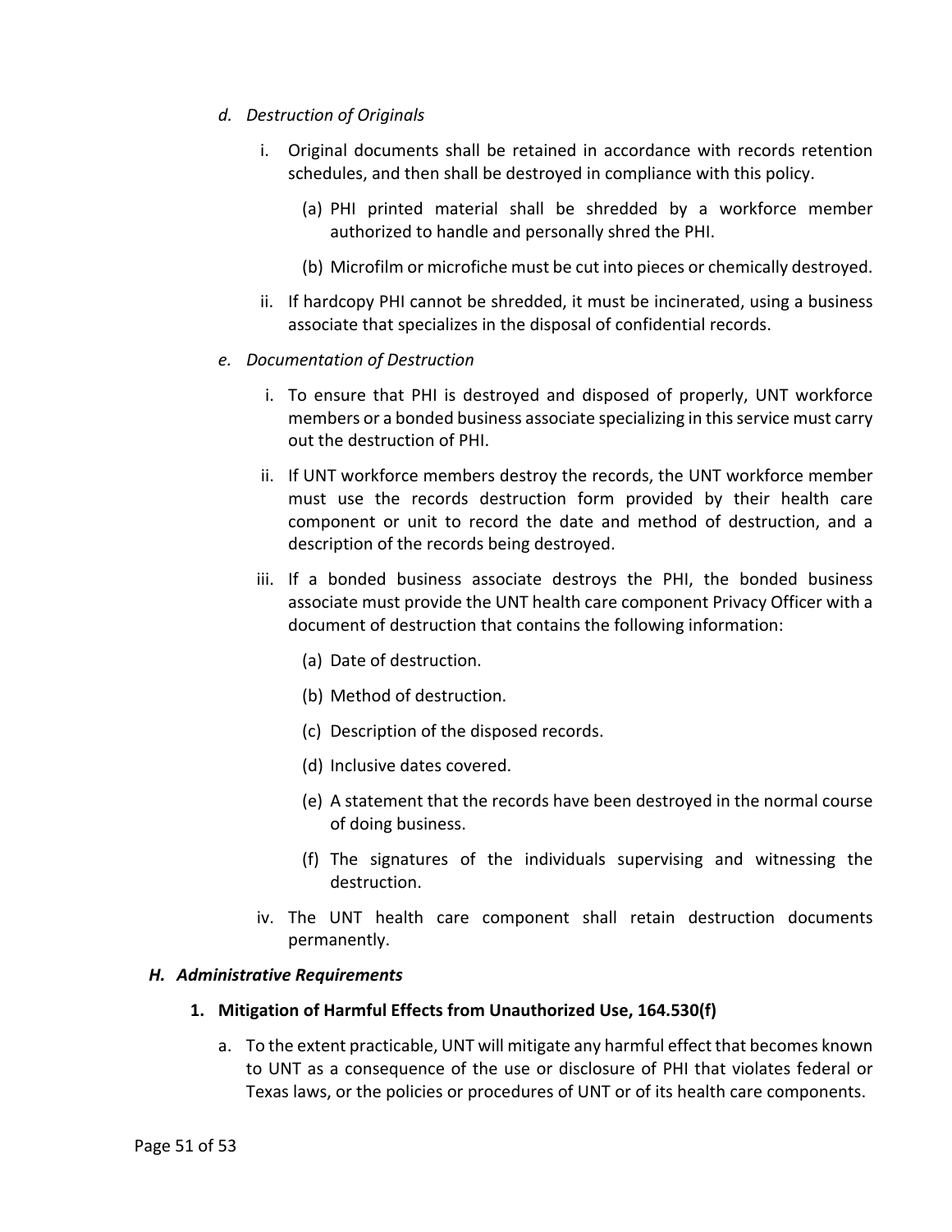*d. Destruction of Originals*

i. Original documents shall be retained in accordance with records retention schedules, and then shall be destroyed in compliance with this policy.

(a) PHI printed material shall be shredded by a workforce member authorized to handle and personally shred the PHI.

(b) Microfilm or microfiche must be cut into pieces or chemically destroyed.

ii. If hardcopy PHI cannot be shredded, it must be incinerated, using a business associate that specializes in the disposal of confidential records.

*e. Documentation of Destruction*

i. To ensure that PHI is destroyed and disposed of properly, UNT workforce members or a bonded business associate specializing in this service must carry out the destruction of PHI.

ii. If UNT workforce members destroy the records, the UNT workforce member must use the records destruction form provided by their health care component or unit to record the date and method of destruction, and a description of the records being destroyed.

iii. If a bonded business associate destroys the PHI, the bonded business associate must provide the UNT health care component Privacy Officer with a document of destruction that contains the following information:

(a) Date of destruction.

(b) Method of destruction.

(c) Description of the disposed records.

(d) Inclusive dates covered.

(e) A statement that the records have been destroyed in the normal course of doing business.

(f) The signatures of the individuals supervising and witnessing the destruction.

iv. The UNT health care component shall retain destruction documents permanently.

***H. Administrative Requirements***

**1. Mitigation of Harmful Effects from Unauthorized Use, 164.530(f)**

a. To the extent practicable, UNT will mitigate any harmful effect that becomes known to UNT as a consequence of the use or disclosure of PHI that violates federal or Texas laws, or the policies or procedures of UNT or of its health care components.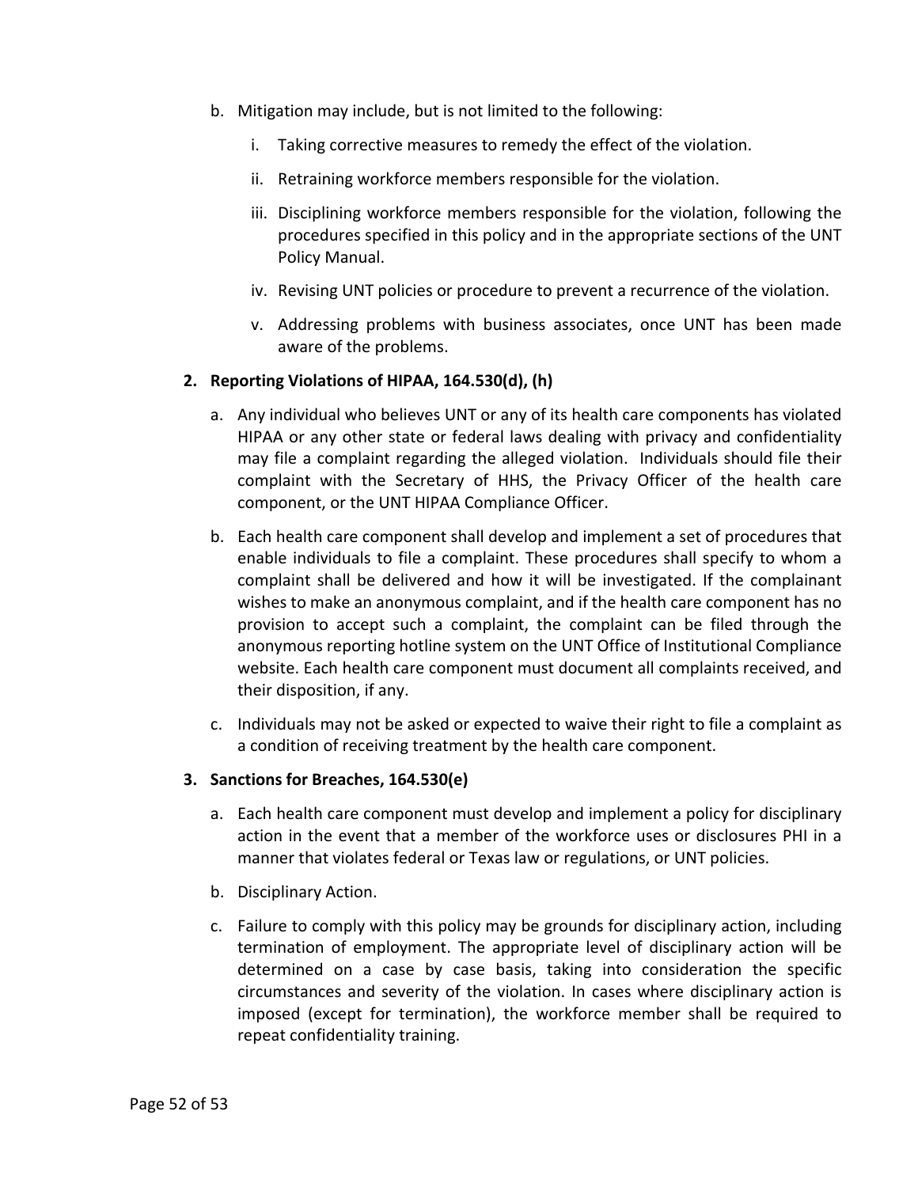b. Mitigation may include, but is not limited to the following:

   i. Taking corrective measures to remedy the effect of the violation.

   ii. Retraining workforce members responsible for the violation.

   iii. Disciplining workforce members responsible for the violation, following the procedures specified in this policy and in the appropriate sections of the UNT Policy Manual.

   iv. Revising UNT policies or procedure to prevent a recurrence of the violation.

   v. Addressing problems with business associates, once UNT has been made aware of the problems.

**2. Reporting Violations of HIPAA, 164.530(d), (h)**

a. Any individual who believes UNT or any of its health care components has violated HIPAA or any other state or federal laws dealing with privacy and confidentiality may file a complaint regarding the alleged violation. Individuals should file their complaint with the Secretary of HHS, the Privacy Officer of the health care component, or the UNT HIPAA Compliance Officer.

b. Each health care component shall develop and implement a set of procedures that enable individuals to file a complaint. These procedures shall specify to whom a complaint shall be delivered and how it will be investigated. If the complainant wishes to make an anonymous complaint, and if the health care component has no provision to accept such a complaint, the complaint can be filed through the anonymous reporting hotline system on the UNT Office of Institutional Compliance website. Each health care component must document all complaints received, and their disposition, if any.

c. Individuals may not be asked or expected to waive their right to file a complaint as a condition of receiving treatment by the health care component.

**3. Sanctions for Breaches, 164.530(e)**

a. Each health care component must develop and implement a policy for disciplinary action in the event that a member of the workforce uses or disclosures PHI in a manner that violates federal or Texas law or regulations, or UNT policies.

b. Disciplinary Action.

c. Failure to comply with this policy may be grounds for disciplinary action, including termination of employment. The appropriate level of disciplinary action will be determined on a case by case basis, taking into consideration the specific circumstances and severity of the violation. In cases where disciplinary action is imposed (except for termination), the workforce member shall be required to repeat confidentiality training.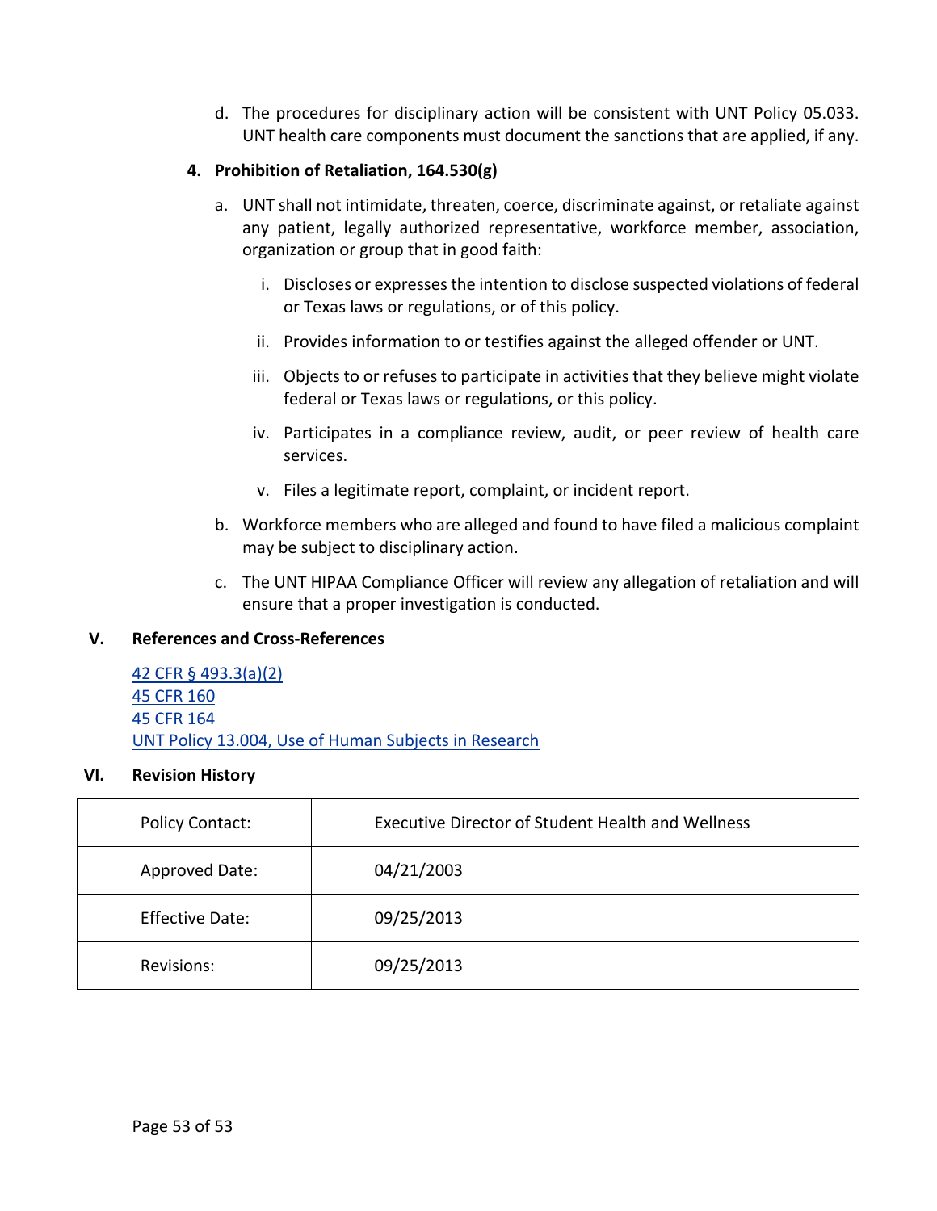d. The procedures for disciplinary action will be consistent with UNT Policy 05.033. UNT health care components must document the sanctions that are applied, if any.

**4. Prohibition of Retaliation, 164.530(g)**

a. UNT shall not intimidate, threaten, coerce, discriminate against, or retaliate against any patient, legally authorized representative, workforce member, association, organization or group that in good faith:

i. Discloses or expresses the intention to disclose suspected violations of federal or Texas laws or regulations, or of this policy.

ii. Provides information to or testifies against the alleged offender or UNT.

iii. Objects to or refuses to participate in activities that they believe might violate federal or Texas laws or regulations, or this policy.

iv. Participates in a compliance review, audit, or peer review of health care services.

v. Files a legitimate report, complaint, or incident report.

b. Workforce members who are alleged and found to have filed a malicious complaint may be subject to disciplinary action.

c. The UNT HIPAA Compliance Officer will review any allegation of retaliation and will ensure that a proper investigation is conducted.

## V. References and Cross-References

42 CFR § 493.3(a)(2)
45 CFR 160
45 CFR 164
UNT Policy 13.004, Use of Human Subjects in Research

## VI. Revision History

| | |
|---|---|
| Policy Contact: | Executive Director of Student Health and Wellness |
| Approved Date: | 04/21/2003 |
| Effective Date: | 09/25/2013 |
| Revisions: | 09/25/2013 |